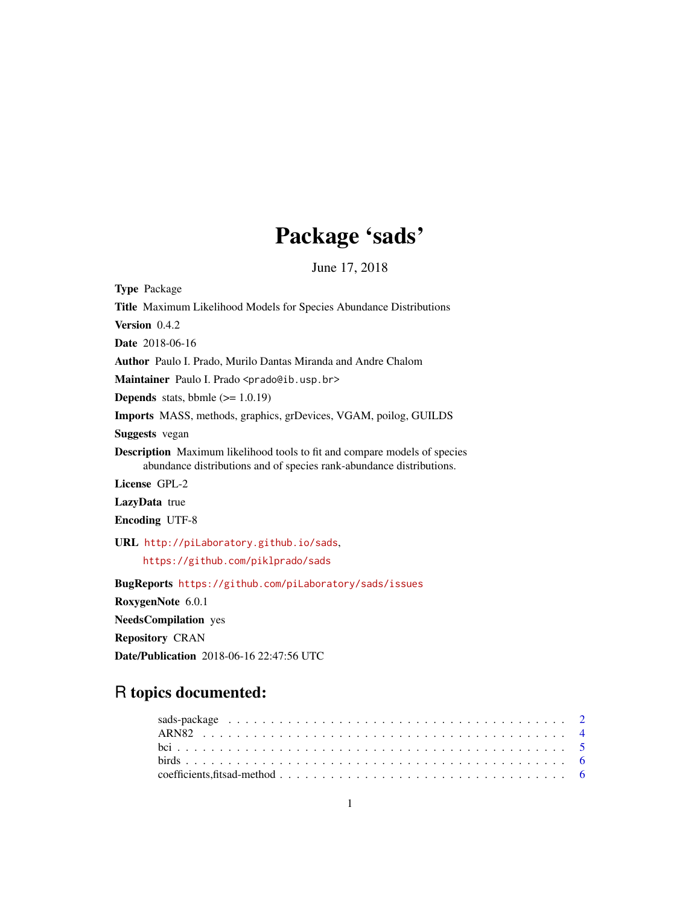# Package 'sads'

June 17, 2018

**Type** Package

**Title** Maximum Likelihood Models for Species Abundance Distributions

**Version** 0.4.2

**Date** 2018-06-16

**Author** Paulo I. Prado, Murilo Dantas Miranda and Andre Chalom

**Maintainer** Paulo I. Prado <prado@ib.usp.br>

**Depends** stats, bbmle (>= 1.0.19)

**Imports** MASS, methods, graphics, grDevices, VGAM, poilog, GUILDS

**Suggests** vegan

**Description** Maximum likelihood tools to fit and compare models of species abundance distributions and of species rank-abundance distributions.

**License** GPL-2

**LazyData** true

**Encoding** UTF-8

**URL** http://piLaboratory.github.io/sads,
https://github.com/piklprado/sads

**BugReports** https://github.com/piLaboratory/sads/issues

**RoxygenNote** 6.0.1

**NeedsCompilation** yes

**Repository** CRAN

**Date/Publication** 2018-06-16 22:47:56 UTC

## R topics documented:

sads-package . . . . . . . . . . . . . . . . . . . . . . . . . . . . . . . . . . . . . . . 2
ARN82 . . . . . . . . . . . . . . . . . . . . . . . . . . . . . . . . . . . . . . . . . . . 4
bci . . . . . . . . . . . . . . . . . . . . . . . . . . . . . . . . . . . . . . . . . . . . . 5
birds . . . . . . . . . . . . . . . . . . . . . . . . . . . . . . . . . . . . . . . . . . . . 6
coefficients,fitsad-method . . . . . . . . . . . . . . . . . . . . . . . . . . . . . . . . 6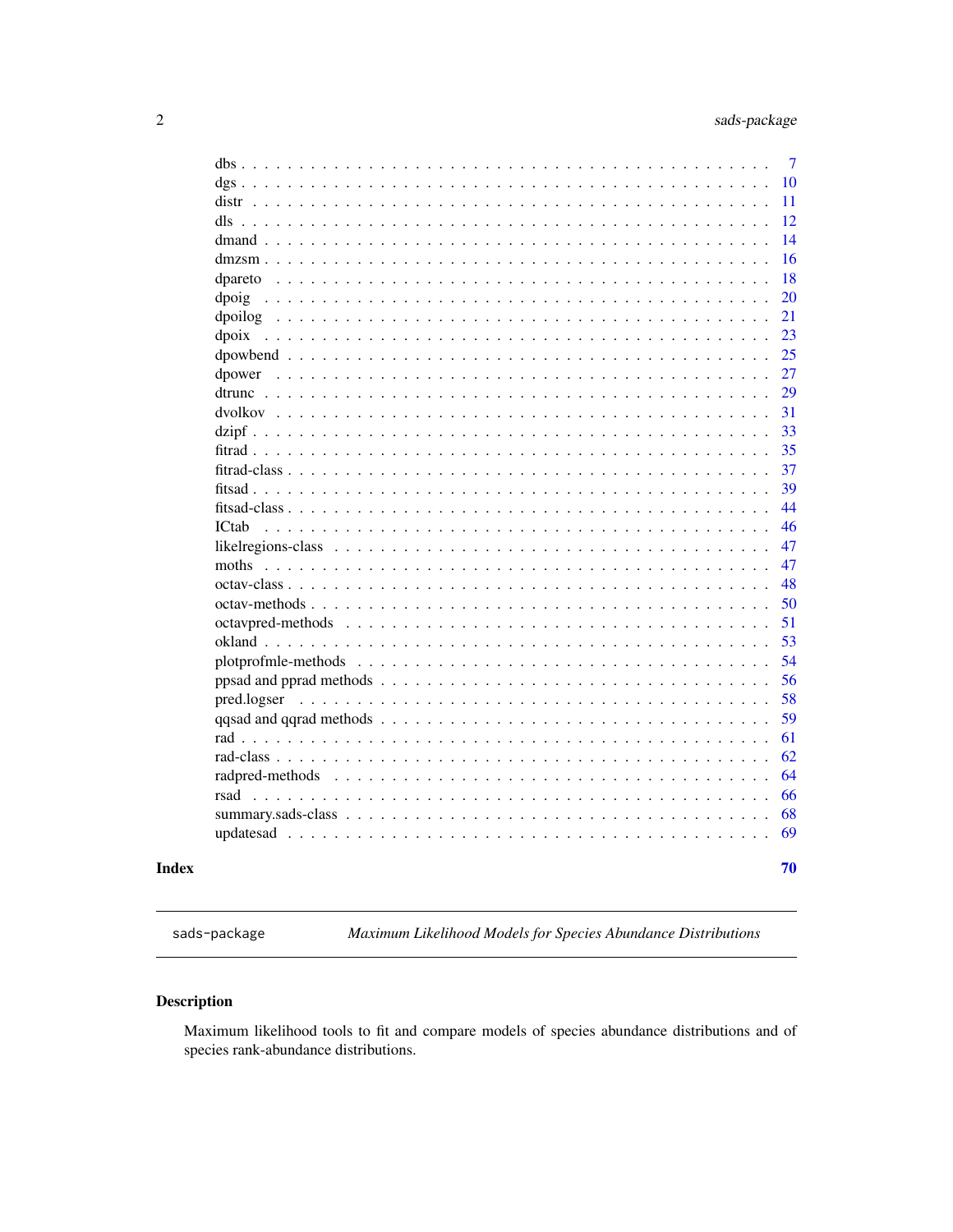| | |
|---|---|
| dbs | 7 |
| dgs | 10 |
| distr | 11 |
| dls | 12 |
| dmand | 14 |
| dmzsm | 16 |
| dpareto | 18 |
| dpoig | 20 |
| dpoilog | 21 |
| dpoix | 23 |
| dpowbend | 25 |
| dpower | 27 |
| dtrunc | 29 |
| dvolkov | 31 |
| dzipf | 33 |
| fitrad | 35 |
| fitrad-class | 37 |
| fitsad | 39 |
| fitsad-class | 44 |
| ICtab | 46 |
| likelregions-class | 47 |
| moths | 47 |
| octav-class | 48 |
| octav-methods | 50 |
| octavpred-methods | 51 |
| okland | 53 |
| plotprofmle-methods | 54 |
| ppsad and pprad methods | 56 |
| pred.logser | 58 |
| qqsad and qqrad methods | 59 |
| rad | 61 |
| rad-class | 62 |
| radpred-methods | 64 |
| rsad | 66 |
| summary.sads-class | 68 |
| updatesad | 69 |

**Index** **70**

---

`sads-package` *Maximum Likelihood Models for Species Abundance Distributions*

---

## Description

Maximum likelihood tools to fit and compare models of species abundance distributions and of species rank-abundance distributions.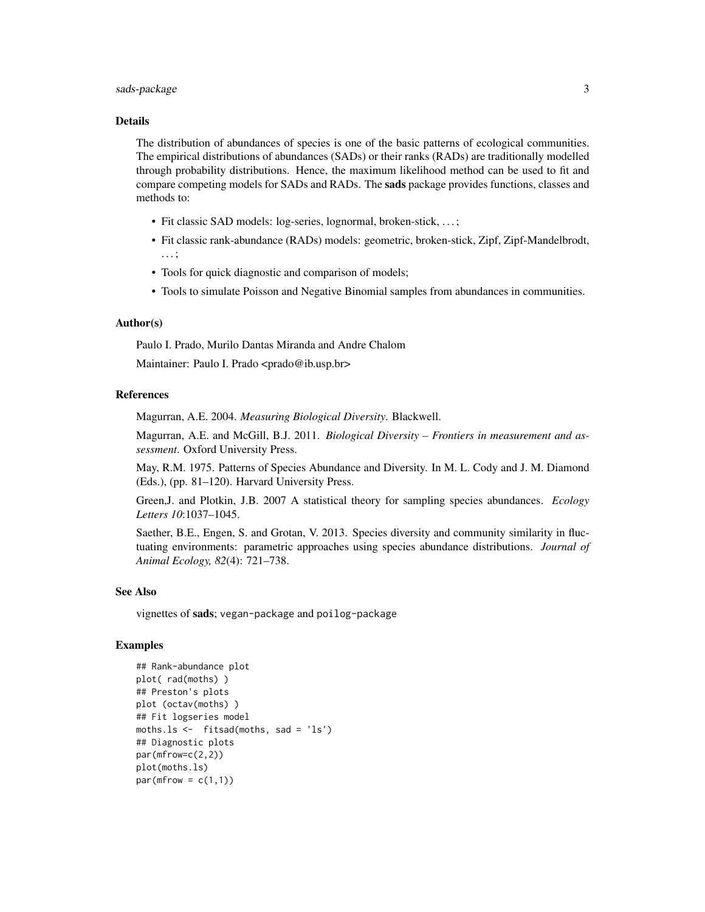## Details

The distribution of abundances of species is one of the basic patterns of ecological communities. The empirical distributions of abundances (SADs) or their ranks (RADs) are traditionally modelled through probability distributions. Hence, the maximum likelihood method can be used to fit and compare competing models for SADs and RADs. The **sads** package provides functions, classes and methods to:

- Fit classic SAD models: log-series, lognormal, broken-stick, ...;
- Fit classic rank-abundance (RADs) models: geometric, broken-stick, Zipf, Zipf-Mandelbrodt, ...;
- Tools for quick diagnostic and comparison of models;
- Tools to simulate Poisson and Negative Binomial samples from abundances in communities.

## Author(s)

Paulo I. Prado, Murilo Dantas Miranda and Andre Chalom

Maintainer: Paulo I. Prado <prado@ib.usp.br>

## References

Magurran, A.E. 2004. *Measuring Biological Diversity*. Blackwell.

Magurran, A.E. and McGill, B.J. 2011. *Biological Diversity – Frontiers in measurement and assessment*. Oxford University Press.

May, R.M. 1975. Patterns of Species Abundance and Diversity. In M. L. Cody and J. M. Diamond (Eds.), (pp. 81–120). Harvard University Press.

Green,J. and Plotkin, J.B. 2007 A statistical theory for sampling species abundances. *Ecology Letters 10*:1037–1045.

Saether, B.E., Engen, S. and Grotan, V. 2013. Species diversity and community similarity in fluctuating environments: parametric approaches using species abundance distributions. *Journal of Animal Ecology, 82*(4): 721–738.

## See Also

vignettes of **sads**; `vegan-package` and `poilog-package`

## Examples

```
## Rank-abundance plot
plot( rad(moths) )
## Preston's plots
plot (octav(moths) )
## Fit logseries model
moths.ls <-  fitsad(moths, sad = 'ls')
## Diagnostic plots
par(mfrow=c(2,2))
plot(moths.ls)
par(mfrow = c(1,1))
```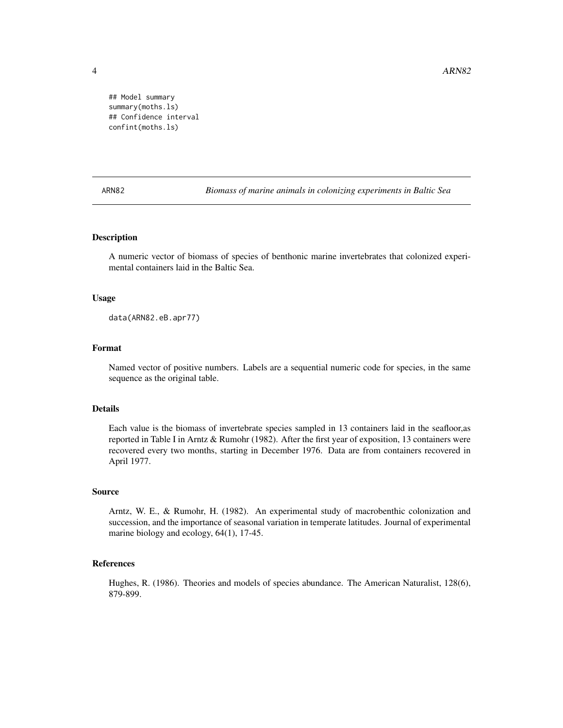```
## Model summary
summary(moths.ls)
## Confidence interval
confint(moths.ls)
```

---

ARN82 *Biomass of marine animals in colonizing experiments in Baltic Sea*

---

## Description

A numeric vector of biomass of species of benthonic marine invertebrates that colonized experimental containers laid in the Baltic Sea.

## Usage

```
data(ARN82.eB.apr77)
```

## Format

Named vector of positive numbers. Labels are a sequential numeric code for species, in the same sequence as the original table.

## Details

Each value is the biomass of invertebrate species sampled in 13 containers laid in the seafloor,as reported in Table I in Arntz & Rumohr (1982). After the first year of exposition, 13 containers were recovered every two months, starting in December 1976. Data are from containers recovered in April 1977.

## Source

Arntz, W. E., & Rumohr, H. (1982). An experimental study of macrobenthic colonization and succession, and the importance of seasonal variation in temperate latitudes. Journal of experimental marine biology and ecology, 64(1), 17-45.

## References

Hughes, R. (1986). Theories and models of species abundance. The American Naturalist, 128(6), 879-899.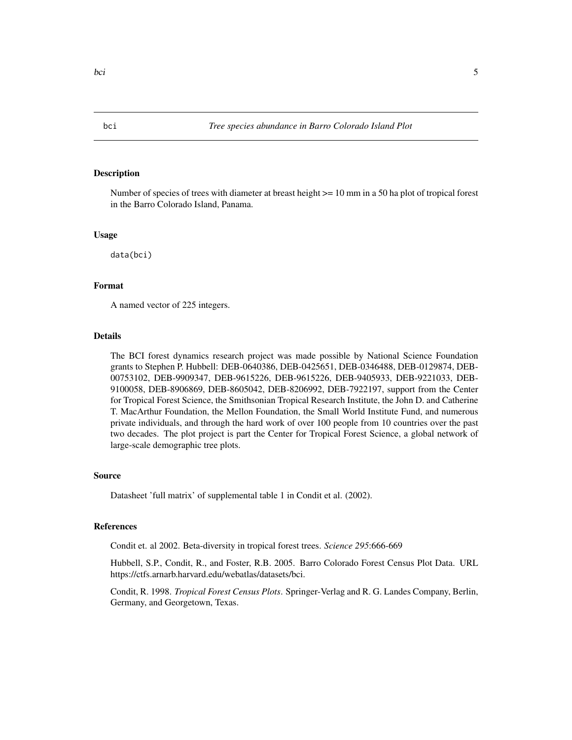# bci — *Tree species abundance in Barro Colorado Island Plot*

## Description

Number of species of trees with diameter at breast height >= 10 mm in a 50 ha plot of tropical forest in the Barro Colorado Island, Panama.

## Usage

```
data(bci)
```

## Format

A named vector of 225 integers.

## Details

The BCI forest dynamics research project was made possible by National Science Foundation grants to Stephen P. Hubbell: DEB-0640386, DEB-0425651, DEB-0346488, DEB-0129874, DEB-00753102, DEB-9909347, DEB-9615226, DEB-9615226, DEB-9405933, DEB-9221033, DEB-9100058, DEB-8906869, DEB-8605042, DEB-8206992, DEB-7922197, support from the Center for Tropical Forest Science, the Smithsonian Tropical Research Institute, the John D. and Catherine T. MacArthur Foundation, the Mellon Foundation, the Small World Institute Fund, and numerous private individuals, and through the hard work of over 100 people from 10 countries over the past two decades. The plot project is part the Center for Tropical Forest Science, a global network of large-scale demographic tree plots.

## Source

Datasheet 'full matrix' of supplemental table 1 in Condit et al. (2002).

## References

Condit et. al 2002. Beta-diversity in tropical forest trees. *Science 295*:666-669

Hubbell, S.P., Condit, R., and Foster, R.B. 2005. Barro Colorado Forest Census Plot Data. URL https://ctfs.arnarb.harvard.edu/webatlas/datasets/bci.

Condit, R. 1998. *Tropical Forest Census Plots*. Springer-Verlag and R. G. Landes Company, Berlin, Germany, and Georgetown, Texas.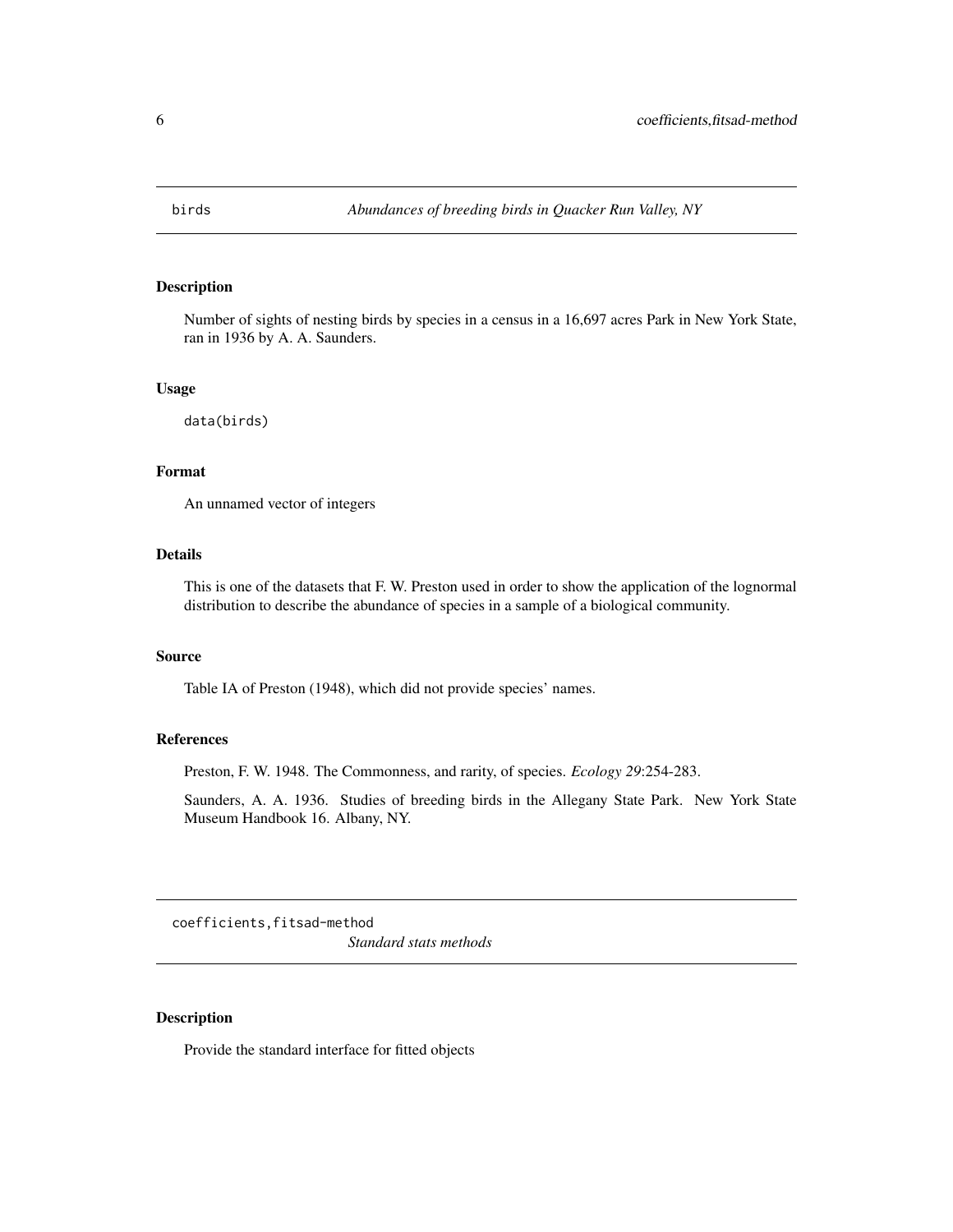## birds *Abundances of breeding birds in Quacker Run Valley, NY*

### Description

Number of sights of nesting birds by species in a census in a 16,697 acres Park in New York State, ran in 1936 by A. A. Saunders.

### Usage

```
data(birds)
```

### Format

An unnamed vector of integers

### Details

This is one of the datasets that F. W. Preston used in order to show the application of the lognormal distribution to describe the abundance of species in a sample of a biological community.

### Source

Table IA of Preston (1948), which did not provide species' names.

### References

Preston, F. W. 1948. The Commonness, and rarity, of species. *Ecology 29*:254-283.

Saunders, A. A. 1936. Studies of breeding birds in the Allegany State Park. New York State Museum Handbook 16. Albany, NY.

## coefficients,fitsad-method *Standard stats methods*

### Description

Provide the standard interface for fitted objects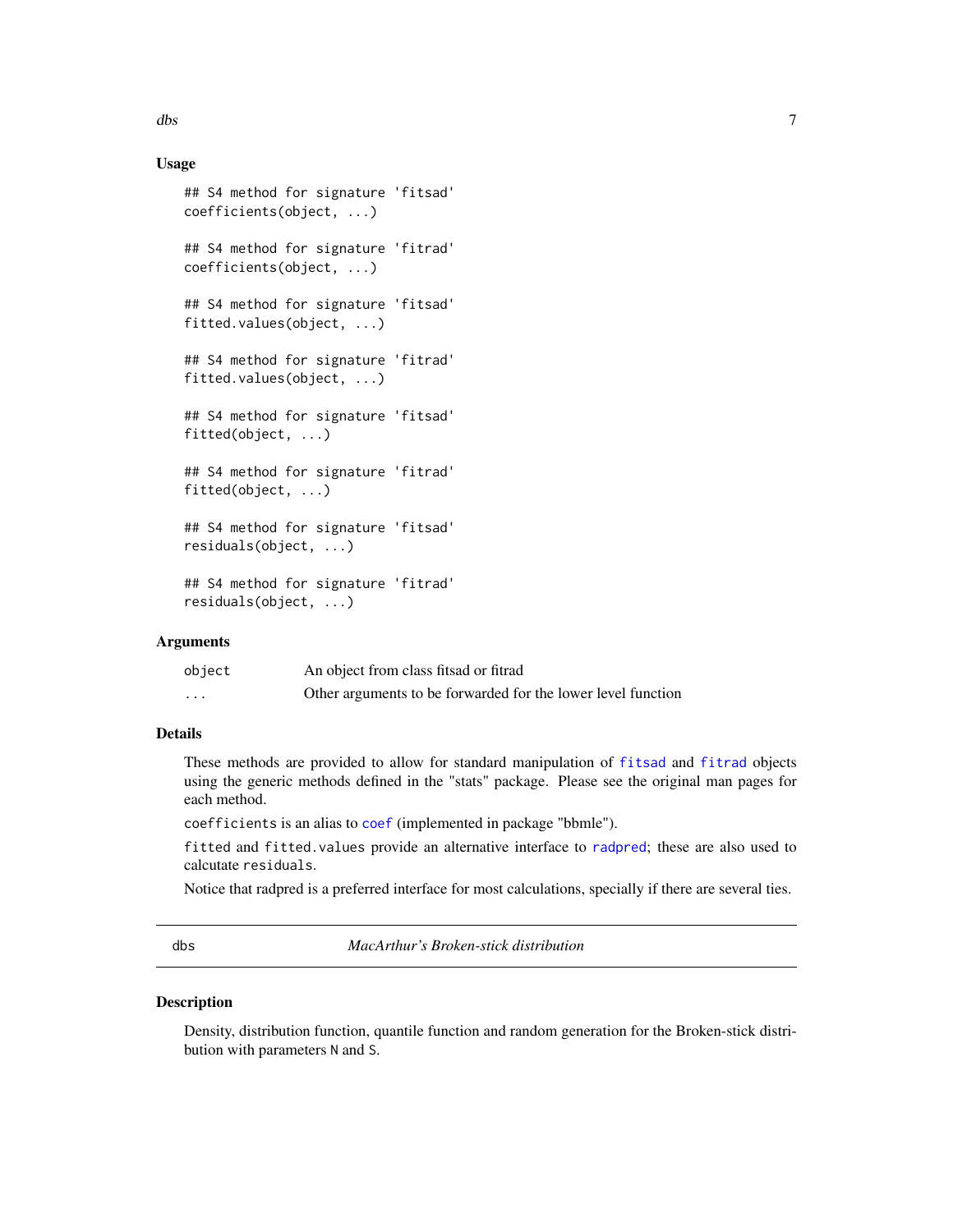### Usage

```
## S4 method for signature 'fitsad'
coefficients(object, ...)

## S4 method for signature 'fitrad'
coefficients(object, ...)

## S4 method for signature 'fitsad'
fitted.values(object, ...)

## S4 method for signature 'fitrad'
fitted.values(object, ...)

## S4 method for signature 'fitsad'
fitted(object, ...)

## S4 method for signature 'fitrad'
fitted(object, ...)

## S4 method for signature 'fitsad'
residuals(object, ...)

## S4 method for signature 'fitrad'
residuals(object, ...)
```

### Arguments

| | |
|---|---|
| `object` | An object from class fitsad or fitrad |
| `...` | Other arguments to be forwarded for the lower level function |

### Details

These methods are provided to allow for standard manipulation of `fitsad` and `fitrad` objects using the generic methods defined in the "stats" package. Please see the original man pages for each method.

`coefficients` is an alias to `coef` (implemented in package "bbmle").

`fitted` and `fitted.values` provide an alternative interface to `radpred`; these are also used to calcutate `residuals`.

Notice that radpred is a preferred interface for most calculations, specially if there are several ties.

---

## `dbs` *MacArthur's Broken-stick distribution*

### Description

Density, distribution function, quantile function and random generation for the Broken-stick distribution with parameters `N` and `S`.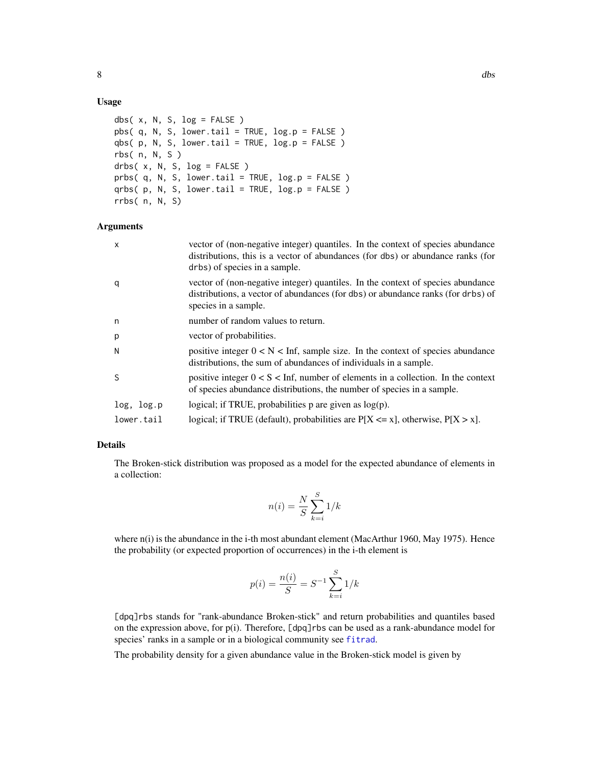## Usage

```
dbs( x, N, S, log = FALSE )
pbs( q, N, S, lower.tail = TRUE, log.p = FALSE )
qbs( p, N, S, lower.tail = TRUE, log.p = FALSE )
rbs( n, N, S )
drbs( x, N, S, log = FALSE )
prbs( q, N, S, lower.tail = TRUE, log.p = FALSE )
qrbs( p, N, S, lower.tail = TRUE, log.p = FALSE )
rrbs( n, N, S)
```

## Arguments

| | |
|---|---|
| `x` | vector of (non-negative integer) quantiles. In the context of species abundance distributions, this is a vector of abundances (for `dbs`) or abundance ranks (for `drbs`) of species in a sample. |
| `q` | vector of (non-negative integer) quantiles. In the context of species abundance distributions, a vector of abundances (for `dbs`) or abundance ranks (for `drbs`) of species in a sample. |
| `n` | number of random values to return. |
| `p` | vector of probabilities. |
| `N` | positive integer 0 < N < Inf, sample size. In the context of species abundance distributions, the sum of abundances of individuals in a sample. |
| `S` | positive integer 0 < S < Inf, number of elements in a collection. In the context of species abundance distributions, the number of species in a sample. |
| `log, log.p` | logical; if TRUE, probabilities p are given as log(p). |
| `lower.tail` | logical; if TRUE (default), probabilities are P[X <= x], otherwise, P[X > x]. |

## Details

The Broken-stick distribution was proposed as a model for the expected abundance of elements in a collection:

$$n(i) = \frac{N}{S} \sum_{k=i}^{S} 1/k$$

where n(i) is the abundance in the i-th most abundant element (MacArthur 1960, May 1975). Hence the probability (or expected proportion of occurrences) in the i-th element is

$$p(i) = \frac{n(i)}{S} = S^{-1} \sum_{k=i}^{S} 1/k$$

`[dpq]rbs` stands for "rank-abundance Broken-stick" and return probabilities and quantiles based on the expression above, for p(i). Therefore, `[dpq]rbs` can be used as a rank-abundance model for species' ranks in a sample or in a biological community see `fitrad`.

The probability density for a given abundance value in the Broken-stick model is given by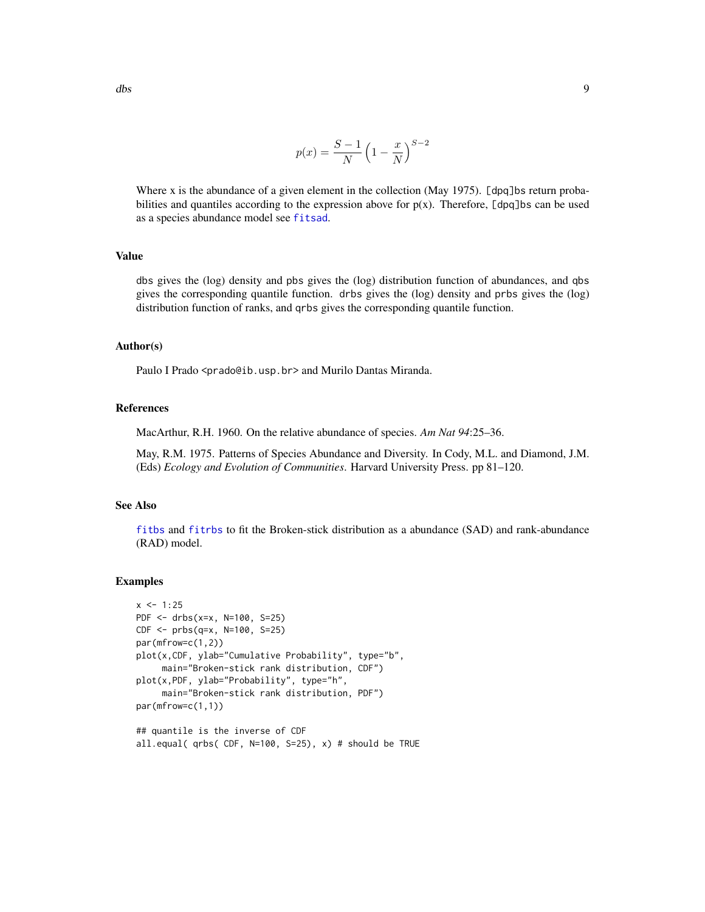$$p(x) = \frac{S-1}{N}\left(1 - \frac{x}{N}\right)^{S-2}$$

Where x is the abundance of a given element in the collection (May 1975). [dpq]bs return probabilities and quantiles according to the expression above for p(x). Therefore, [dpq]bs can be used as a species abundance model see fitsad.

## Value

dbs gives the (log) density and pbs gives the (log) distribution function of abundances, and qbs gives the corresponding quantile function. drbs gives the (log) density and prbs gives the (log) distribution function of ranks, and qrbs gives the corresponding quantile function.

## Author(s)

Paulo I Prado <prado@ib.usp.br> and Murilo Dantas Miranda.

## References

MacArthur, R.H. 1960. On the relative abundance of species. *Am Nat 94*:25–36.

May, R.M. 1975. Patterns of Species Abundance and Diversity. In Cody, M.L. and Diamond, J.M. (Eds) *Ecology and Evolution of Communities*. Harvard University Press. pp 81–120.

## See Also

fitbs and fitrbs to fit the Broken-stick distribution as a abundance (SAD) and rank-abundance (RAD) model.

## Examples

```
x <- 1:25
PDF <- drbs(x=x, N=100, S=25)
CDF <- prbs(q=x, N=100, S=25)
par(mfrow=c(1,2))
plot(x,CDF, ylab="Cumulative Probability", type="b",
     main="Broken-stick rank distribution, CDF")
plot(x,PDF, ylab="Probability", type="h",
     main="Broken-stick rank distribution, PDF")
par(mfrow=c(1,1))

## quantile is the inverse of CDF
all.equal( qrbs( CDF, N=100, S=25), x) # should be TRUE
```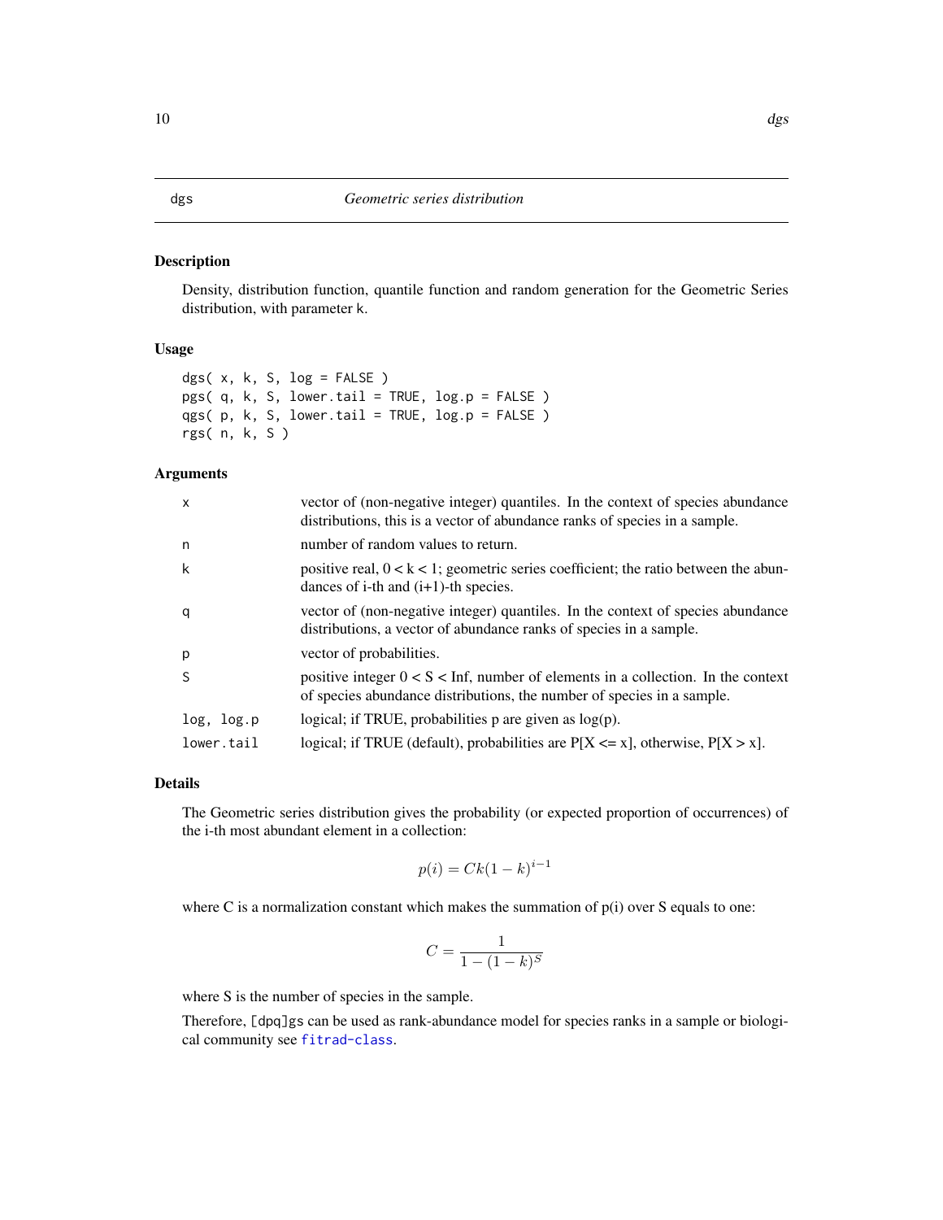## dgs — *Geometric series distribution*

### Description

Density, distribution function, quantile function and random generation for the Geometric Series distribution, with parameter k.

### Usage

```
dgs( x, k, S, log = FALSE )
pgs( q, k, S, lower.tail = TRUE, log.p = FALSE )
qgs( p, k, S, lower.tail = TRUE, log.p = FALSE )
rgs( n, k, S )
```

### Arguments

| | |
|---|---|
| `x` | vector of (non-negative integer) quantiles. In the context of species abundance distributions, this is a vector of abundance ranks of species in a sample. |
| `n` | number of random values to return. |
| `k` | positive real, 0 < k < 1; geometric series coefficient; the ratio between the abundances of i-th and (i+1)-th species. |
| `q` | vector of (non-negative integer) quantiles. In the context of species abundance distributions, a vector of abundance ranks of species in a sample. |
| `p` | vector of probabilities. |
| `S` | positive integer 0 < S < Inf, number of elements in a collection. In the context of species abundance distributions, the number of species in a sample. |
| `log, log.p` | logical; if TRUE, probabilities p are given as log(p). |
| `lower.tail` | logical; if TRUE (default), probabilities are P[X <= x], otherwise, P[X > x]. |

### Details

The Geometric series distribution gives the probability (or expected proportion of occurrences) of the i-th most abundant element in a collection:

$$p(i) = Ck(1-k)^{i-1}$$

where C is a normalization constant which makes the summation of p(i) over S equals to one:

$$C = \frac{1}{1-(1-k)^S}$$

where S is the number of species in the sample.

Therefore, `[dpq]gs` can be used as rank-abundance model for species ranks in a sample or biological community see `fitrad-class`.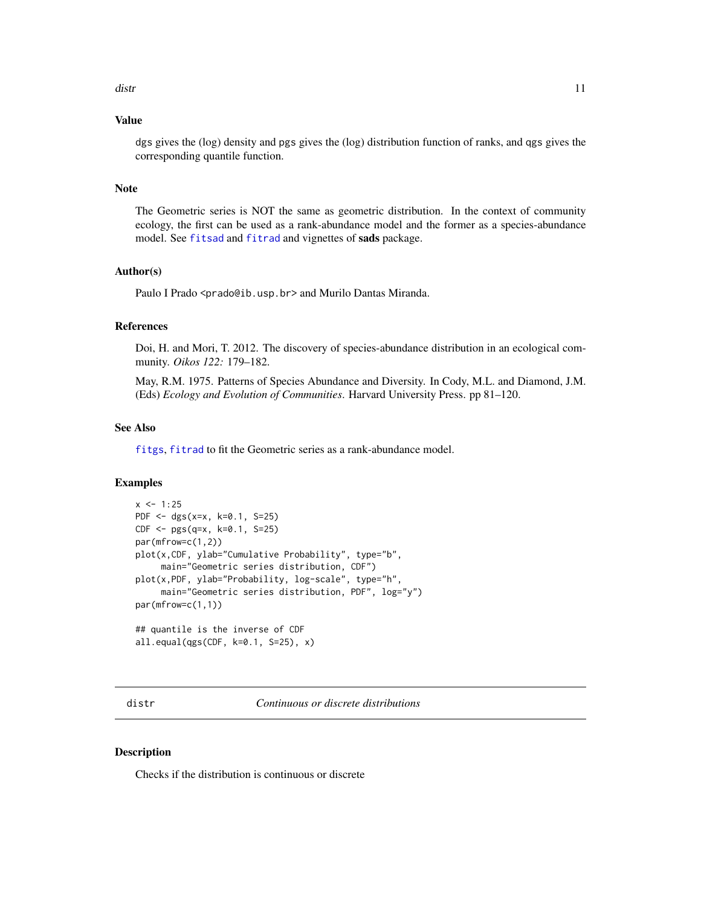## Value

dgs gives the (log) density and pgs gives the (log) distribution function of ranks, and qgs gives the corresponding quantile function.

## Note

The Geometric series is NOT the same as geometric distribution. In the context of community ecology, the first can be used as a rank-abundance model and the former as a species-abundance model. See fitsad and fitrad and vignettes of **sads** package.

## Author(s)

Paulo I Prado <prado@ib.usp.br> and Murilo Dantas Miranda.

## References

Doi, H. and Mori, T. 2012. The discovery of species-abundance distribution in an ecological community. *Oikos 122:* 179–182.

May, R.M. 1975. Patterns of Species Abundance and Diversity. In Cody, M.L. and Diamond, J.M. (Eds) *Ecology and Evolution of Communities*. Harvard University Press. pp 81–120.

## See Also

fitgs, fitrad to fit the Geometric series as a rank-abundance model.

## Examples

```
x <- 1:25
PDF <- dgs(x=x, k=0.1, S=25)
CDF <- pgs(q=x, k=0.1, S=25)
par(mfrow=c(1,2))
plot(x,CDF, ylab="Cumulative Probability", type="b",
     main="Geometric series distribution, CDF")
plot(x,PDF, ylab="Probability, log-scale", type="h",
     main="Geometric series distribution, PDF", log="y")
par(mfrow=c(1,1))

## quantile is the inverse of CDF
all.equal(qgs(CDF, k=0.1, S=25), x)
```

---

# distr *Continuous or discrete distributions*

## Description

Checks if the distribution is continuous or discrete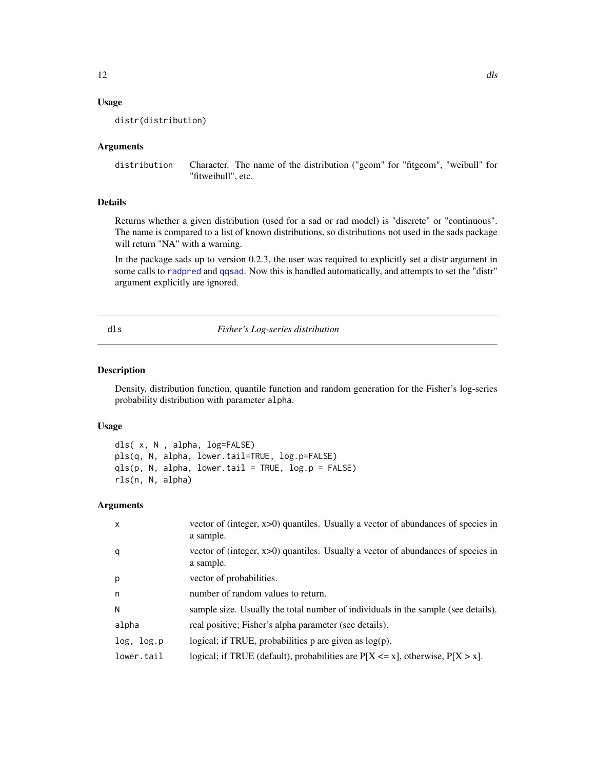### Usage

```
distr(distribution)
```

### Arguments

| | |
|---|---|
| distribution | Character. The name of the distribution ("geom" for "fitgeom", "weibull" for "fitweibull", etc. |

### Details

Returns whether a given distribution (used for a sad or rad model) is "discrete" or "continuous". The name is compared to a list of known distributions, so distributions not used in the sads package will return "NA" with a warning.

In the package sads up to version 0.2.3, the user was required to explicitly set a distr argument in some calls to radpred and qqsad. Now this is handled automatically, and attempts to set the "distr" argument explicitly are ignored.

---

## dls — *Fisher's Log-series distribution*

### Description

Density, distribution function, quantile function and random generation for the Fisher's log-series probability distribution with parameter alpha.

### Usage

```
dls( x, N , alpha, log=FALSE)
pls(q, N, alpha, lower.tail=TRUE, log.p=FALSE)
qls(p, N, alpha, lower.tail = TRUE, log.p = FALSE)
rls(n, N, alpha)
```

### Arguments

| | |
|---|---|
| x | vector of (integer, x>0) quantiles. Usually a vector of abundances of species in a sample. |
| q | vector of (integer, x>0) quantiles. Usually a vector of abundances of species in a sample. |
| p | vector of probabilities. |
| n | number of random values to return. |
| N | sample size. Usually the total number of individuals in the sample (see details). |
| alpha | real positive; Fisher's alpha parameter (see details). |
| log, log.p | logical; if TRUE, probabilities p are given as log(p). |
| lower.tail | logical; if TRUE (default), probabilities are P[X <= x], otherwise, P[X > x]. |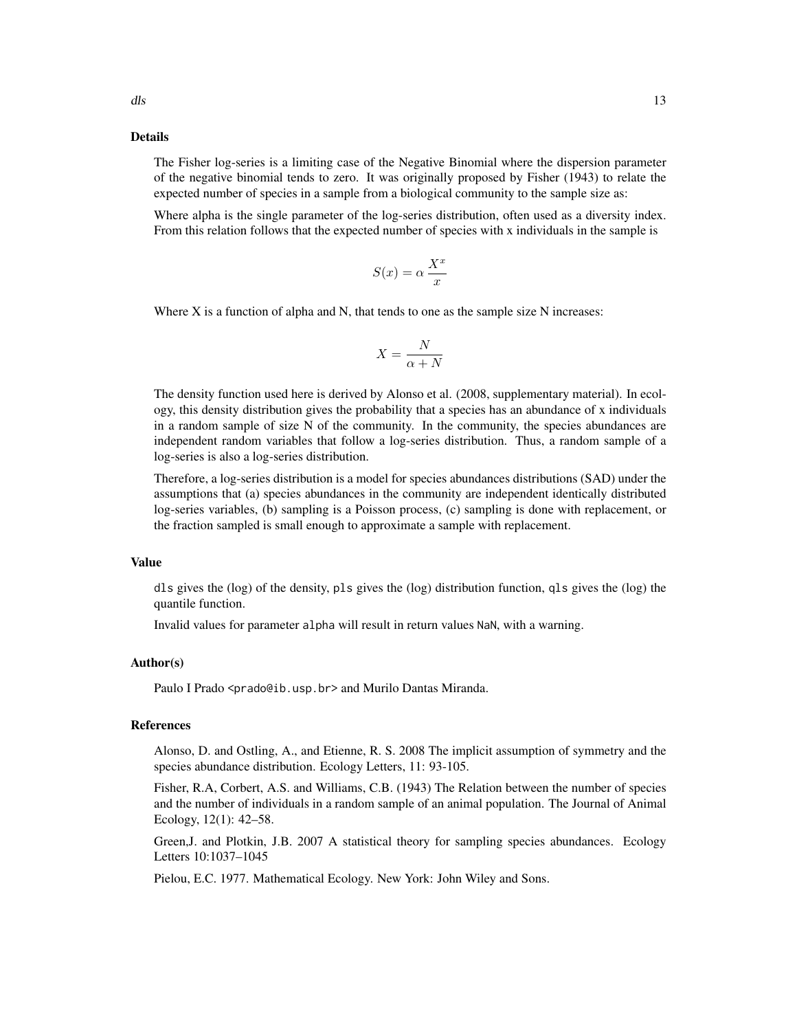## Details

The Fisher log-series is a limiting case of the Negative Binomial where the dispersion parameter of the negative binomial tends to zero. It was originally proposed by Fisher (1943) to relate the expected number of species in a sample from a biological community to the sample size as:

Where alpha is the single parameter of the log-series distribution, often used as a diversity index. From this relation follows that the expected number of species with x individuals in the sample is

$$S(x) = \alpha \, \frac{X^x}{x}$$

Where X is a function of alpha and N, that tends to one as the sample size N increases:

$$X = \frac{N}{\alpha + N}$$

The density function used here is derived by Alonso et al. (2008, supplementary material). In ecology, this density distribution gives the probability that a species has an abundance of x individuals in a random sample of size N of the community. In the community, the species abundances are independent random variables that follow a log-series distribution. Thus, a random sample of a log-series is also a log-series distribution.

Therefore, a log-series distribution is a model for species abundances distributions (SAD) under the assumptions that (a) species abundances in the community are independent identically distributed log-series variables, (b) sampling is a Poisson process, (c) sampling is done with replacement, or the fraction sampled is small enough to approximate a sample with replacement.

## Value

`dls` gives the (log) of the density, `pls` gives the (log) distribution function, `qls` gives the (log) the quantile function.

Invalid values for parameter `alpha` will result in return values `NaN`, with a warning.

## Author(s)

Paulo I Prado <prado@ib.usp.br> and Murilo Dantas Miranda.

## References

Alonso, D. and Ostling, A., and Etienne, R. S. 2008 The implicit assumption of symmetry and the species abundance distribution. Ecology Letters, 11: 93-105.

Fisher, R.A, Corbert, A.S. and Williams, C.B. (1943) The Relation between the number of species and the number of individuals in a random sample of an animal population. The Journal of Animal Ecology, 12(1): 42–58.

Green,J. and Plotkin, J.B. 2007 A statistical theory for sampling species abundances. Ecology Letters 10:1037–1045

Pielou, E.C. 1977. Mathematical Ecology. New York: John Wiley and Sons.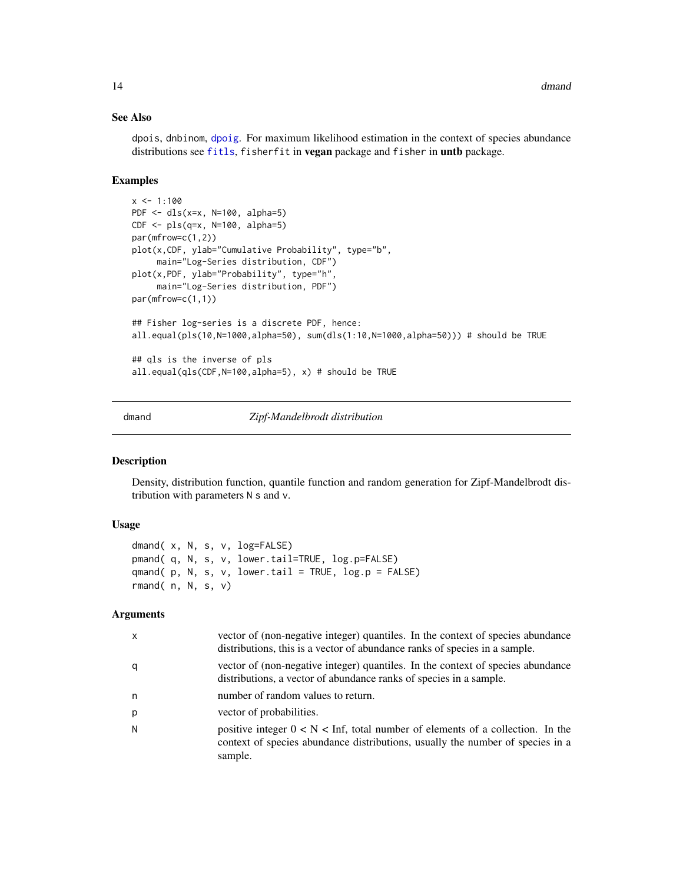### See Also

dpois, dnbinom, dpoig. For maximum likelihood estimation in the context of species abundance distributions see fitls, fisherfit in **vegan** package and fisher in **untb** package.

### Examples

```
x <- 1:100
PDF <- dls(x=x, N=100, alpha=5)
CDF <- pls(q=x, N=100, alpha=5)
par(mfrow=c(1,2))
plot(x,CDF, ylab="Cumulative Probability", type="b",
     main="Log-Series distribution, CDF")
plot(x,PDF, ylab="Probability", type="h",
     main="Log-Series distribution, PDF")
par(mfrow=c(1,1))

## Fisher log-series is a discrete PDF, hence:
all.equal(pls(10,N=1000,alpha=50), sum(dls(1:10,N=1000,alpha=50))) # should be TRUE

## qls is the inverse of pls
all.equal(qls(CDF,N=100,alpha=5), x) # should be TRUE
```

---

## dmand — *Zipf-Mandelbrodt distribution*

### Description

Density, distribution function, quantile function and random generation for Zipf-Mandelbrodt distribution with parameters N s and v.

### Usage

```
dmand( x, N, s, v, log=FALSE)
pmand( q, N, s, v, lower.tail=TRUE, log.p=FALSE)
qmand( p, N, s, v, lower.tail = TRUE, log.p = FALSE)
rmand( n, N, s, v)
```

### Arguments

| | |
|---|---|
| x | vector of (non-negative integer) quantiles. In the context of species abundance distributions, this is a vector of abundance ranks of species in a sample. |
| q | vector of (non-negative integer) quantiles. In the context of species abundance distributions, a vector of abundance ranks of species in a sample. |
| n | number of random values to return. |
| p | vector of probabilities. |
| N | positive integer $0 < N < Inf$, total number of elements of a collection. In the context of species abundance distributions, usually the number of species in a sample. |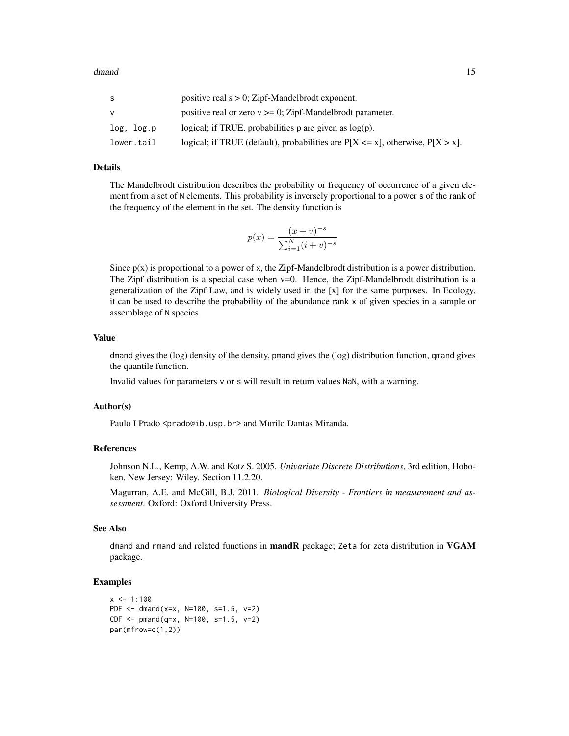| | |
|---|---|
| s | positive real s > 0; Zipf-Mandelbrodt exponent. |
| v | positive real or zero v >= 0; Zipf-Mandelbrodt parameter. |
| log, log.p | logical; if TRUE, probabilities p are given as log(p). |
| lower.tail | logical; if TRUE (default), probabilities are P[X <= x], otherwise, P[X > x]. |

### Details

The Mandelbrodt distribution describes the probability or frequency of occurrence of a given element from a set of N elements. This probability is inversely proportional to a power s of the rank of the frequency of the element in the set. The density function is

$$p(x) = \frac{(x+v)^{-s}}{\sum_{i=1}^{N} (i+v)^{-s}}$$

Since p(x) is proportional to a power of x, the Zipf-Mandelbrodt distribution is a power distribution. The Zipf distribution is a special case when v=0. Hence, the Zipf-Mandelbrodt distribution is a generalization of the Zipf Law, and is widely used in the [x] for the same purposes. In Ecology, it can be used to describe the probability of the abundance rank x of given species in a sample or assemblage of N species.

### Value

dmand gives the (log) density of the density, pmand gives the (log) distribution function, qmand gives the quantile function.

Invalid values for parameters v or s will result in return values NaN, with a warning.

### Author(s)

Paulo I Prado <prado@ib.usp.br> and Murilo Dantas Miranda.

### References

Johnson N.L., Kemp, A.W. and Kotz S. 2005. *Univariate Discrete Distributions*, 3rd edition, Hoboken, New Jersey: Wiley. Section 11.2.20.

Magurran, A.E. and McGill, B.J. 2011. *Biological Diversity - Frontiers in measurement and assessment*. Oxford: Oxford University Press.

### See Also

dmand and rmand and related functions in **mandR** package; Zeta for zeta distribution in **VGAM** package.

### Examples

```
x <- 1:100
PDF <- dmand(x=x, N=100, s=1.5, v=2)
CDF <- pmand(q=x, N=100, s=1.5, v=2)
par(mfrow=c(1,2))
```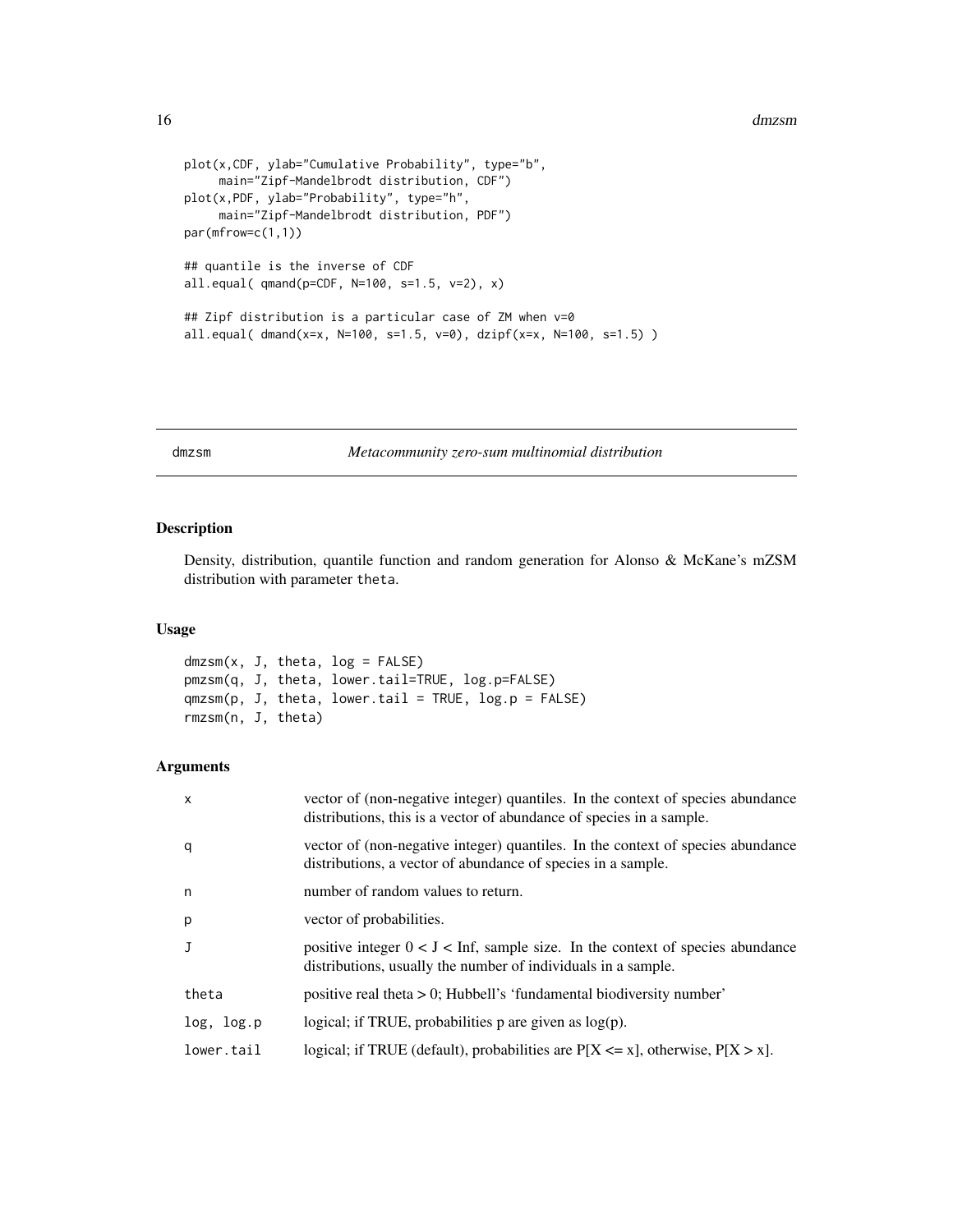```
plot(x,CDF, ylab="Cumulative Probability", type="b",
     main="Zipf-Mandelbrodt distribution, CDF")
plot(x,PDF, ylab="Probability", type="h",
     main="Zipf-Mandelbrodt distribution, PDF")
par(mfrow=c(1,1))

## quantile is the inverse of CDF
all.equal( qmand(p=CDF, N=100, s=1.5, v=2), x)

## Zipf distribution is a particular case of ZM when v=0
all.equal( dmand(x=x, N=100, s=1.5, v=0), dzipf(x=x, N=100, s=1.5) )
```

---

## dmzsm — *Metacommunity zero-sum multinomial distribution*

### Description

Density, distribution, quantile function and random generation for Alonso & McKane's mZSM distribution with parameter theta.

### Usage

```
dmzsm(x, J, theta, log = FALSE)
pmzsm(q, J, theta, lower.tail=TRUE, log.p=FALSE)
qmzsm(p, J, theta, lower.tail = TRUE, log.p = FALSE)
rmzsm(n, J, theta)
```

### Arguments

| | |
|---|---|
| x | vector of (non-negative integer) quantiles. In the context of species abundance distributions, this is a vector of abundance of species in a sample. |
| q | vector of (non-negative integer) quantiles. In the context of species abundance distributions, a vector of abundance of species in a sample. |
| n | number of random values to return. |
| p | vector of probabilities. |
| J | positive integer 0 < J < Inf, sample size. In the context of species abundance distributions, usually the number of individuals in a sample. |
| theta | positive real theta > 0; Hubbell's 'fundamental biodiversity number' |
| log, log.p | logical; if TRUE, probabilities p are given as log(p). |
| lower.tail | logical; if TRUE (default), probabilities are P[X <= x], otherwise, P[X > x]. |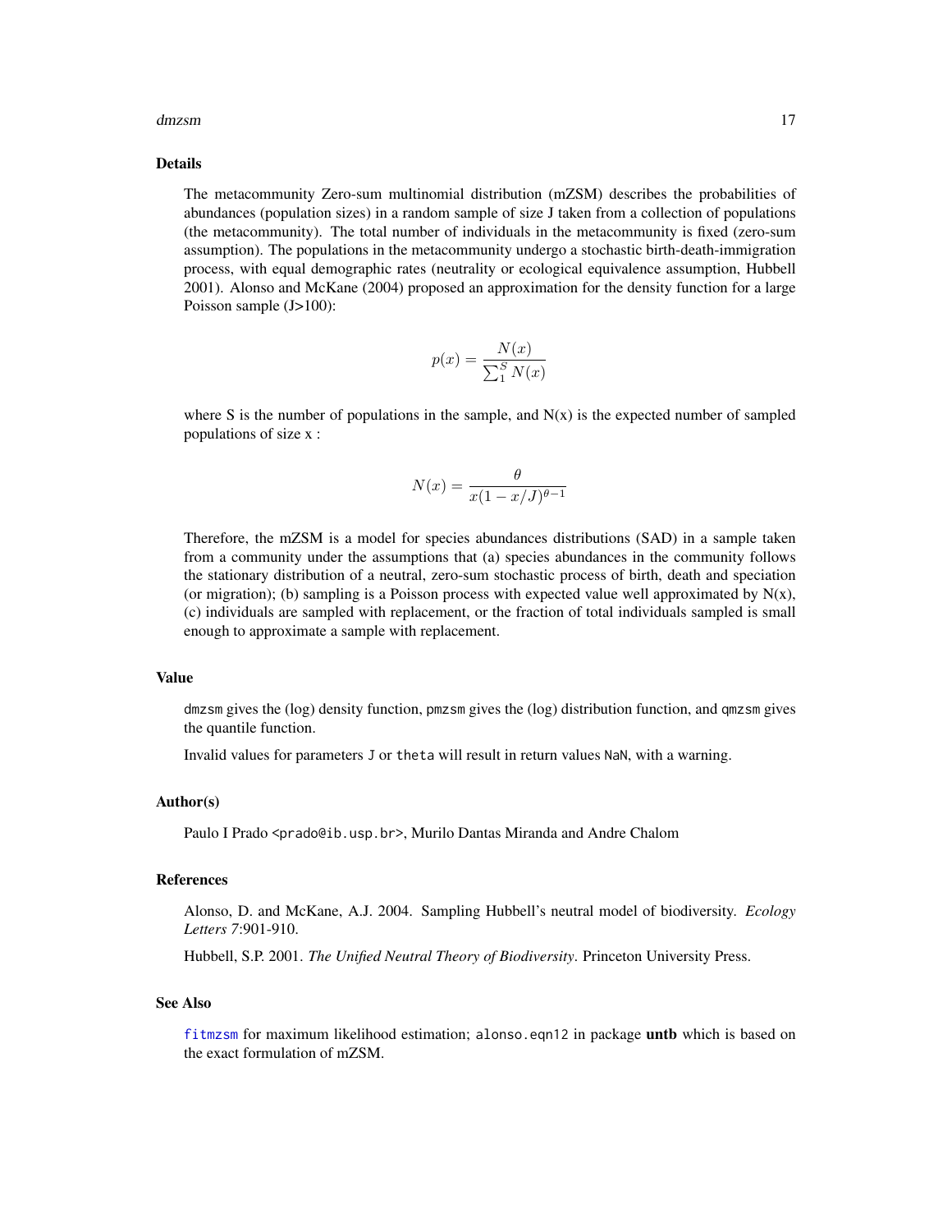## Details

The metacommunity Zero-sum multinomial distribution (mZSM) describes the probabilities of abundances (population sizes) in a random sample of size J taken from a collection of populations (the metacommunity). The total number of individuals in the metacommunity is fixed (zero-sum assumption). The populations in the metacommunity undergo a stochastic birth-death-immigration process, with equal demographic rates (neutrality or ecological equivalence assumption, Hubbell 2001). Alonso and McKane (2004) proposed an approximation for the density function for a large Poisson sample (J>100):

$$p(x) = \frac{N(x)}{\sum_1^S N(x)}$$

where S is the number of populations in the sample, and N(x) is the expected number of sampled populations of size x :

$$N(x) = \frac{\theta}{x(1 - x/J)^{\theta - 1}}$$

Therefore, the mZSM is a model for species abundances distributions (SAD) in a sample taken from a community under the assumptions that (a) species abundances in the community follows the stationary distribution of a neutral, zero-sum stochastic process of birth, death and speciation (or migration); (b) sampling is a Poisson process with expected value well approximated by N(x), (c) individuals are sampled with replacement, or the fraction of total individuals sampled is small enough to approximate a sample with replacement.

## Value

`dmzsm` gives the (log) density function, `pmzsm` gives the (log) distribution function, and `qmzsm` gives the quantile function.

Invalid values for parameters `J` or `theta` will result in return values `NaN`, with a warning.

## Author(s)

Paulo I Prado <prado@ib.usp.br>, Murilo Dantas Miranda and Andre Chalom

## References

Alonso, D. and McKane, A.J. 2004. Sampling Hubbell's neutral model of biodiversity. *Ecology Letters 7*:901-910.

Hubbell, S.P. 2001. *The Unified Neutral Theory of Biodiversity*. Princeton University Press.

## See Also

`fitmzsm` for maximum likelihood estimation; `alonso.eqn12` in package **untb** which is based on the exact formulation of mZSM.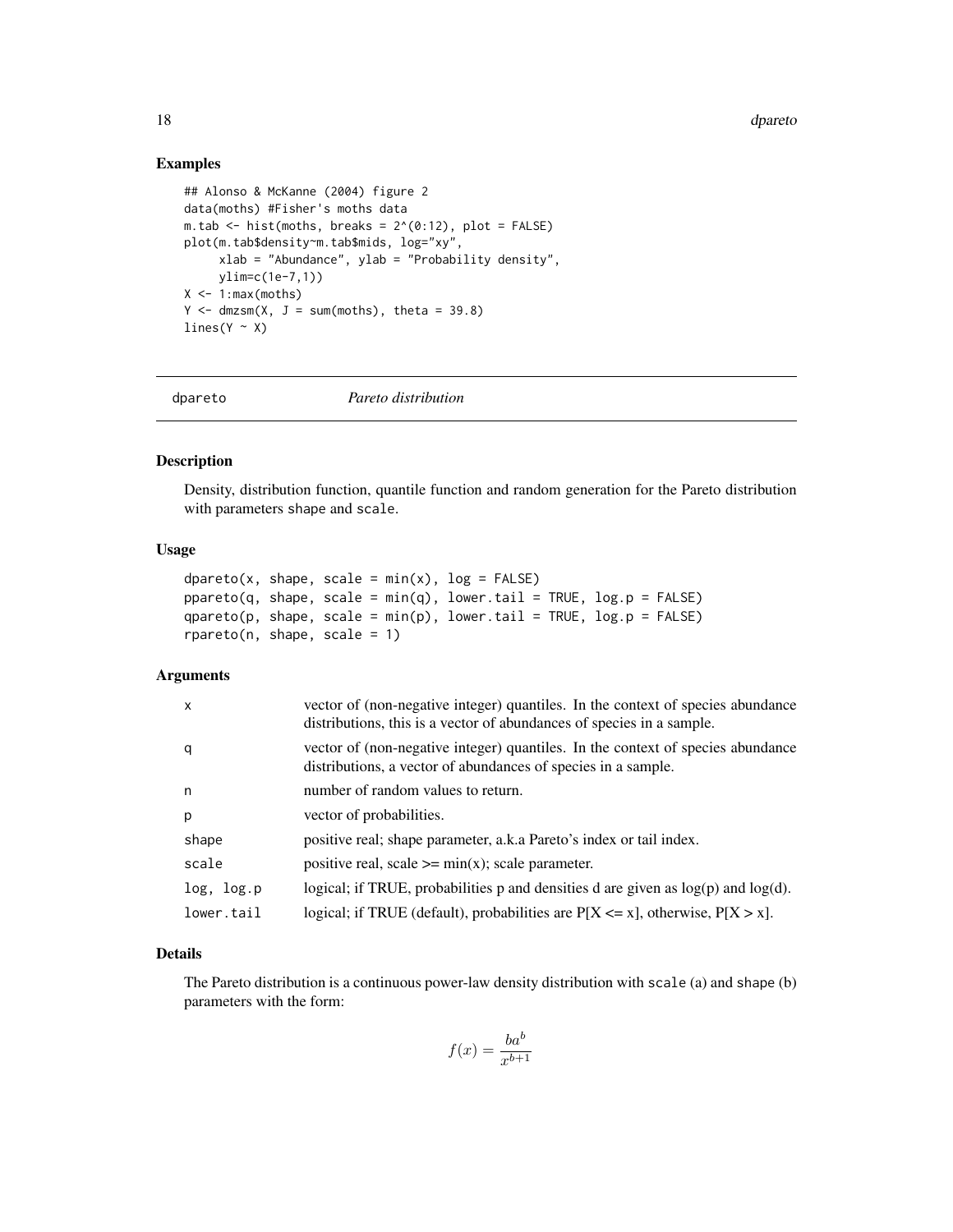## Examples

```
## Alonso & McKanne (2004) figure 2
data(moths) #Fisher's moths data
m.tab <- hist(moths, breaks = 2^(0:12), plot = FALSE)
plot(m.tab$density~m.tab$mids, log="xy",
     xlab = "Abundance", ylab = "Probability density",
     ylim=c(1e-7,1))
X <- 1:max(moths)
Y <- dmzsm(X, J = sum(moths), theta = 39.8)
lines(Y ~ X)
```

---

# dpareto *Pareto distribution*

## Description

Density, distribution function, quantile function and random generation for the Pareto distribution with parameters shape and scale.

## Usage

```
dpareto(x, shape, scale = min(x), log = FALSE)
ppareto(q, shape, scale = min(q), lower.tail = TRUE, log.p = FALSE)
qpareto(p, shape, scale = min(p), lower.tail = TRUE, log.p = FALSE)
rpareto(n, shape, scale = 1)
```

## Arguments

| | |
|---|---|
| x | vector of (non-negative integer) quantiles. In the context of species abundance distributions, this is a vector of abundances of species in a sample. |
| q | vector of (non-negative integer) quantiles. In the context of species abundance distributions, a vector of abundances of species in a sample. |
| n | number of random values to return. |
| p | vector of probabilities. |
| shape | positive real; shape parameter, a.k.a Pareto's index or tail index. |
| scale | positive real, scale >= min(x); scale parameter. |
| log, log.p | logical; if TRUE, probabilities p and densities d are given as log(p) and log(d). |
| lower.tail | logical; if TRUE (default), probabilities are P[X <= x], otherwise, P[X > x]. |

## Details

The Pareto distribution is a continuous power-law density distribution with scale (a) and shape (b) parameters with the form:

$$f(x) = \frac{ba^b}{x^{b+1}}$$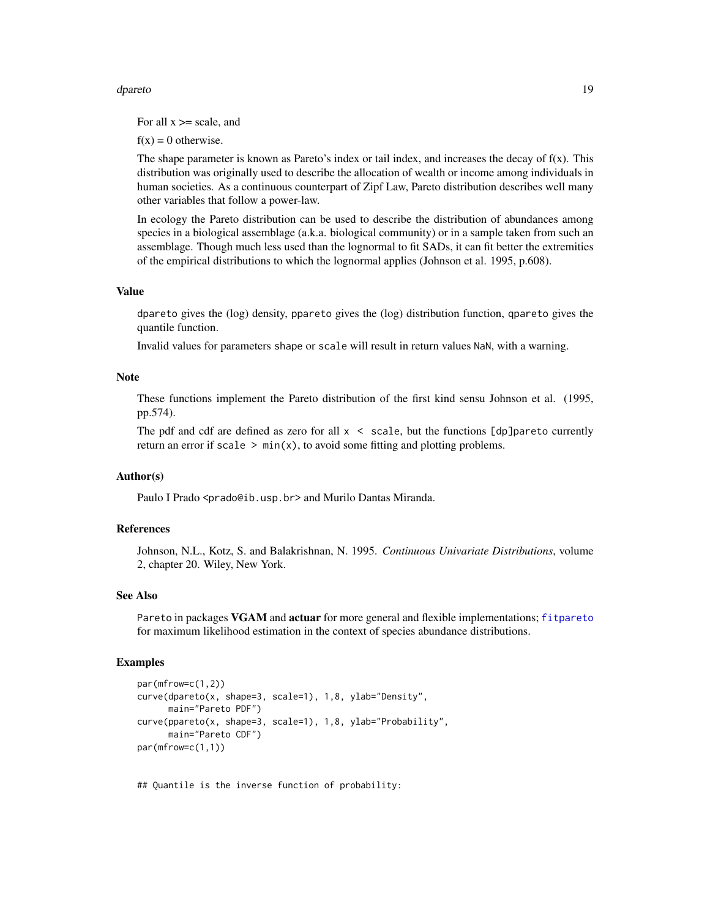For all x >= scale, and

f(x) = 0 otherwise.

The shape parameter is known as Pareto's index or tail index, and increases the decay of f(x). This distribution was originally used to describe the allocation of wealth or income among individuals in human societies. As a continuous counterpart of Zipf Law, Pareto distribution describes well many other variables that follow a power-law.

In ecology the Pareto distribution can be used to describe the distribution of abundances among species in a biological assemblage (a.k.a. biological community) or in a sample taken from such an assemblage. Though much less used than the lognormal to fit SADs, it can fit better the extremities of the empirical distributions to which the lognormal applies (Johnson et al. 1995, p.608).

### Value

`dpareto` gives the (log) density, `ppareto` gives the (log) distribution function, `qpareto` gives the quantile function.

Invalid values for parameters `shape` or `scale` will result in return values `NaN`, with a warning.

### Note

These functions implement the Pareto distribution of the first kind sensu Johnson et al. (1995, pp.574).

The pdf and cdf are defined as zero for all `x < scale`, but the functions `[dp]pareto` currently return an error if `scale > min(x)`, to avoid some fitting and plotting problems.

### Author(s)

Paulo I Prado <prado@ib.usp.br> and Murilo Dantas Miranda.

### References

Johnson, N.L., Kotz, S. and Balakrishnan, N. 1995. *Continuous Univariate Distributions*, volume 2, chapter 20. Wiley, New York.

### See Also

`Pareto` in packages **VGAM** and **actuar** for more general and flexible implementations; `fitpareto` for maximum likelihood estimation in the context of species abundance distributions.

### Examples

```
par(mfrow=c(1,2))
curve(dpareto(x, shape=3, scale=1), 1,8, ylab="Density",
      main="Pareto PDF")
curve(ppareto(x, shape=3, scale=1), 1,8, ylab="Probability",
      main="Pareto CDF")
par(mfrow=c(1,1))


## Quantile is the inverse function of probability:
```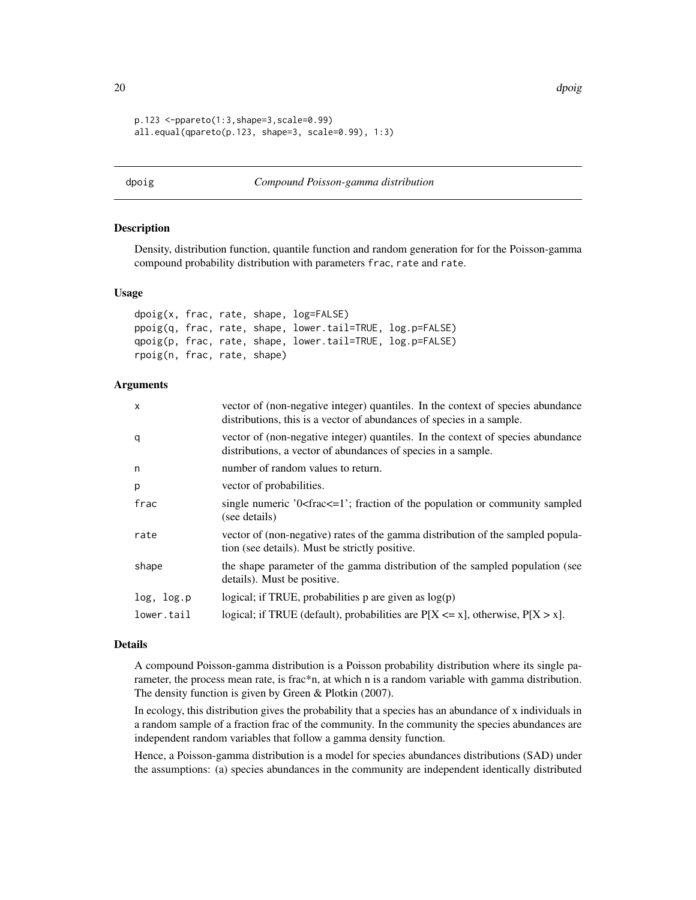```
p.123 <-ppareto(1:3,shape=3,scale=0.99)
all.equal(qpareto(p.123, shape=3, scale=0.99), 1:3)
```

## dpoig — *Compound Poisson-gamma distribution*

### Description

Density, distribution function, quantile function and random generation for for the Poisson-gamma compound probability distribution with parameters `frac`, `rate` and `rate`.

### Usage

```
dpoig(x, frac, rate, shape, log=FALSE)
ppoig(q, frac, rate, shape, lower.tail=TRUE, log.p=FALSE)
qpoig(p, frac, rate, shape, lower.tail=TRUE, log.p=FALSE)
rpoig(n, frac, rate, shape)
```

### Arguments

| | |
|---|---|
| `x` | vector of (non-negative integer) quantiles. In the context of species abundance distributions, this is a vector of abundances of species in a sample. |
| `q` | vector of (non-negative integer) quantiles. In the context of species abundance distributions, a vector of abundances of species in a sample. |
| `n` | number of random values to return. |
| `p` | vector of probabilities. |
| `frac` | single numeric '0<frac<=1'; fraction of the population or community sampled (see details) |
| `rate` | vector of (non-negative) rates of the gamma distribution of the sampled population (see details). Must be strictly positive. |
| `shape` | the shape parameter of the gamma distribution of the sampled population (see details). Must be positive. |
| `log, log.p` | logical; if TRUE, probabilities p are given as log(p) |
| `lower.tail` | logical; if TRUE (default), probabilities are P[X <= x], otherwise, P[X > x]. |

### Details

A compound Poisson-gamma distribution is a Poisson probability distribution where its single parameter, the process mean rate, is frac*n, at which n is a random variable with gamma distribution. The density function is given by Green & Plotkin (2007).

In ecology, this distribution gives the probability that a species has an abundance of x individuals in a random sample of a fraction frac of the community. In the community the species abundances are independent random variables that follow a gamma density function.

Hence, a Poisson-gamma distribution is a model for species abundances distributions (SAD) under the assumptions: (a) species abundances in the community are independent identically distributed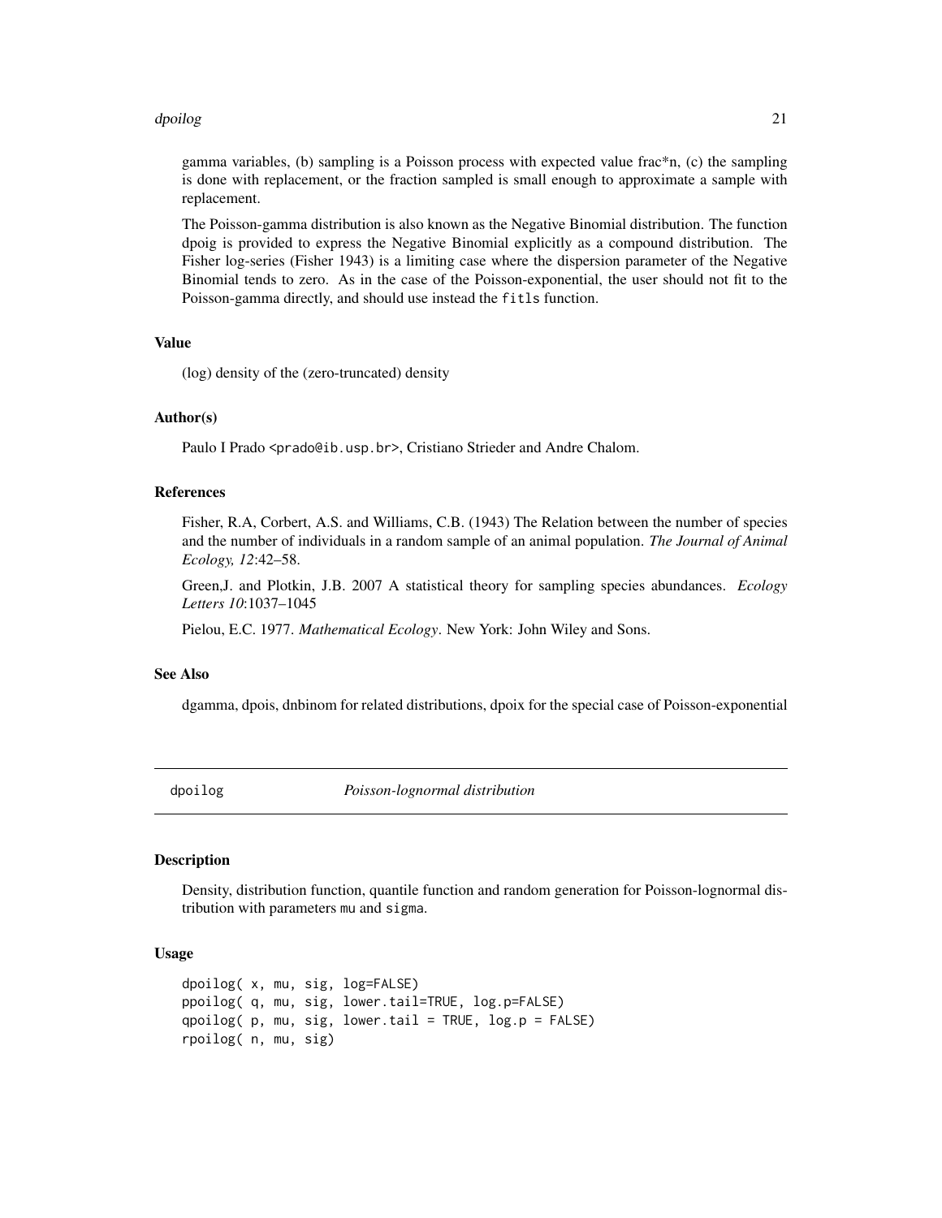gamma variables, (b) sampling is a Poisson process with expected value frac*n, (c) the sampling is done with replacement, or the fraction sampled is small enough to approximate a sample with replacement.

The Poisson-gamma distribution is also known as the Negative Binomial distribution. The function dpoig is provided to express the Negative Binomial explicitly as a compound distribution. The Fisher log-series (Fisher 1943) is a limiting case where the dispersion parameter of the Negative Binomial tends to zero. As in the case of the Poisson-exponential, the user should not fit to the Poisson-gamma directly, and should use instead the `fitls` function.

### Value

(log) density of the (zero-truncated) density

### Author(s)

Paulo I Prado <prado@ib.usp.br>, Cristiano Strieder and Andre Chalom.

### References

Fisher, R.A, Corbert, A.S. and Williams, C.B. (1943) The Relation between the number of species and the number of individuals in a random sample of an animal population. *The Journal of Animal Ecology, 12*:42–58.

Green,J. and Plotkin, J.B. 2007 A statistical theory for sampling species abundances. *Ecology Letters 10*:1037–1045

Pielou, E.C. 1977. *Mathematical Ecology*. New York: John Wiley and Sons.

### See Also

dgamma, dpois, dnbinom for related distributions, dpoix for the special case of Poisson-exponential

---

## dpoilog — *Poisson-lognormal distribution*

### Description

Density, distribution function, quantile function and random generation for Poisson-lognormal distribution with parameters `mu` and `sigma`.

### Usage

```
dpoilog( x, mu, sig, log=FALSE)
ppoilog( q, mu, sig, lower.tail=TRUE, log.p=FALSE)
qpoilog( p, mu, sig, lower.tail = TRUE, log.p = FALSE)
rpoilog( n, mu, sig)
```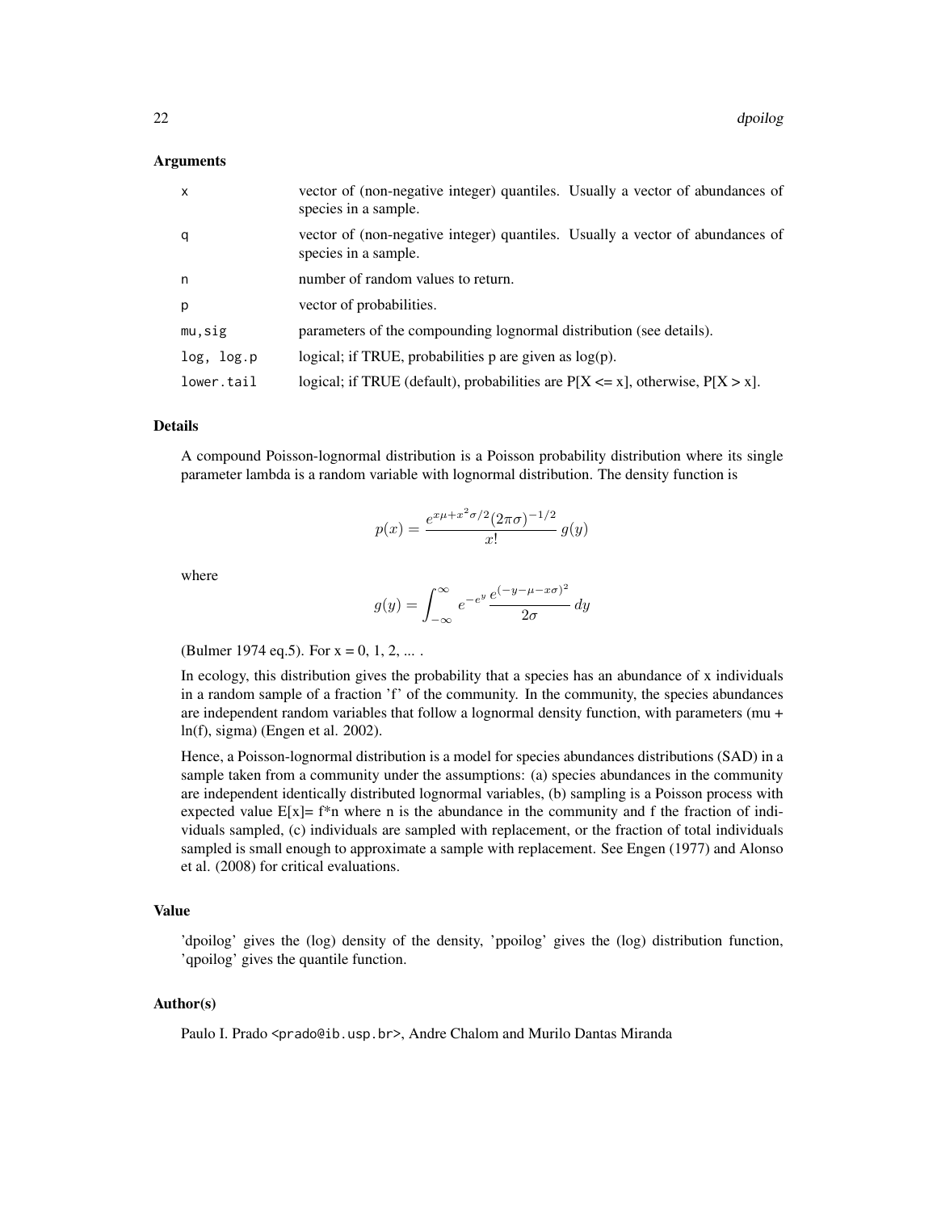### Arguments

| | |
|---|---|
| x | vector of (non-negative integer) quantiles. Usually a vector of abundances of species in a sample. |
| q | vector of (non-negative integer) quantiles. Usually a vector of abundances of species in a sample. |
| n | number of random values to return. |
| p | vector of probabilities. |
| mu,sig | parameters of the compounding lognormal distribution (see details). |
| log, log.p | logical; if TRUE, probabilities p are given as log(p). |
| lower.tail | logical; if TRUE (default), probabilities are P[X <= x], otherwise, P[X > x]. |

### Details

A compound Poisson-lognormal distribution is a Poisson probability distribution where its single parameter lambda is a random variable with lognormal distribution. The density function is

$$p(x) = \frac{e^{x\mu + x^2\sigma/2}(2\pi\sigma)^{-1/2}}{x!}\,g(y)$$

where

$$g(y) = \int_{-\infty}^{\infty} e^{-e^y}\,\frac{e^{(-y-\mu-x\sigma)^2}}{2\sigma}\,dy$$

(Bulmer 1974 eq.5). For x = 0, 1, 2, ... .

In ecology, this distribution gives the probability that a species has an abundance of x individuals in a random sample of a fraction 'f' of the community. In the community, the species abundances are independent random variables that follow a lognormal density function, with parameters (mu + ln(f), sigma) (Engen et al. 2002).

Hence, a Poisson-lognormal distribution is a model for species abundances distributions (SAD) in a sample taken from a community under the assumptions: (a) species abundances in the community are independent identically distributed lognormal variables, (b) sampling is a Poisson process with expected value E[x]= f*n where n is the abundance in the community and f the fraction of individuals sampled, (c) individuals are sampled with replacement, or the fraction of total individuals sampled is small enough to approximate a sample with replacement. See Engen (1977) and Alonso et al. (2008) for critical evaluations.

### Value

'dpoilog' gives the (log) density of the density, 'ppoilog' gives the (log) distribution function, 'qpoilog' gives the quantile function.

### Author(s)

Paulo I. Prado <prado@ib.usp.br>, Andre Chalom and Murilo Dantas Miranda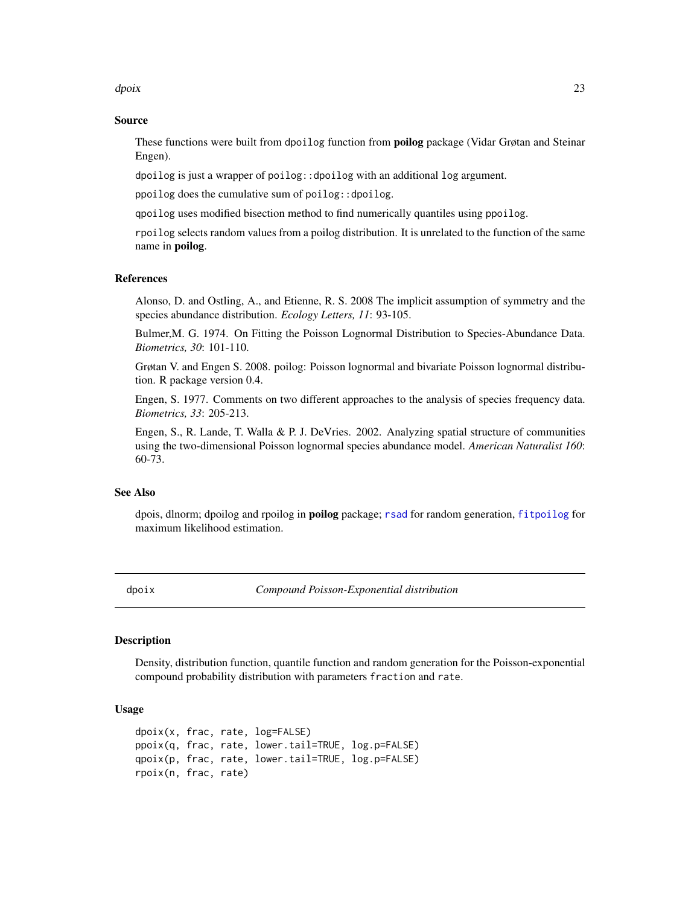### Source

These functions were built from dpoilog function from **poilog** package (Vidar Grøtan and Steinar Engen).

dpoilog is just a wrapper of poilog::dpoilog with an additional log argument.

ppoilog does the cumulative sum of poilog::dpoilog.

qpoilog uses modified bisection method to find numerically quantiles using ppoilog.

rpoilog selects random values from a poilog distribution. It is unrelated to the function of the same name in **poilog**.

### References

Alonso, D. and Ostling, A., and Etienne, R. S. 2008 The implicit assumption of symmetry and the species abundance distribution. *Ecology Letters, 11*: 93-105.

Bulmer,M. G. 1974. On Fitting the Poisson Lognormal Distribution to Species-Abundance Data. *Biometrics, 30*: 101-110.

Grøtan V. and Engen S. 2008. poilog: Poisson lognormal and bivariate Poisson lognormal distribution. R package version 0.4.

Engen, S. 1977. Comments on two different approaches to the analysis of species frequency data. *Biometrics, 33*: 205-213.

Engen, S., R. Lande, T. Walla & P. J. DeVries. 2002. Analyzing spatial structure of communities using the two-dimensional Poisson lognormal species abundance model. *American Naturalist 160*: 60-73.

### See Also

dpois, dlnorm; dpoilog and rpoilog in **poilog** package; rsad for random generation, fitpoilog for maximum likelihood estimation.

---

## dpoix — *Compound Poisson-Exponential distribution*

### Description

Density, distribution function, quantile function and random generation for the Poisson-exponential compound probability distribution with parameters fraction and rate.

### Usage

```
dpoix(x, frac, rate, log=FALSE)
ppoix(q, frac, rate, lower.tail=TRUE, log.p=FALSE)
qpoix(p, frac, rate, lower.tail=TRUE, log.p=FALSE)
rpoix(n, frac, rate)
```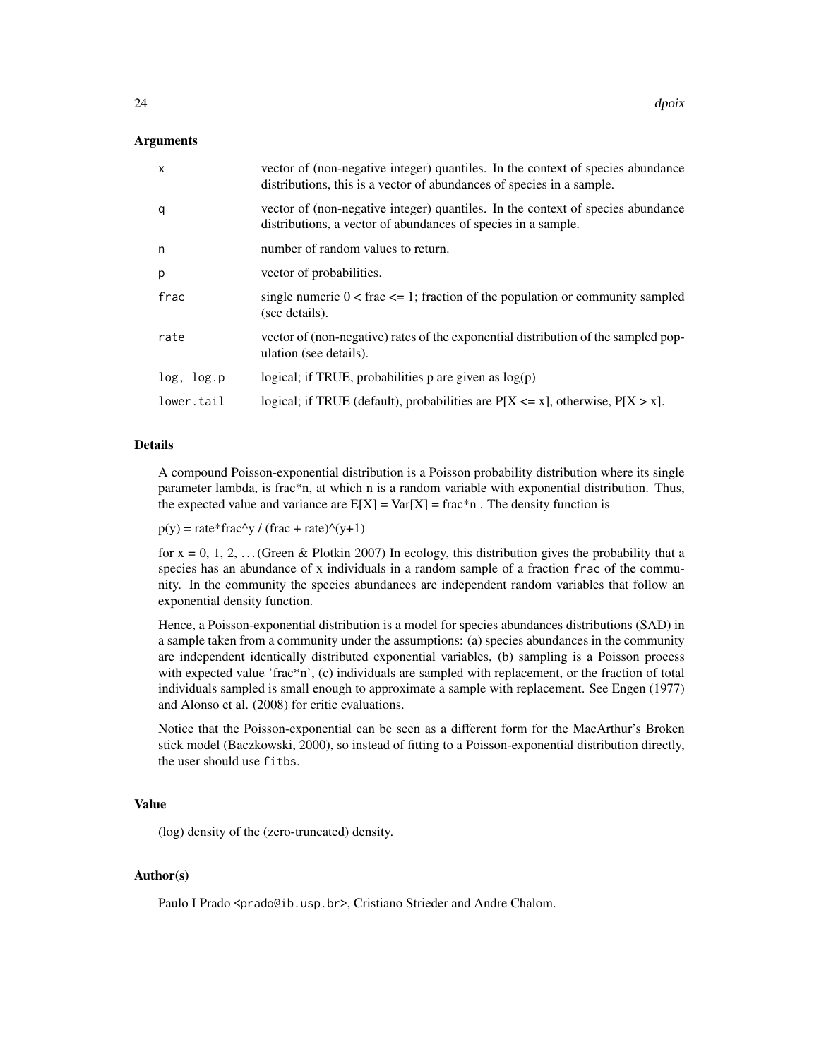## Arguments

| | |
|---|---|
| x | vector of (non-negative integer) quantiles. In the context of species abundance distributions, this is a vector of abundances of species in a sample. |
| q | vector of (non-negative integer) quantiles. In the context of species abundance distributions, a vector of abundances of species in a sample. |
| n | number of random values to return. |
| p | vector of probabilities. |
| frac | single numeric 0 < frac <= 1; fraction of the population or community sampled (see details). |
| rate | vector of (non-negative) rates of the exponential distribution of the sampled population (see details). |
| log, log.p | logical; if TRUE, probabilities p are given as log(p) |
| lower.tail | logical; if TRUE (default), probabilities are P[X <= x], otherwise, P[X > x]. |

## Details

A compound Poisson-exponential distribution is a Poisson probability distribution where its single parameter lambda, is frac*n, at which n is a random variable with exponential distribution. Thus, the expected value and variance are E[X] = Var[X] = frac*n . The density function is

p(y) = rate*frac^y / (frac + rate)^(y+1)

for x = 0, 1, 2, ... (Green & Plotkin 2007) In ecology, this distribution gives the probability that a species has an abundance of x individuals in a random sample of a fraction `frac` of the community. In the community the species abundances are independent random variables that follow an exponential density function.

Hence, a Poisson-exponential distribution is a model for species abundances distributions (SAD) in a sample taken from a community under the assumptions: (a) species abundances in the community are independent identically distributed exponential variables, (b) sampling is a Poisson process with expected value 'frac*n', (c) individuals are sampled with replacement, or the fraction of total individuals sampled is small enough to approximate a sample with replacement. See Engen (1977) and Alonso et al. (2008) for critic evaluations.

Notice that the Poisson-exponential can be seen as a different form for the MacArthur's Broken stick model (Baczkowski, 2000), so instead of fitting to a Poisson-exponential distribution directly, the user should use `fitbs`.

## Value

(log) density of the (zero-truncated) density.

## Author(s)

Paulo I Prado <prado@ib.usp.br>, Cristiano Strieder and Andre Chalom.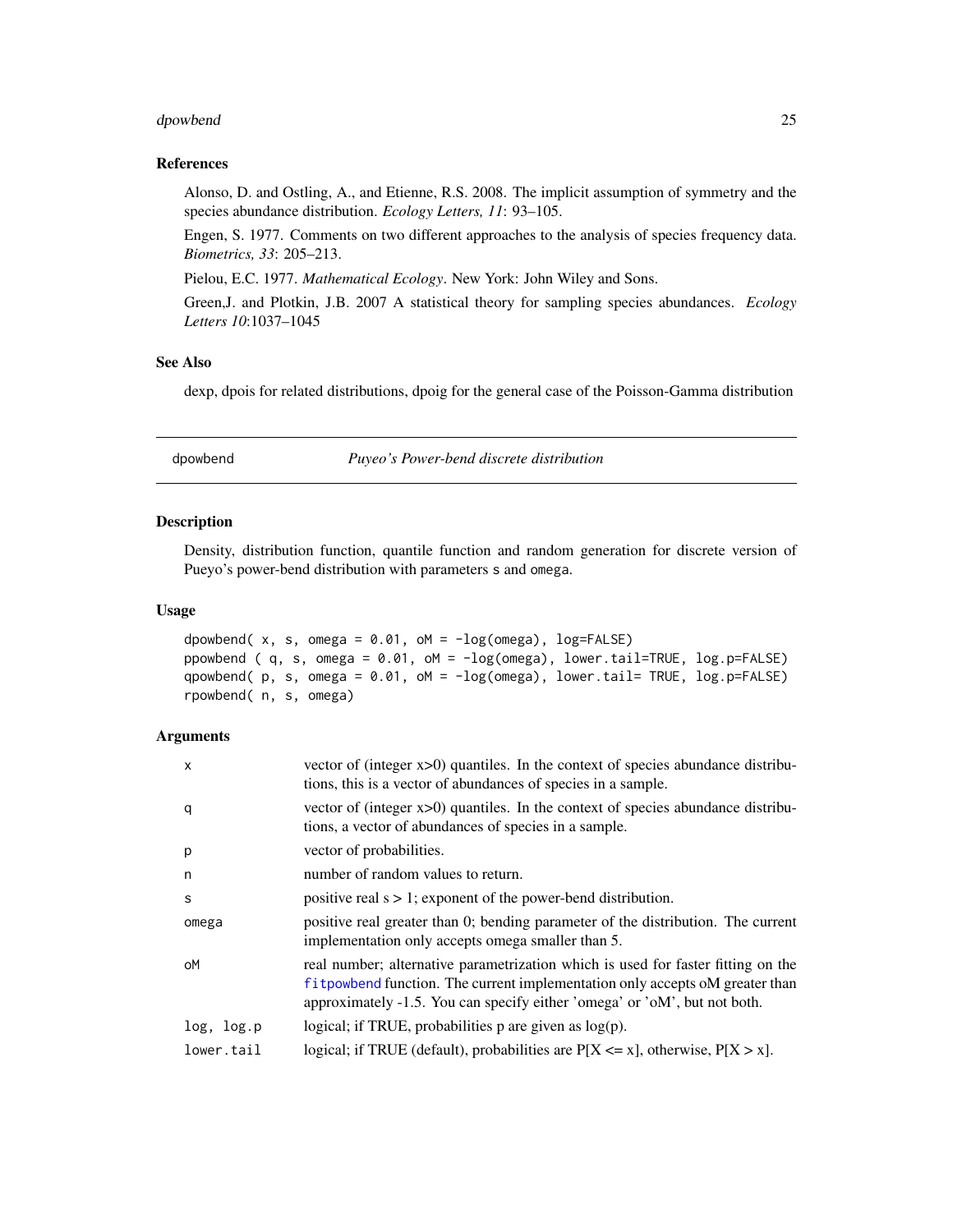### References

Alonso, D. and Ostling, A., and Etienne, R.S. 2008. The implicit assumption of symmetry and the species abundance distribution. *Ecology Letters, 11*: 93–105.

Engen, S. 1977. Comments on two different approaches to the analysis of species frequency data. *Biometrics, 33*: 205–213.

Pielou, E.C. 1977. *Mathematical Ecology*. New York: John Wiley and Sons.

Green,J. and Plotkin, J.B. 2007 A statistical theory for sampling species abundances. *Ecology Letters 10*:1037–1045

### See Also

dexp, dpois for related distributions, dpoig for the general case of the Poisson-Gamma distribution

---

## dpowbend — *Puyeo's Power-bend discrete distribution*

### Description

Density, distribution function, quantile function and random generation for discrete version of Pueyo's power-bend distribution with parameters s and omega.

### Usage

```
dpowbend( x, s, omega = 0.01, oM = -log(omega), log=FALSE)
ppowbend ( q, s, omega = 0.01, oM = -log(omega), lower.tail=TRUE, log.p=FALSE)
qpowbend( p, s, omega = 0.01, oM = -log(omega), lower.tail= TRUE, log.p=FALSE)
rpowbend( n, s, omega)
```

### Arguments

| | |
|---|---|
| x | vector of (integer x>0) quantiles. In the context of species abundance distributions, this is a vector of abundances of species in a sample. |
| q | vector of (integer x>0) quantiles. In the context of species abundance distributions, a vector of abundances of species in a sample. |
| p | vector of probabilities. |
| n | number of random values to return. |
| s | positive real s > 1; exponent of the power-bend distribution. |
| omega | positive real greater than 0; bending parameter of the distribution. The current implementation only accepts omega smaller than 5. |
| oM | real number; alternative parametrization which is used for faster fitting on the fitpowbend function. The current implementation only accepts oM greater than approximately -1.5. You can specify either 'omega' or 'oM', but not both. |
| log, log.p | logical; if TRUE, probabilities p are given as log(p). |
| lower.tail | logical; if TRUE (default), probabilities are P[X <= x], otherwise, P[X > x]. |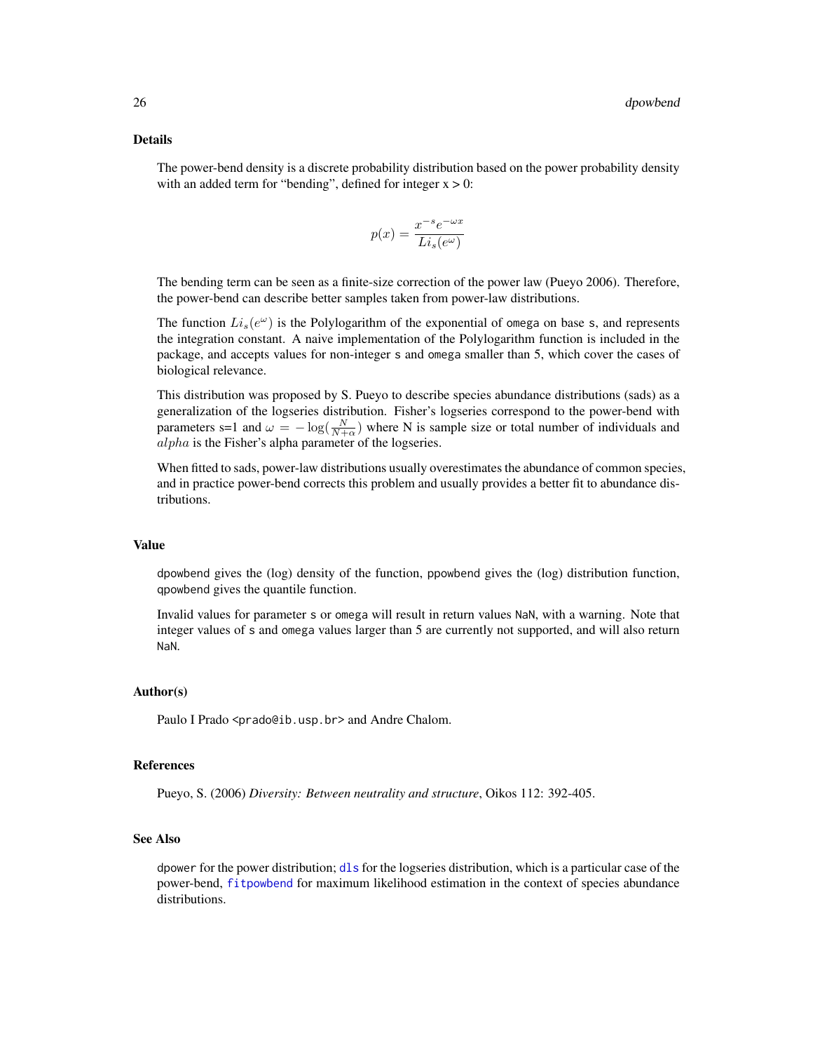### Details

The power-bend density is a discrete probability distribution based on the power probability density with an added term for "bending", defined for integer x > 0:

$$p(x) = \frac{x^{-s} e^{-\omega x}}{Li_s(e^{\omega})}$$

The bending term can be seen as a finite-size correction of the power law (Pueyo 2006). Therefore, the power-bend can describe better samples taken from power-law distributions.

The function $Li_s(e^{\omega})$ is the Polylogarithm of the exponential of `omega` on base `s`, and represents the integration constant. A naive implementation of the Polylogarithm function is included in the package, and accepts values for non-integer `s` and `omega` smaller than 5, which cover the cases of biological relevance.

This distribution was proposed by S. Pueyo to describe species abundance distributions (sads) as a generalization of the logseries distribution. Fisher's logseries correspond to the power-bend with parameters s=1 and $\omega = -\log(\frac{N}{N+\alpha})$ where N is sample size or total number of individuals and $alpha$ is the Fisher's alpha parameter of the logseries.

When fitted to sads, power-law distributions usually overestimates the abundance of common species, and in practice power-bend corrects this problem and usually provides a better fit to abundance distributions.

### Value

`dpowbend` gives the (log) density of the function, `ppowbend` gives the (log) distribution function, `qpowbend` gives the quantile function.

Invalid values for parameter `s` or `omega` will result in return values `NaN`, with a warning. Note that integer values of `s` and `omega` values larger than 5 are currently not supported, and will also return `NaN`.

### Author(s)

Paulo I Prado <prado@ib.usp.br> and Andre Chalom.

### References

Pueyo, S. (2006) *Diversity: Between neutrality and structure*, Oikos 112: 392-405.

### See Also

`dpower` for the power distribution; `dls` for the logseries distribution, which is a particular case of the power-bend, `fitpowbend` for maximum likelihood estimation in the context of species abundance distributions.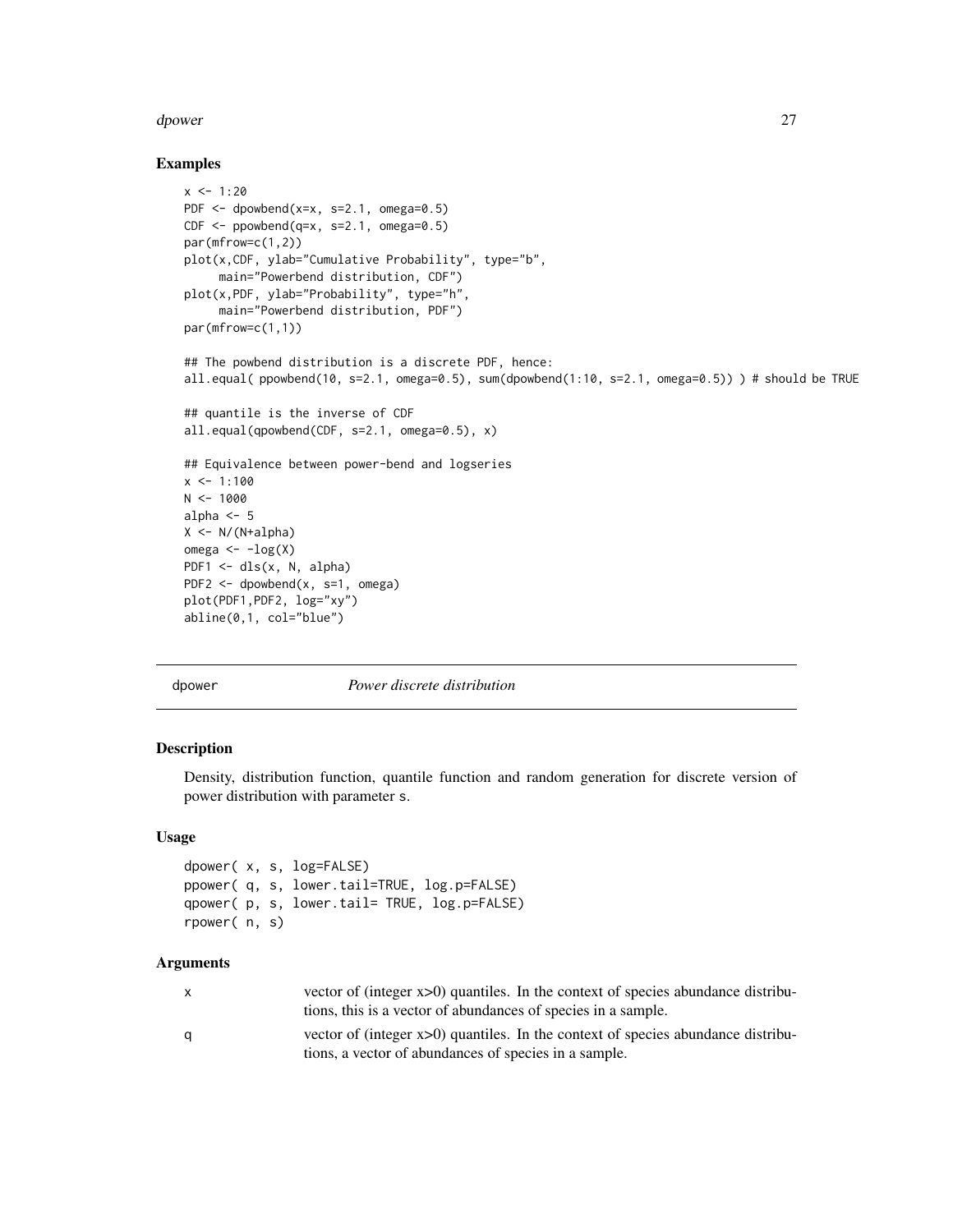### Examples

```
x <- 1:20
PDF <- dpowbend(x=x, s=2.1, omega=0.5)
CDF <- ppowbend(q=x, s=2.1, omega=0.5)
par(mfrow=c(1,2))
plot(x,CDF, ylab="Cumulative Probability", type="b",
     main="Powerbend distribution, CDF")
plot(x,PDF, ylab="Probability", type="h",
     main="Powerbend distribution, PDF")
par(mfrow=c(1,1))

## The powbend distribution is a discrete PDF, hence:
all.equal( ppowbend(10, s=2.1, omega=0.5), sum(dpowbend(1:10, s=2.1, omega=0.5)) ) # should be TRUE

## quantile is the inverse of CDF
all.equal(qpowbend(CDF, s=2.1, omega=0.5), x)

## Equivalence between power-bend and logseries
x <- 1:100
N <- 1000
alpha <- 5
X <- N/(N+alpha)
omega <- -log(X)
PDF1 <- dls(x, N, alpha)
PDF2 <- dpowbend(x, s=1, omega)
plot(PDF1,PDF2, log="xy")
abline(0,1, col="blue")
```

---

## dpower — *Power discrete distribution*

### Description

Density, distribution function, quantile function and random generation for discrete version of power distribution with parameter s.

### Usage

```
dpower( x, s, log=FALSE)
ppower( q, s, lower.tail=TRUE, log.p=FALSE)
qpower( p, s, lower.tail= TRUE, log.p=FALSE)
rpower( n, s)
```

### Arguments

| | |
|---|---|
| x | vector of (integer x>0) quantiles. In the context of species abundance distributions, this is a vector of abundances of species in a sample. |
| q | vector of (integer x>0) quantiles. In the context of species abundance distributions, a vector of abundances of species in a sample. |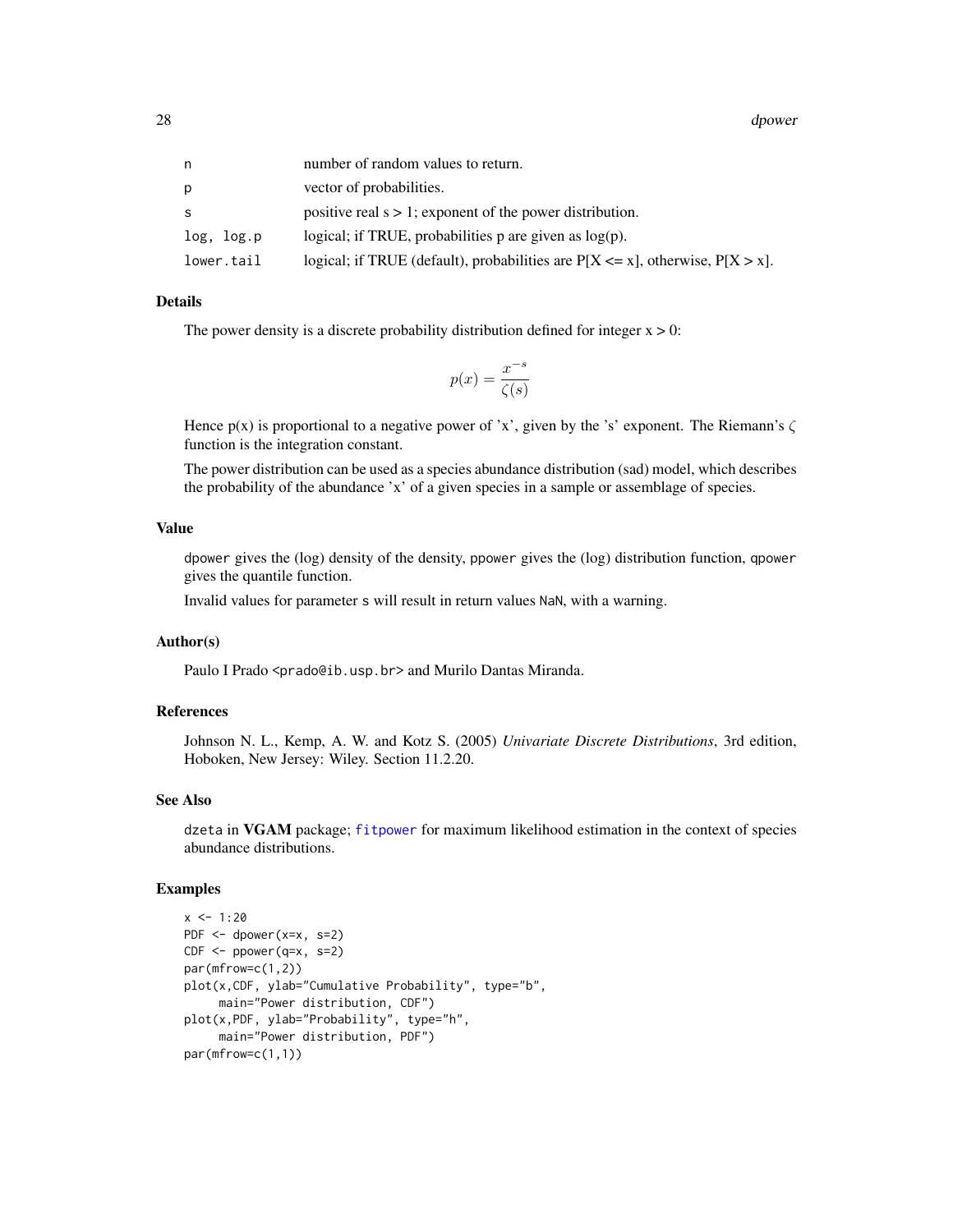| | |
|---|---|
| `n` | number of random values to return. |
| `p` | vector of probabilities. |
| `s` | positive real $s > 1$; exponent of the power distribution. |
| `log, log.p` | logical; if TRUE, probabilities p are given as log(p). |
| `lower.tail` | logical; if TRUE (default), probabilities are $P[X <= x]$, otherwise, $P[X > x]$. |

### Details

The power density is a discrete probability distribution defined for integer $x > 0$:

$$p(x) = \frac{x^{-s}}{\zeta(s)}$$

Hence p(x) is proportional to a negative power of 'x', given by the 's' exponent. The Riemann's $\zeta$ function is the integration constant.

The power distribution can be used as a species abundance distribution (sad) model, which describes the probability of the abundance 'x' of a given species in a sample or assemblage of species.

### Value

`dpower` gives the (log) density of the density, `ppower` gives the (log) distribution function, `qpower` gives the quantile function.

Invalid values for parameter `s` will result in return values `NaN`, with a warning.

### Author(s)

Paulo I Prado <prado@ib.usp.br> and Murilo Dantas Miranda.

### References

Johnson N. L., Kemp, A. W. and Kotz S. (2005) *Univariate Discrete Distributions*, 3rd edition, Hoboken, New Jersey: Wiley. Section 11.2.20.

### See Also

`dzeta` in **VGAM** package; `fitpower` for maximum likelihood estimation in the context of species abundance distributions.

### Examples

```
x <- 1:20
PDF <- dpower(x=x, s=2)
CDF <- ppower(q=x, s=2)
par(mfrow=c(1,2))
plot(x,CDF, ylab="Cumulative Probability", type="b",
     main="Power distribution, CDF")
plot(x,PDF, ylab="Probability", type="h",
     main="Power distribution, PDF")
par(mfrow=c(1,1))
```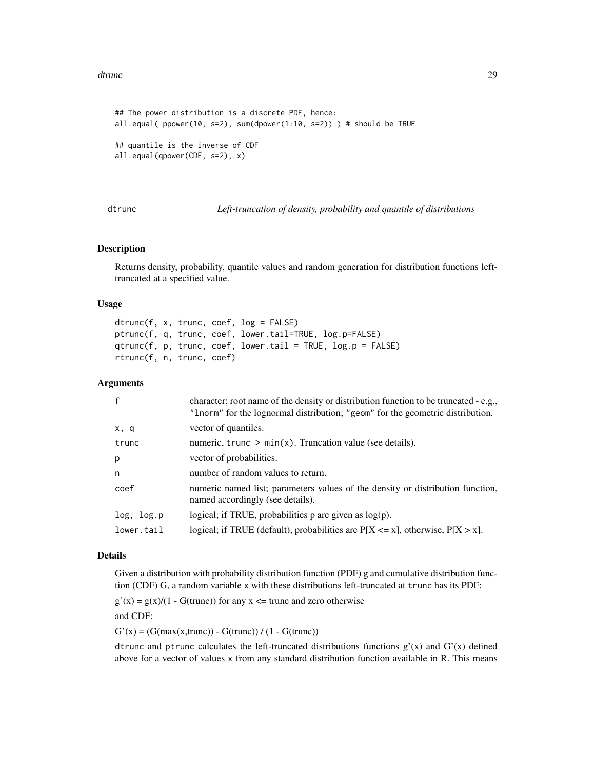```
## The power distribution is a discrete PDF, hence:
all.equal( ppower(10, s=2), sum(dpower(1:10, s=2)) ) # should be TRUE

## quantile is the inverse of CDF
all.equal(qpower(CDF, s=2), x)
```

---

## dtrunc — *Left-truncation of density, probability and quantile of distributions*

---

### Description

Returns density, probability, quantile values and random generation for distribution functions left-truncated at a specified value.

### Usage

```
dtrunc(f, x, trunc, coef, log = FALSE)
ptrunc(f, q, trunc, coef, lower.tail=TRUE, log.p=FALSE)
qtrunc(f, p, trunc, coef, lower.tail = TRUE, log.p = FALSE)
rtrunc(f, n, trunc, coef)
```

### Arguments

| | |
|---|---|
| `f` | character; root name of the density or distribution function to be truncated - e.g., `"lnorm"` for the lognormal distribution; `"geom"` for the geometric distribution. |
| `x, q` | vector of quantiles. |
| `trunc` | numeric, `trunc > min(x)`. Truncation value (see details). |
| `p` | vector of probabilities. |
| `n` | number of random values to return. |
| `coef` | numeric named list; parameters values of the density or distribution function, named accordingly (see details). |
| `log, log.p` | logical; if TRUE, probabilities p are given as log(p). |
| `lower.tail` | logical; if TRUE (default), probabilities are P[X <= x], otherwise, P[X > x]. |

### Details

Given a distribution with probability distribution function (PDF) g and cumulative distribution function (CDF) G, a random variable `x` with these distributions left-truncated at `trunc` has its PDF:

$g'(x) = g(x)/(1 - G(trunc))$ for any $x <= trunc$ and zero otherwise

and CDF:

$G'(x) = (G(max(x,trunc)) - G(trunc)) / (1 - G(trunc))$

`dtrunc` and `ptrunc` calculates the left-truncated distributions functions $g'(x)$ and $G'(x)$ defined above for a vector of values `x` from any standard distribution function available in R. This means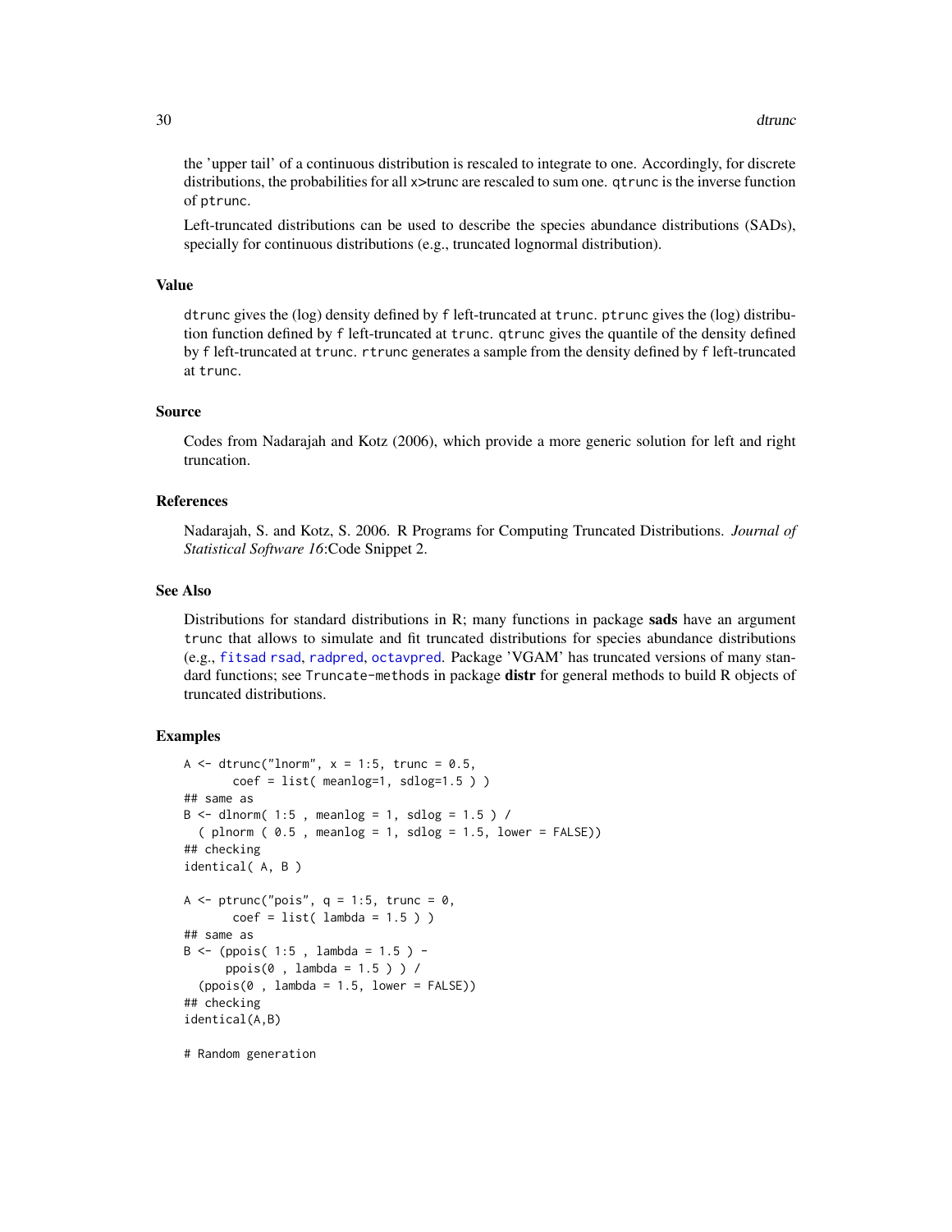the 'upper tail' of a continuous distribution is rescaled to integrate to one. Accordingly, for discrete distributions, the probabilities for all x>trunc are rescaled to sum one. `qtrunc` is the inverse function of `ptrunc`.

Left-truncated distributions can be used to describe the species abundance distributions (SADs), specially for continuous distributions (e.g., truncated lognormal distribution).

## Value

`dtrunc` gives the (log) density defined by `f` left-truncated at `trunc`. `ptrunc` gives the (log) distribution function defined by `f` left-truncated at `trunc`. `qtrunc` gives the quantile of the density defined by `f` left-truncated at `trunc`. `rtrunc` generates a sample from the density defined by `f` left-truncated at `trunc`.

## Source

Codes from Nadarajah and Kotz (2006), which provide a more generic solution for left and right truncation.

## References

Nadarajah, S. and Kotz, S. 2006. R Programs for Computing Truncated Distributions. *Journal of Statistical Software 16*:Code Snippet 2.

## See Also

Distributions for standard distributions in R; many functions in package **sads** have an argument `trunc` that allows to simulate and fit truncated distributions for species abundance distributions (e.g., `fitsad` `rsad`, `radpred`, `octavpred`. Package 'VGAM' has truncated versions of many standard functions; see `Truncate-methods` in package **distr** for general methods to build R objects of truncated distributions.

## Examples

```
A <- dtrunc("lnorm", x = 1:5, trunc = 0.5,
       coef = list( meanlog=1, sdlog=1.5 ) )
## same as
B <- dlnorm( 1:5 , meanlog = 1, sdlog = 1.5 ) /
  ( plnorm ( 0.5 , meanlog = 1, sdlog = 1.5, lower = FALSE))
## checking
identical( A, B )

A <- ptrunc("pois", q = 1:5, trunc = 0,
       coef = list( lambda = 1.5 ) )
## same as
B <- (ppois( 1:5 , lambda = 1.5 ) -
      ppois(0 , lambda = 1.5 ) ) /
  (ppois(0 , lambda = 1.5, lower = FALSE))
## checking
identical(A,B)

# Random generation
```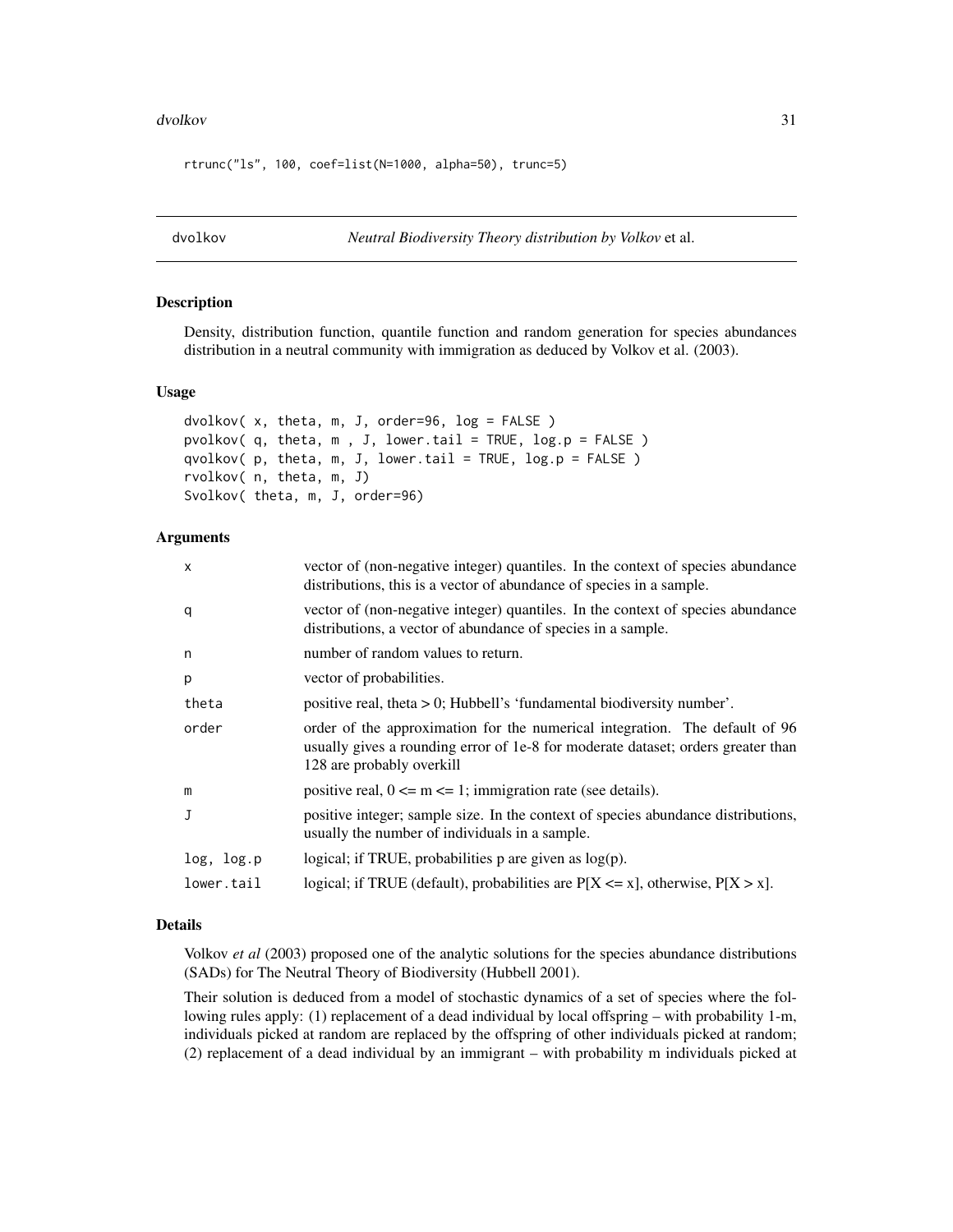```
rtrunc("ls", 100, coef=list(N=1000, alpha=50), trunc=5)
```

## dvolkov *Neutral Biodiversity Theory distribution by Volkov et al.*

### Description

Density, distribution function, quantile function and random generation for species abundances distribution in a neutral community with immigration as deduced by Volkov et al. (2003).

### Usage

```
dvolkov( x, theta, m, J, order=96, log = FALSE )
pvolkov( q, theta, m , J, lower.tail = TRUE, log.p = FALSE )
qvolkov( p, theta, m, J, lower.tail = TRUE, log.p = FALSE )
rvolkov( n, theta, m, J)
Svolkov( theta, m, J, order=96)
```

### Arguments

| | |
|---|---|
| x | vector of (non-negative integer) quantiles. In the context of species abundance distributions, this is a vector of abundance of species in a sample. |
| q | vector of (non-negative integer) quantiles. In the context of species abundance distributions, a vector of abundance of species in a sample. |
| n | number of random values to return. |
| p | vector of probabilities. |
| theta | positive real, theta > 0; Hubbell's 'fundamental biodiversity number'. |
| order | order of the approximation for the numerical integration. The default of 96 usually gives a rounding error of 1e-8 for moderate dataset; orders greater than 128 are probably overkill |
| m | positive real, 0 <= m <= 1; immigration rate (see details). |
| J | positive integer; sample size. In the context of species abundance distributions, usually the number of individuals in a sample. |
| log, log.p | logical; if TRUE, probabilities p are given as log(p). |
| lower.tail | logical; if TRUE (default), probabilities are P[X <= x], otherwise, P[X > x]. |

### Details

Volkov *et al* (2003) proposed one of the analytic solutions for the species abundance distributions (SADs) for The Neutral Theory of Biodiversity (Hubbell 2001).

Their solution is deduced from a model of stochastic dynamics of a set of species where the following rules apply: (1) replacement of a dead individual by local offspring – with probability 1-m, individuals picked at random are replaced by the offspring of other individuals picked at random; (2) replacement of a dead individual by an immigrant – with probability m individuals picked at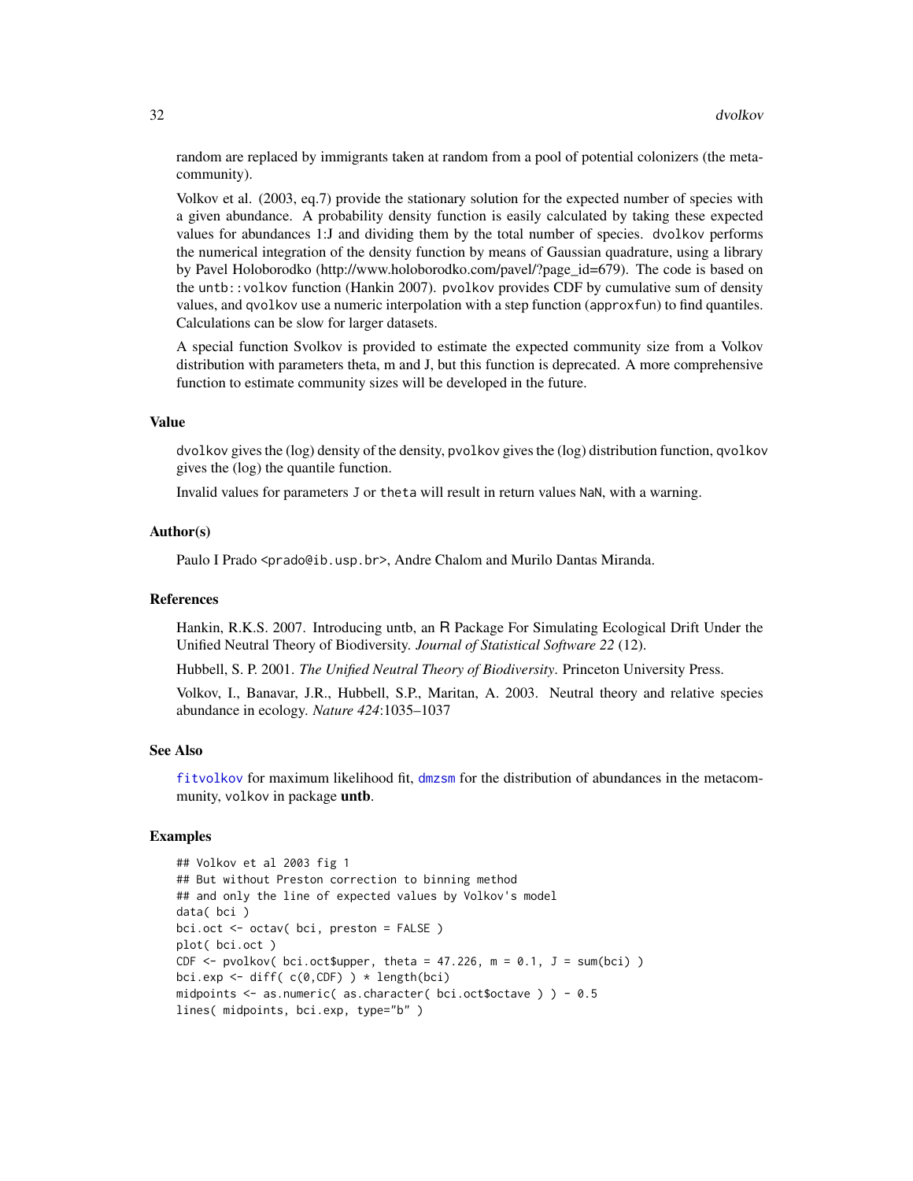random are replaced by immigrants taken at random from a pool of potential colonizers (the metacommunity).

Volkov et al. (2003, eq.7) provide the stationary solution for the expected number of species with a given abundance. A probability density function is easily calculated by taking these expected values for abundances 1:J and dividing them by the total number of species. `dvolkov` performs the numerical integration of the density function by means of Gaussian quadrature, using a library by Pavel Holoborodko (http://www.holoborodko.com/pavel/?page_id=679). The code is based on the `untb::volkov` function (Hankin 2007). `pvolkov` provides CDF by cumulative sum of density values, and `qvolkov` use a numeric interpolation with a step function (`approxfun`) to find quantiles. Calculations can be slow for larger datasets.

A special function Svolkov is provided to estimate the expected community size from a Volkov distribution with parameters theta, m and J, but this function is deprecated. A more comprehensive function to estimate community sizes will be developed in the future.

### Value

`dvolkov` gives the (log) density of the density, `pvolkov` gives the (log) distribution function, `qvolkov` gives the (log) the quantile function.

Invalid values for parameters `J` or `theta` will result in return values `NaN`, with a warning.

### Author(s)

Paulo I Prado <prado@ib.usp.br>, Andre Chalom and Murilo Dantas Miranda.

### References

Hankin, R.K.S. 2007. Introducing untb, an R Package For Simulating Ecological Drift Under the Unified Neutral Theory of Biodiversity. *Journal of Statistical Software 22* (12).

Hubbell, S. P. 2001. *The Unified Neutral Theory of Biodiversity*. Princeton University Press.

Volkov, I., Banavar, J.R., Hubbell, S.P., Maritan, A. 2003. Neutral theory and relative species abundance in ecology. *Nature 424*:1035–1037

### See Also

fitvolkov for maximum likelihood fit, dmzsm for the distribution of abundances in the metacommunity, volkov in package **untb**.

### Examples

```
## Volkov et al 2003 fig 1
## But without Preston correction to binning method
## and only the line of expected values by Volkov's model
data( bci )
bci.oct <- octav( bci, preston = FALSE )
plot( bci.oct )
CDF <- pvolkov( bci.oct$upper, theta = 47.226, m = 0.1, J = sum(bci) )
bci.exp <- diff( c(0,CDF) ) * length(bci)
midpoints <- as.numeric( as.character( bci.oct$octave ) ) - 0.5
lines( midpoints, bci.exp, type="b" )
```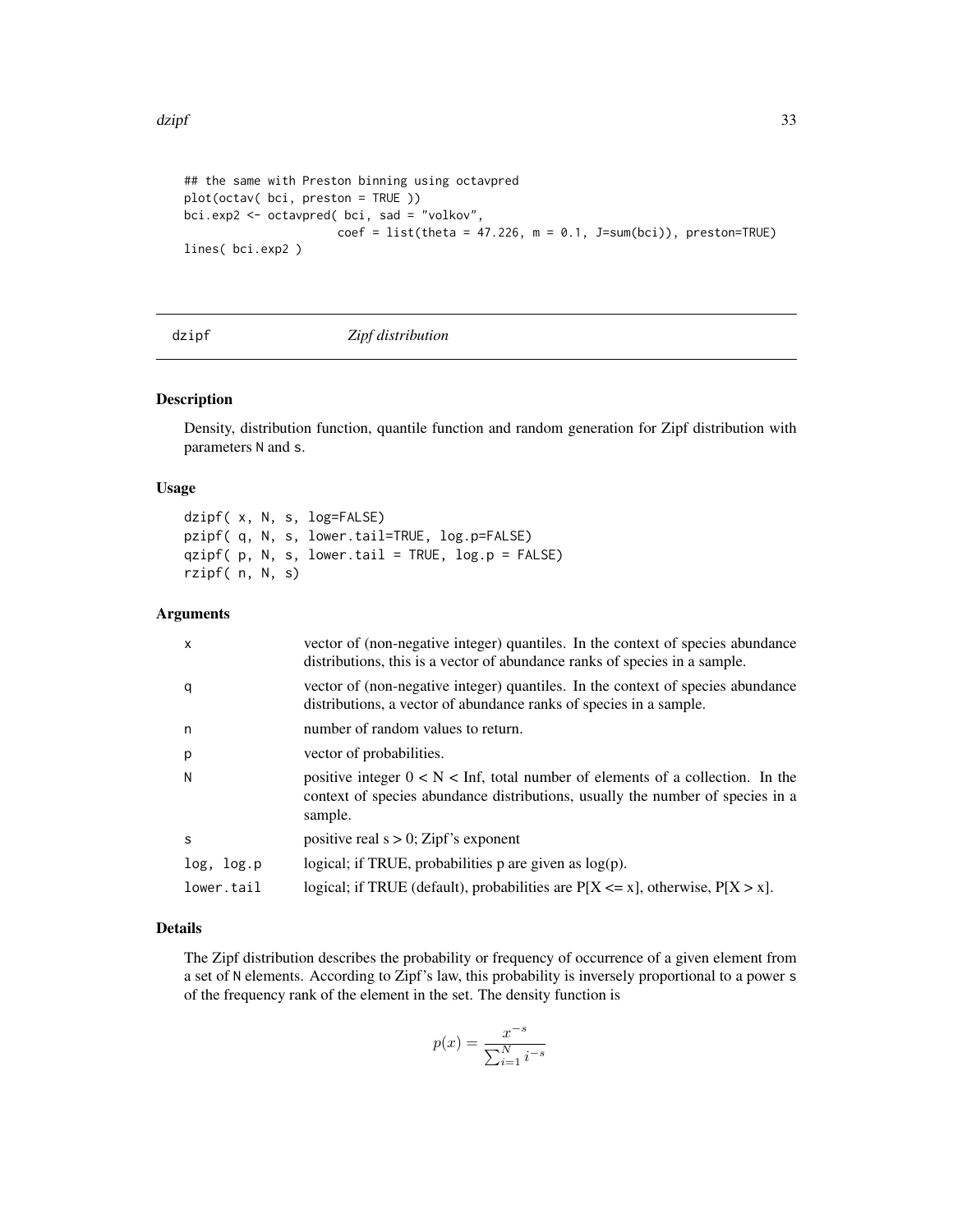```
## the same with Preston binning using octavpred
plot(octav( bci, preston = TRUE ))
bci.exp2 <- octavpred( bci, sad = "volkov",
                       coef = list(theta = 47.226, m = 0.1, J=sum(bci)), preston=TRUE)
lines( bci.exp2 )
```

---

## dzipf — *Zipf distribution*

### Description

Density, distribution function, quantile function and random generation for Zipf distribution with parameters N and s.

### Usage

```
dzipf( x, N, s, log=FALSE)
pzipf( q, N, s, lower.tail=TRUE, log.p=FALSE)
qzipf( p, N, s, lower.tail = TRUE, log.p = FALSE)
rzipf( n, N, s)
```

### Arguments

| | |
|---|---|
| x | vector of (non-negative integer) quantiles. In the context of species abundance distributions, this is a vector of abundance ranks of species in a sample. |
| q | vector of (non-negative integer) quantiles. In the context of species abundance distributions, a vector of abundance ranks of species in a sample. |
| n | number of random values to return. |
| p | vector of probabilities. |
| N | positive integer 0 < N < Inf, total number of elements of a collection. In the context of species abundance distributions, usually the number of species in a sample. |
| s | positive real s > 0; Zipf's exponent |
| log, log.p | logical; if TRUE, probabilities p are given as log(p). |
| lower.tail | logical; if TRUE (default), probabilities are P[X <= x], otherwise, P[X > x]. |

### Details

The Zipf distribution describes the probability or frequency of occurrence of a given element from a set of N elements. According to Zipf's law, this probability is inversely proportional to a power s of the frequency rank of the element in the set. The density function is

$$p(x) = \frac{x^{-s}}{\sum_{i=1}^{N} i^{-s}}$$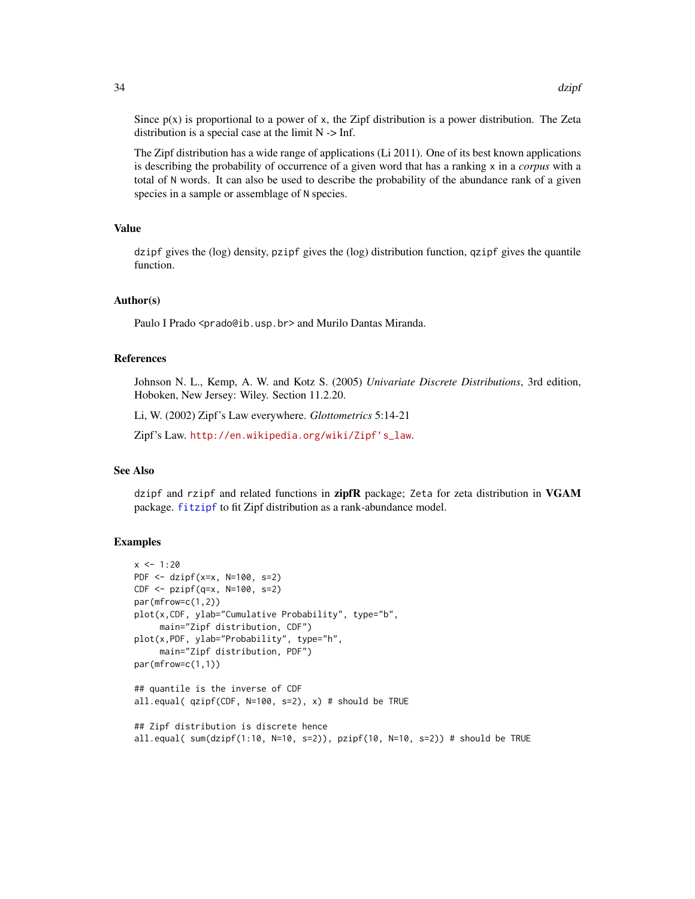Since p(x) is proportional to a power of x, the Zipf distribution is a power distribution. The Zeta distribution is a special case at the limit N -> Inf.

The Zipf distribution has a wide range of applications (Li 2011). One of its best known applications is describing the probability of occurrence of a given word that has a ranking `x` in a *corpus* with a total of `N` words. It can also be used to describe the probability of the abundance rank of a given species in a sample or assemblage of `N` species.

## Value

`dzipf` gives the (log) density, `pzipf` gives the (log) distribution function, `qzipf` gives the quantile function.

## Author(s)

Paulo I Prado <`prado@ib.usp.br`> and Murilo Dantas Miranda.

## References

Johnson N. L., Kemp, A. W. and Kotz S. (2005) *Univariate Discrete Distributions*, 3rd edition, Hoboken, New Jersey: Wiley. Section 11.2.20.

Li, W. (2002) Zipf's Law everywhere. *Glottometrics* 5:14-21

Zipf's Law. http://en.wikipedia.org/wiki/Zipf's_law.

## See Also

`dzipf` and `rzipf` and related functions in **zipfR** package; `Zeta` for zeta distribution in **VGAM** package. `fitzipf` to fit Zipf distribution as a rank-abundance model.

## Examples

```
x <- 1:20
PDF <- dzipf(x=x, N=100, s=2)
CDF <- pzipf(q=x, N=100, s=2)
par(mfrow=c(1,2))
plot(x,CDF, ylab="Cumulative Probability", type="b",
     main="Zipf distribution, CDF")
plot(x,PDF, ylab="Probability", type="h",
     main="Zipf distribution, PDF")
par(mfrow=c(1,1))

## quantile is the inverse of CDF
all.equal( qzipf(CDF, N=100, s=2), x) # should be TRUE

## Zipf distribution is discrete hence
all.equal( sum(dzipf(1:10, N=10, s=2)), pzipf(10, N=10, s=2)) # should be TRUE
```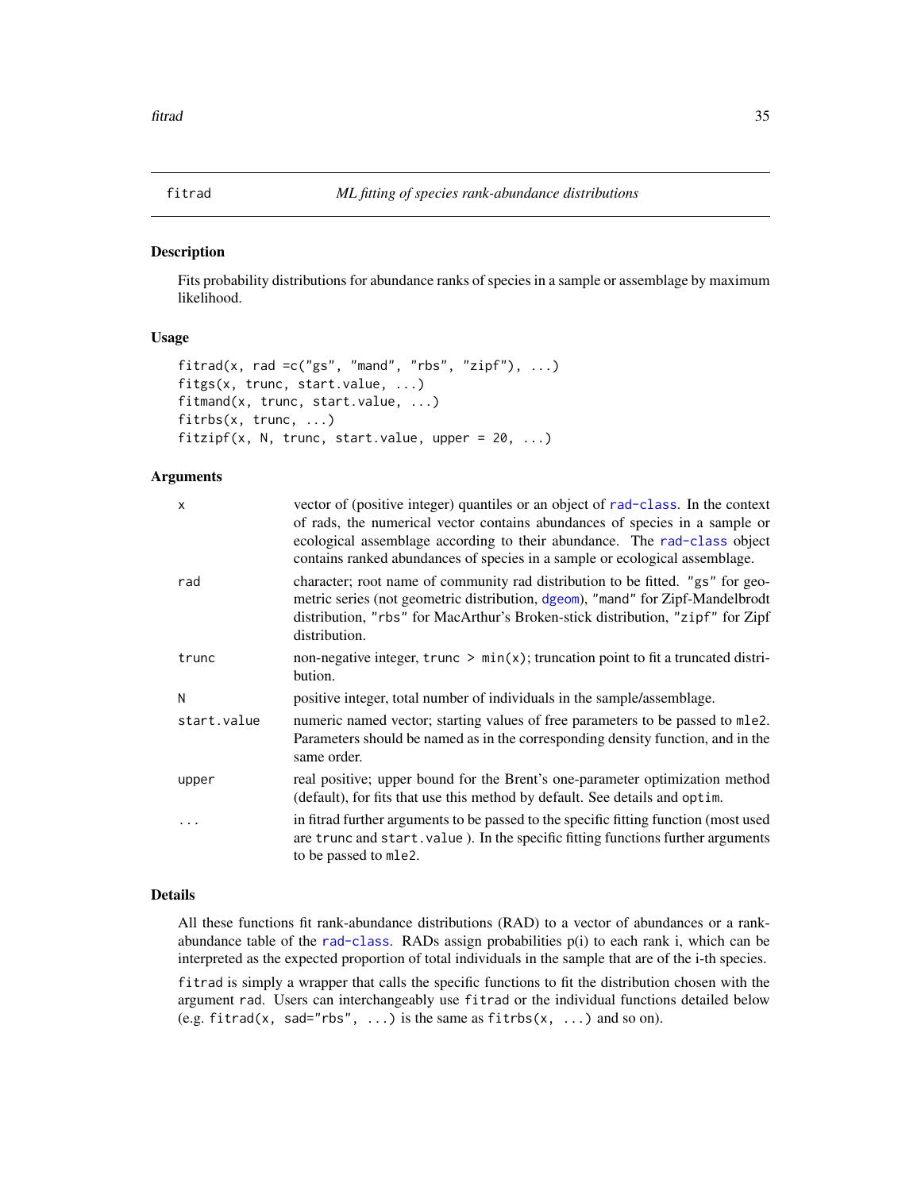## fitrad — *ML fitting of species rank-abundance distributions*

### Description

Fits probability distributions for abundance ranks of species in a sample or assemblage by maximum likelihood.

### Usage

```
fitrad(x, rad =c("gs", "mand", "rbs", "zipf"), ...)
fitgs(x, trunc, start.value, ...)
fitmand(x, trunc, start.value, ...)
fitrbs(x, trunc, ...)
fitzipf(x, N, trunc, start.value, upper = 20, ...)
```

### Arguments

| | |
|---|---|
| `x` | vector of (positive integer) quantiles or an object of `rad-class`. In the context of rads, the numerical vector contains abundances of species in a sample or ecological assemblage according to their abundance. The `rad-class` object contains ranked abundances of species in a sample or ecological assemblage. |
| `rad` | character; root name of community rad distribution to be fitted. `"gs"` for geometric series (not geometric distribution, `dgeom`), `"mand"` for Zipf-Mandelbrodt distribution, `"rbs"` for MacArthur's Broken-stick distribution, `"zipf"` for Zipf distribution. |
| `trunc` | non-negative integer, `trunc > min(x)`; truncation point to fit a truncated distribution. |
| `N` | positive integer, total number of individuals in the sample/assemblage. |
| `start.value` | numeric named vector; starting values of free parameters to be passed to `mle2`. Parameters should be named as in the corresponding density function, and in the same order. |
| `upper` | real positive; upper bound for the Brent's one-parameter optimization method (default), for fits that use this method by default. See details and `optim`. |
| `...` | in fitrad further arguments to be passed to the specific fitting function (most used are `trunc` and `start.value` ). In the specific fitting functions further arguments to be passed to `mle2`. |

### Details

All these functions fit rank-abundance distributions (RAD) to a vector of abundances or a rank-abundance table of the `rad-class`. RADs assign probabilities p(i) to each rank i, which can be interpreted as the expected proportion of total individuals in the sample that are of the i-th species.

`fitrad` is simply a wrapper that calls the specific functions to fit the distribution chosen with the argument `rad`. Users can interchangeably use `fitrad` or the individual functions detailed below (e.g. `fitrad(x, sad="rbs", ...)` is the same as `fitrbs(x, ...)` and so on).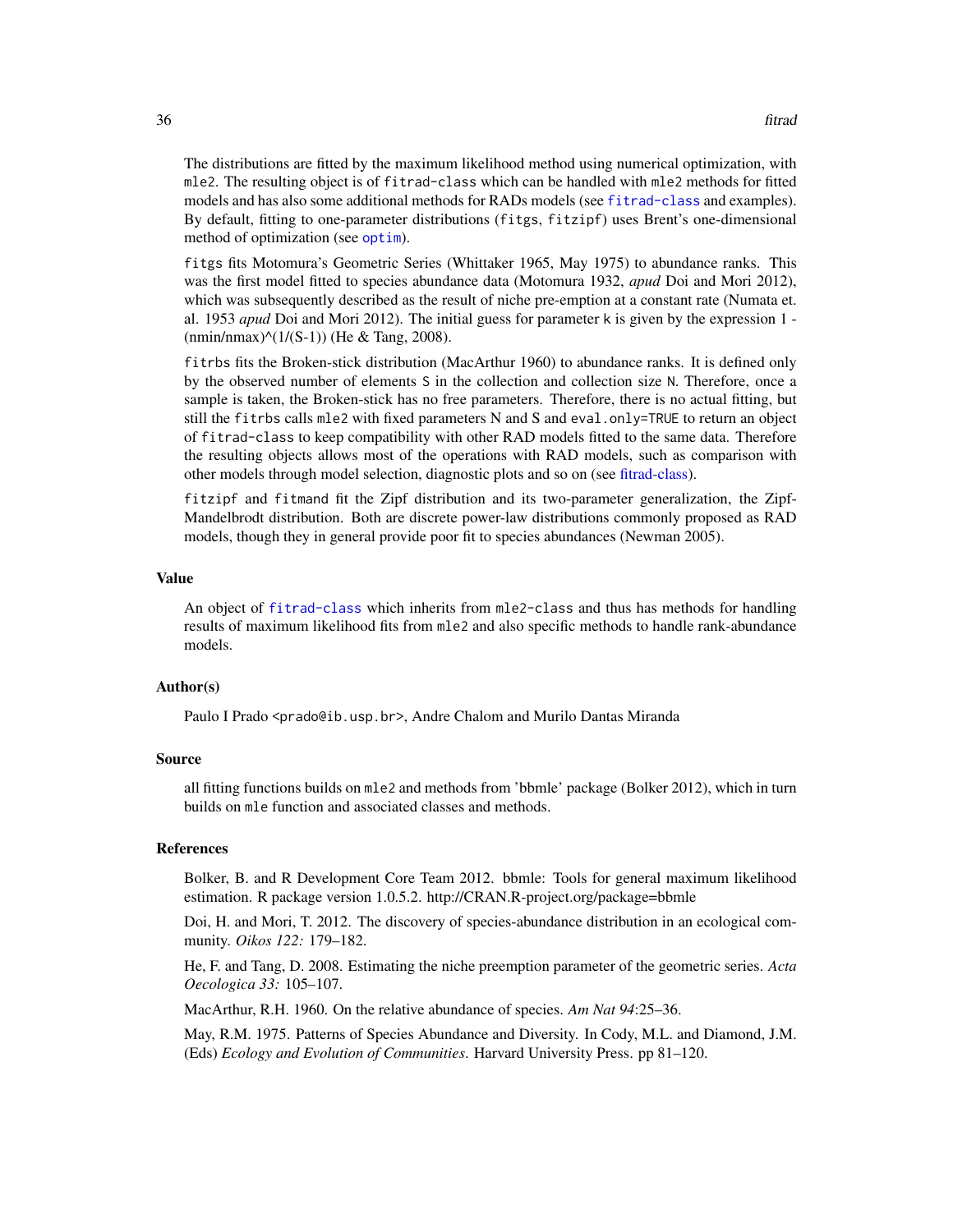The distributions are fitted by the maximum likelihood method using numerical optimization, with mle2. The resulting object is of fitrad-class which can be handled with mle2 methods for fitted models and has also some additional methods for RADs models (see fitrad-class and examples). By default, fitting to one-parameter distributions (fitgs, fitzipf) uses Brent's one-dimensional method of optimization (see optim).

fitgs fits Motomura's Geometric Series (Whittaker 1965, May 1975) to abundance ranks. This was the first model fitted to species abundance data (Motomura 1932, *apud* Doi and Mori 2012), which was subsequently described as the result of niche pre-emption at a constant rate (Numata et. al. 1953 *apud* Doi and Mori 2012). The initial guess for parameter k is given by the expression 1 - (nmin/nmax)^(1/(S-1)) (He & Tang, 2008).

fitrbs fits the Broken-stick distribution (MacArthur 1960) to abundance ranks. It is defined only by the observed number of elements S in the collection and collection size N. Therefore, once a sample is taken, the Broken-stick has no free parameters. Therefore, there is no actual fitting, but still the fitrbs calls mle2 with fixed parameters N and S and eval.only=TRUE to return an object of fitrad-class to keep compatibility with other RAD models fitted to the same data. Therefore the resulting objects allows most of the operations with RAD models, such as comparison with other models through model selection, diagnostic plots and so on (see fitrad-class).

fitzipf and fitmand fit the Zipf distribution and its two-parameter generalization, the Zipf-Mandelbrodt distribution. Both are discrete power-law distributions commonly proposed as RAD models, though they in general provide poor fit to species abundances (Newman 2005).

## Value

An object of fitrad-class which inherits from mle2-class and thus has methods for handling results of maximum likelihood fits from mle2 and also specific methods to handle rank-abundance models.

## Author(s)

Paulo I Prado <prado@ib.usp.br>, Andre Chalom and Murilo Dantas Miranda

## Source

all fitting functions builds on mle2 and methods from 'bbmle' package (Bolker 2012), which in turn builds on mle function and associated classes and methods.

## References

Bolker, B. and R Development Core Team 2012. bbmle: Tools for general maximum likelihood estimation. R package version 1.0.5.2. http://CRAN.R-project.org/package=bbmle

Doi, H. and Mori, T. 2012. The discovery of species-abundance distribution in an ecological community. *Oikos 122:* 179–182.

He, F. and Tang, D. 2008. Estimating the niche preemption parameter of the geometric series. *Acta Oecologica 33:* 105–107.

MacArthur, R.H. 1960. On the relative abundance of species. *Am Nat 94*:25–36.

May, R.M. 1975. Patterns of Species Abundance and Diversity. In Cody, M.L. and Diamond, J.M. (Eds) *Ecology and Evolution of Communities*. Harvard University Press. pp 81–120.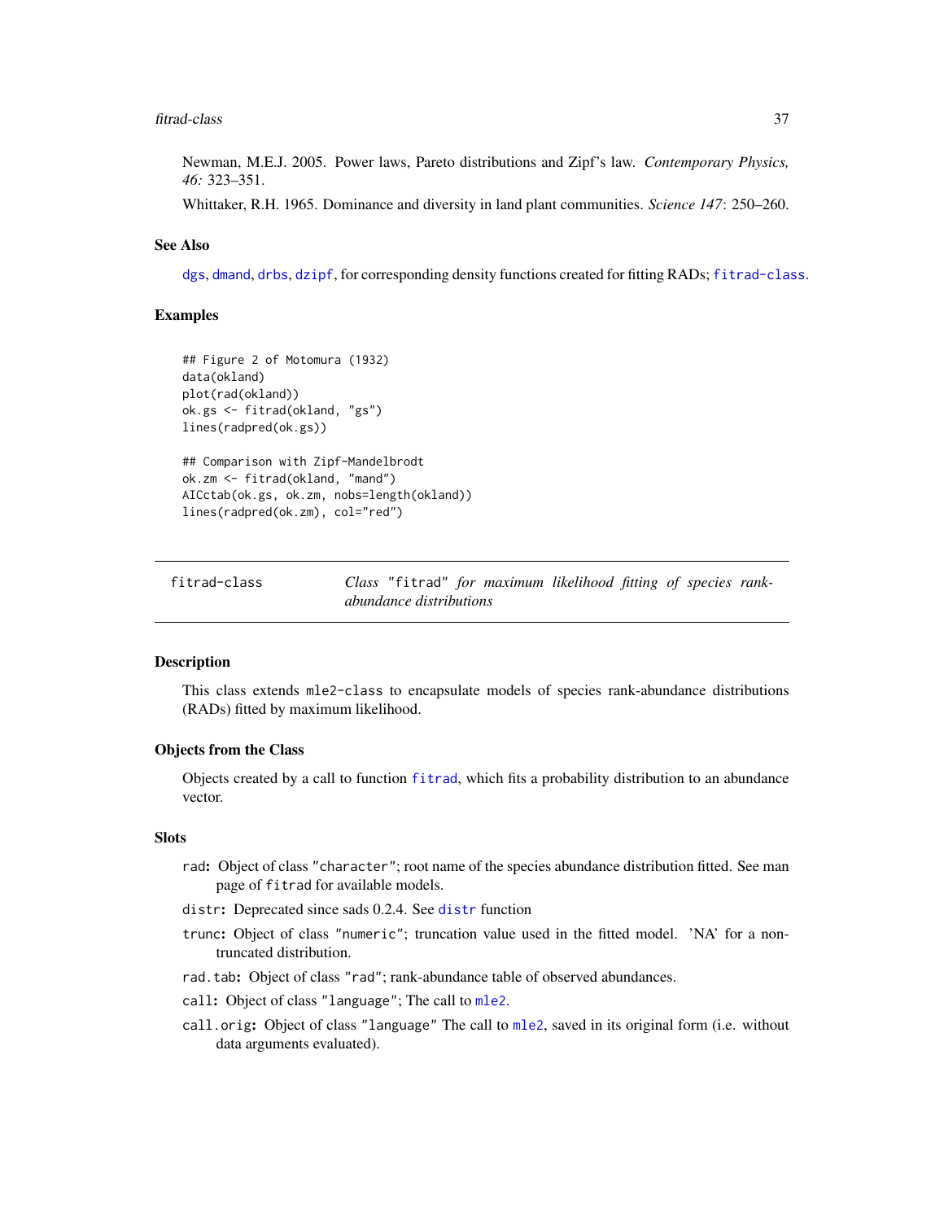Newman, M.E.J. 2005. Power laws, Pareto distributions and Zipf's law. *Contemporary Physics, 46:* 323–351.

Whittaker, R.H. 1965. Dominance and diversity in land plant communities. *Science 147*: 250–260.

### See Also

dgs, dmand, drbs, dzipf, for corresponding density functions created for fitting RADs; fitrad-class.

### Examples

```
## Figure 2 of Motomura (1932)
data(okland)
plot(rad(okland))
ok.gs <- fitrad(okland, "gs")
lines(radpred(ok.gs))

## Comparison with Zipf-Mandelbrodt
ok.zm <- fitrad(okland, "mand")
AICctab(ok.gs, ok.zm, nobs=length(okland))
lines(radpred(ok.zm), col="red")
```

---

## fitrad-class — *Class "fitrad" for maximum likelihood fitting of species rank-abundance distributions*

### Description

This class extends mle2-class to encapsulate models of species rank-abundance distributions (RADs) fitted by maximum likelihood.

### Objects from the Class

Objects created by a call to function fitrad, which fits a probability distribution to an abundance vector.

### Slots

- **rad:** Object of class "character"; root name of the species abundance distribution fitted. See man page of fitrad for available models.
- **distr:** Deprecated since sads 0.2.4. See distr function
- **trunc:** Object of class "numeric"; truncation value used in the fitted model. 'NA' for a non-truncated distribution.
- **rad.tab:** Object of class "rad"; rank-abundance table of observed abundances.
- **call:** Object of class "language"; The call to mle2.
- **call.orig:** Object of class "language" The call to mle2, saved in its original form (i.e. without data arguments evaluated).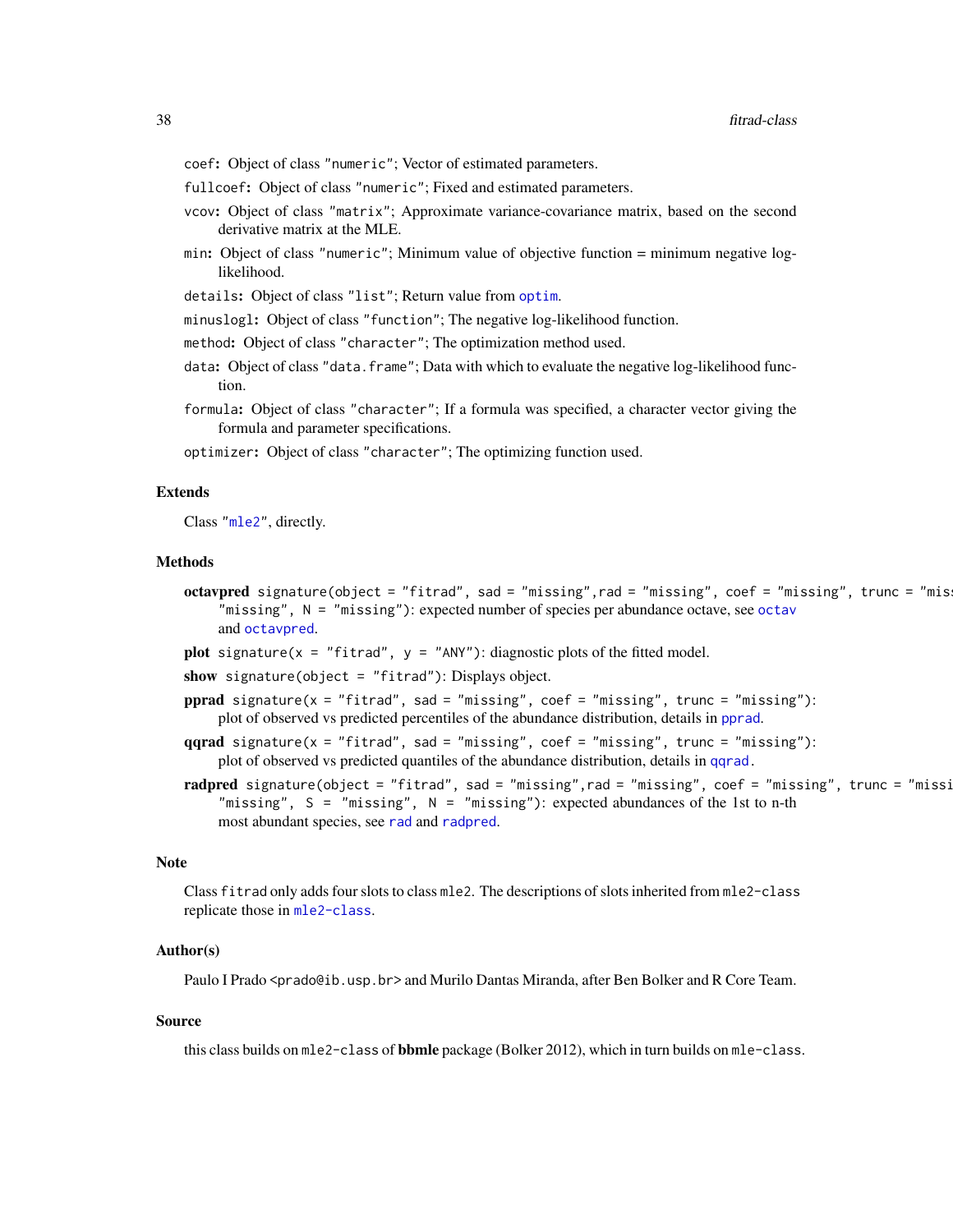`coef`: Object of class `"numeric"`; Vector of estimated parameters.

`fullcoef`: Object of class `"numeric"`; Fixed and estimated parameters.

`vcov`: Object of class `"matrix"`; Approximate variance-covariance matrix, based on the second derivative matrix at the MLE.

`min`: Object of class `"numeric"`; Minimum value of objective function = minimum negative log-likelihood.

`details`: Object of class `"list"`; Return value from `optim`.

`minuslogl`: Object of class `"function"`; The negative log-likelihood function.

`method`: Object of class `"character"`; The optimization method used.

`data`: Object of class `"data.frame"`; Data with which to evaluate the negative log-likelihood function.

`formula`: Object of class `"character"`; If a formula was specified, a character vector giving the formula and parameter specifications.

`optimizer`: Object of class `"character"`; The optimizing function used.

## Extends

Class `"mle2"`, directly.

## Methods

**octavpred** `signature(object = "fitrad", sad = "missing",rad = "missing", coef = "missing", trunc = "missing", oct = "missing", N = "missing")`: expected number of species per abundance octave, see `octav` and `octavpred`.

**plot** `signature(x = "fitrad", y = "ANY")`: diagnostic plots of the fitted model.

**show** `signature(object = "fitrad")`: Displays object.

**pprad** `signature(x = "fitrad", sad = "missing", coef = "missing", trunc = "missing")`: plot of observed vs predicted percentiles of the abundance distribution, details in `pprad`.

**qqrad** `signature(x = "fitrad", sad = "missing", coef = "missing", trunc = "missing")`: plot of observed vs predicted quantiles of the abundance distribution, details in `qqrad`.

**radpred** `signature(object = "fitrad", sad = "missing",rad = "missing", coef = "missing", trunc = "missing", distr = "missing", S = "missing", N = "missing")`: expected abundances of the 1st to n-th most abundant species, see `rad` and `radpred`.

## Note

Class `fitrad` only adds four slots to class `mle2`. The descriptions of slots inherited from `mle2-class` replicate those in `mle2-class`.

## Author(s)

Paulo I Prado <prado@ib.usp.br> and Murilo Dantas Miranda, after Ben Bolker and R Core Team.

## Source

this class builds on `mle2-class` of **bbmle** package (Bolker 2012), which in turn builds on `mle-class`.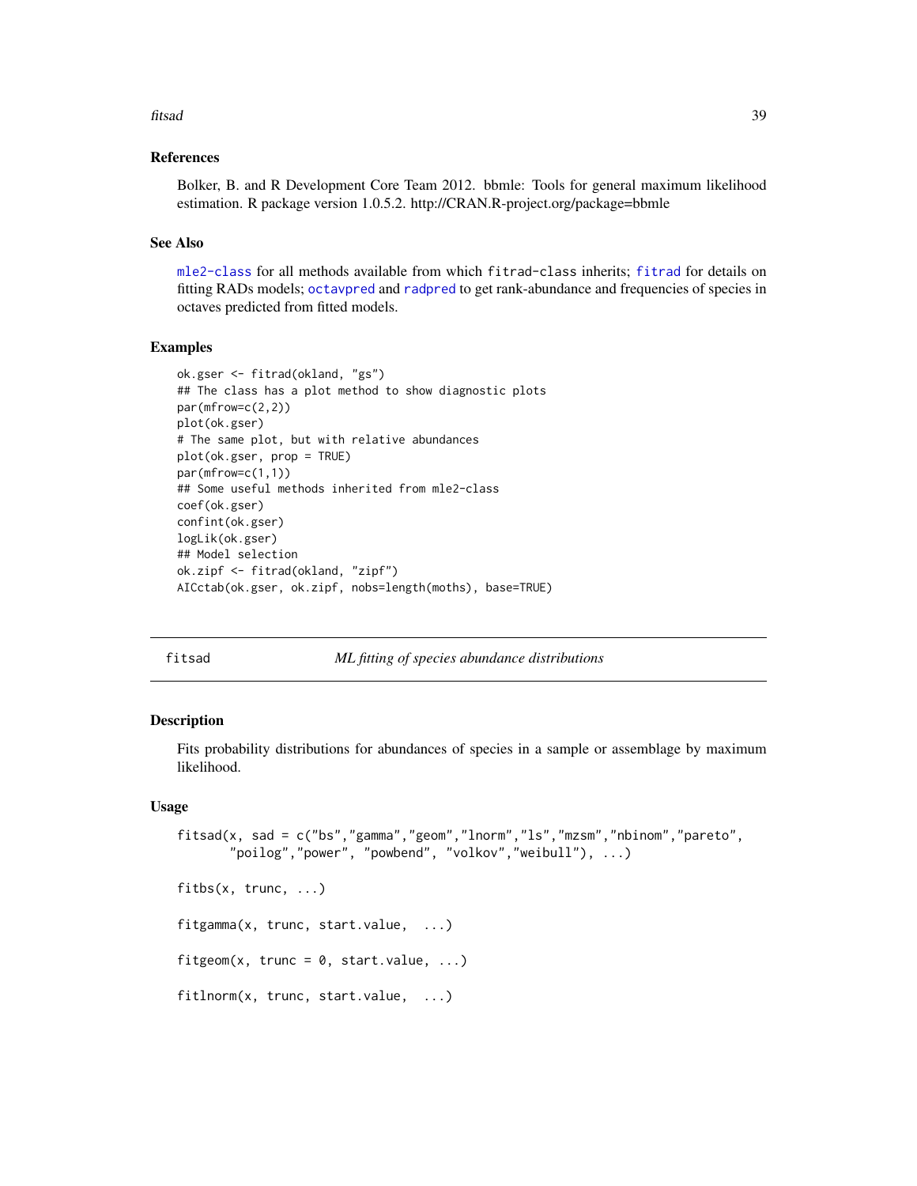## References

Bolker, B. and R Development Core Team 2012. bbmle: Tools for general maximum likelihood estimation. R package version 1.0.5.2. http://CRAN.R-project.org/package=bbmle

## See Also

mle2-class for all methods available from which fitrad-class inherits; fitrad for details on fitting RADs models; octavpred and radpred to get rank-abundance and frequencies of species in octaves predicted from fitted models.

## Examples

```
ok.gser <- fitrad(okland, "gs")
## The class has a plot method to show diagnostic plots
par(mfrow=c(2,2))
plot(ok.gser)
# The same plot, but with relative abundances
plot(ok.gser, prop = TRUE)
par(mfrow=c(1,1))
## Some useful methods inherited from mle2-class
coef(ok.gser)
confint(ok.gser)
logLik(ok.gser)
## Model selection
ok.zipf <- fitrad(okland, "zipf")
AICctab(ok.gser, ok.zipf, nobs=length(moths), base=TRUE)
```

---

# fitsad — *ML fitting of species abundance distributions*

## Description

Fits probability distributions for abundances of species in a sample or assemblage by maximum likelihood.

## Usage

```
fitsad(x, sad = c("bs","gamma","geom","lnorm","ls","mzsm","nbinom","pareto",
       "poilog","power", "powbend", "volkov","weibull"), ...)

fitbs(x, trunc, ...)

fitgamma(x, trunc, start.value,  ...)

fitgeom(x, trunc = 0, start.value, ...)

fitlnorm(x, trunc, start.value,  ...)
```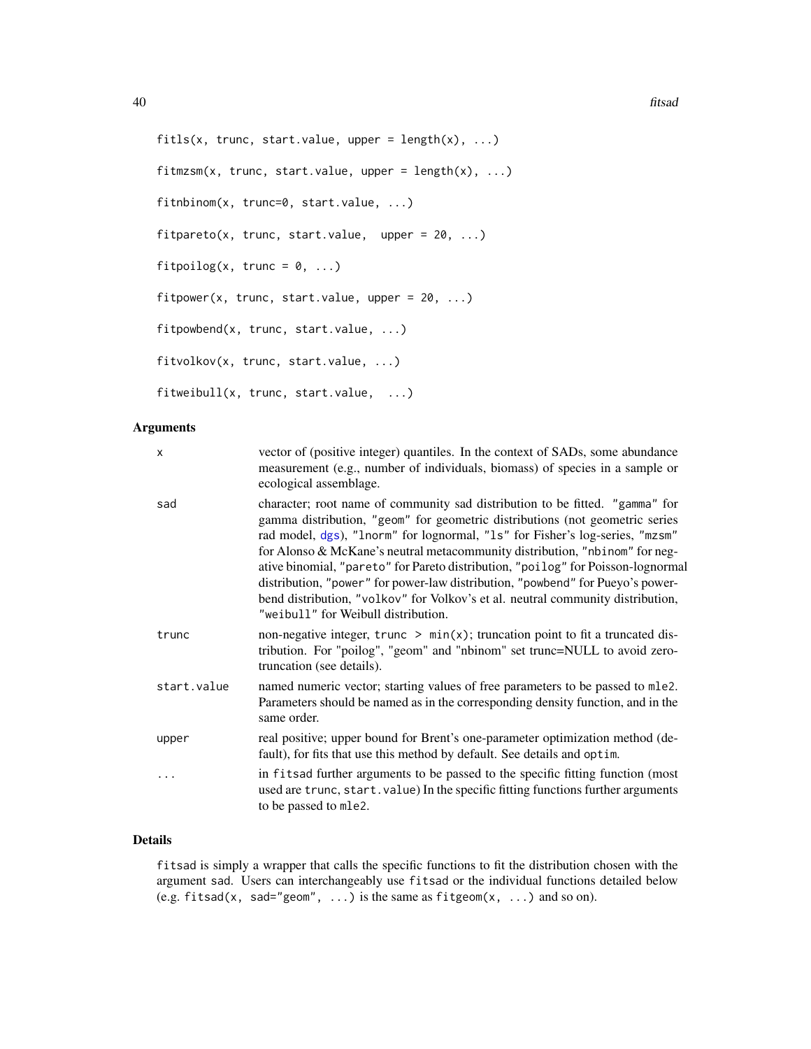```
fitls(x, trunc, start.value, upper = length(x), ...)

fitmzsm(x, trunc, start.value, upper = length(x), ...)

fitnbinom(x, trunc=0, start.value, ...)

fitpareto(x, trunc, start.value,  upper = 20, ...)

fitpoilog(x, trunc = 0, ...)

fitpower(x, trunc, start.value, upper = 20, ...)

fitpowbend(x, trunc, start.value, ...)

fitvolkov(x, trunc, start.value, ...)

fitweibull(x, trunc, start.value,  ...)
```

## Arguments

| | |
|---|---|
| x | vector of (positive integer) quantiles. In the context of SADs, some abundance measurement (e.g., number of individuals, biomass) of species in a sample or ecological assemblage. |
| sad | character; root name of community sad distribution to be fitted. "gamma" for gamma distribution, "geom" for geometric distributions (not geometric series rad model, dgs), "lnorm" for lognormal, "ls" for Fisher's log-series, "mzsm" for Alonso & McKane's neutral metacommunity distribution, "nbinom" for negative binomial, "pareto" for Pareto distribution, "poilog" for Poisson-lognormal distribution, "power" for power-law distribution, "powbend" for Pueyo's power-bend distribution, "volkov" for Volkov's et al. neutral community distribution, "weibull" for Weibull distribution. |
| trunc | non-negative integer, trunc > min(x); truncation point to fit a truncated distribution. For "poilog", "geom" and "nbinom" set trunc=NULL to avoid zero-truncation (see details). |
| start.value | named numeric vector; starting values of free parameters to be passed to mle2. Parameters should be named as in the corresponding density function, and in the same order. |
| upper | real positive; upper bound for Brent's one-parameter optimization method (default), for fits that use this method by default. See details and optim. |
| ... | in fitsad further arguments to be passed to the specific fitting function (most used are trunc, start.value) In the specific fitting functions further arguments to be passed to mle2. |

## Details

fitsad is simply a wrapper that calls the specific functions to fit the distribution chosen with the argument sad. Users can interchangeably use fitsad or the individual functions detailed below (e.g. fitsad(x, sad="geom", ...) is the same as fitgeom(x, ...) and so on).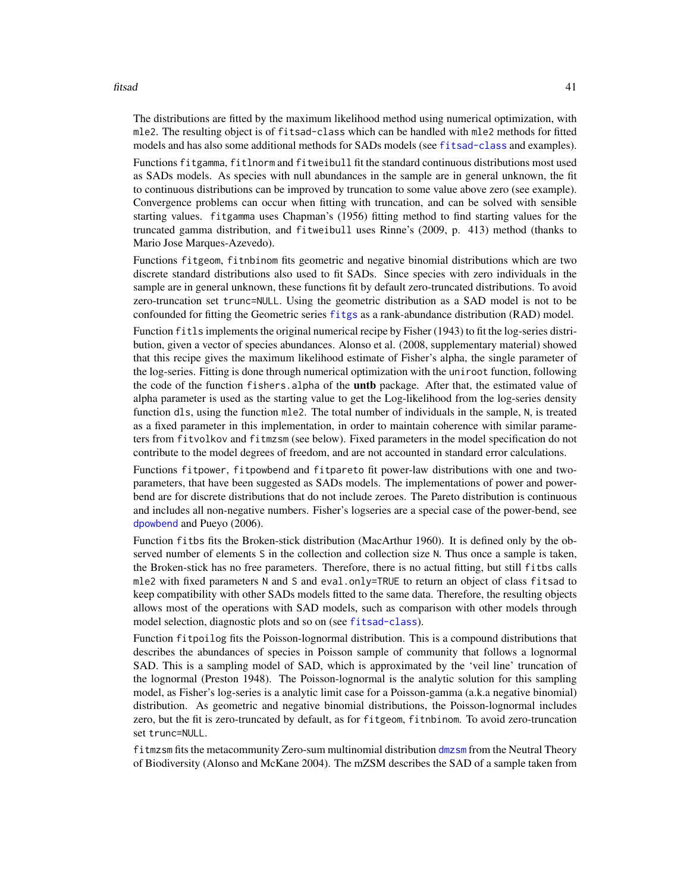The distributions are fitted by the maximum likelihood method using numerical optimization, with mle2. The resulting object is of fitsad-class which can be handled with mle2 methods for fitted models and has also some additional methods for SADs models (see fitsad-class and examples).

Functions fitgamma, fitlnorm and fitweibull fit the standard continuous distributions most used as SADs models. As species with null abundances in the sample are in general unknown, the fit to continuous distributions can be improved by truncation to some value above zero (see example). Convergence problems can occur when fitting with truncation, and can be solved with sensible starting values. fitgamma uses Chapman's (1956) fitting method to find starting values for the truncated gamma distribution, and fitweibull uses Rinne's (2009, p. 413) method (thanks to Mario Jose Marques-Azevedo).

Functions fitgeom, fitnbinom fits geometric and negative binomial distributions which are two discrete standard distributions also used to fit SADs. Since species with zero individuals in the sample are in general unknown, these functions fit by default zero-truncated distributions. To avoid zero-truncation set trunc=NULL. Using the geometric distribution as a SAD model is not to be confounded for fitting the Geometric series fitgs as a rank-abundance distribution (RAD) model.

Function fitls implements the original numerical recipe by Fisher (1943) to fit the log-series distribution, given a vector of species abundances. Alonso et al. (2008, supplementary material) showed that this recipe gives the maximum likelihood estimate of Fisher's alpha, the single parameter of the log-series. Fitting is done through numerical optimization with the uniroot function, following the code of the function fishers.alpha of the **untb** package. After that, the estimated value of alpha parameter is used as the starting value to get the Log-likelihood from the log-series density function dls, using the function mle2. The total number of individuals in the sample, N, is treated as a fixed parameter in this implementation, in order to maintain coherence with similar parameters from fitvolkov and fitmzsm (see below). Fixed parameters in the model specification do not contribute to the model degrees of freedom, and are not accounted in standard error calculations.

Functions fitpower, fitpowbend and fitpareto fit power-law distributions with one and two-parameters, that have been suggested as SADs models. The implementations of power and power-bend are for discrete distributions that do not include zeroes. The Pareto distribution is continuous and includes all non-negative numbers. Fisher's logseries are a special case of the power-bend, see dpowbend and Pueyo (2006).

Function fitbs fits the Broken-stick distribution (MacArthur 1960). It is defined only by the observed number of elements S in the collection and collection size N. Thus once a sample is taken, the Broken-stick has no free parameters. Therefore, there is no actual fitting, but still fitbs calls mle2 with fixed parameters N and S and eval.only=TRUE to return an object of class fitsad to keep compatibility with other SADs models fitted to the same data. Therefore, the resulting objects allows most of the operations with SAD models, such as comparison with other models through model selection, diagnostic plots and so on (see fitsad-class).

Function fitpoilog fits the Poisson-lognormal distribution. This is a compound distributions that describes the abundances of species in Poisson sample of community that follows a lognormal SAD. This is a sampling model of SAD, which is approximated by the 'veil line' truncation of the lognormal (Preston 1948). The Poisson-lognormal is the analytic solution for this sampling model, as Fisher's log-series is a analytic limit case for a Poisson-gamma (a.k.a negative binomial) distribution. As geometric and negative binomial distributions, the Poisson-lognormal includes zero, but the fit is zero-truncated by default, as for fitgeom, fitnbinom. To avoid zero-truncation set trunc=NULL.

fitmzsm fits the metacommunity Zero-sum multinomial distribution dmzsm from the Neutral Theory of Biodiversity (Alonso and McKane 2004). The mZSM describes the SAD of a sample taken from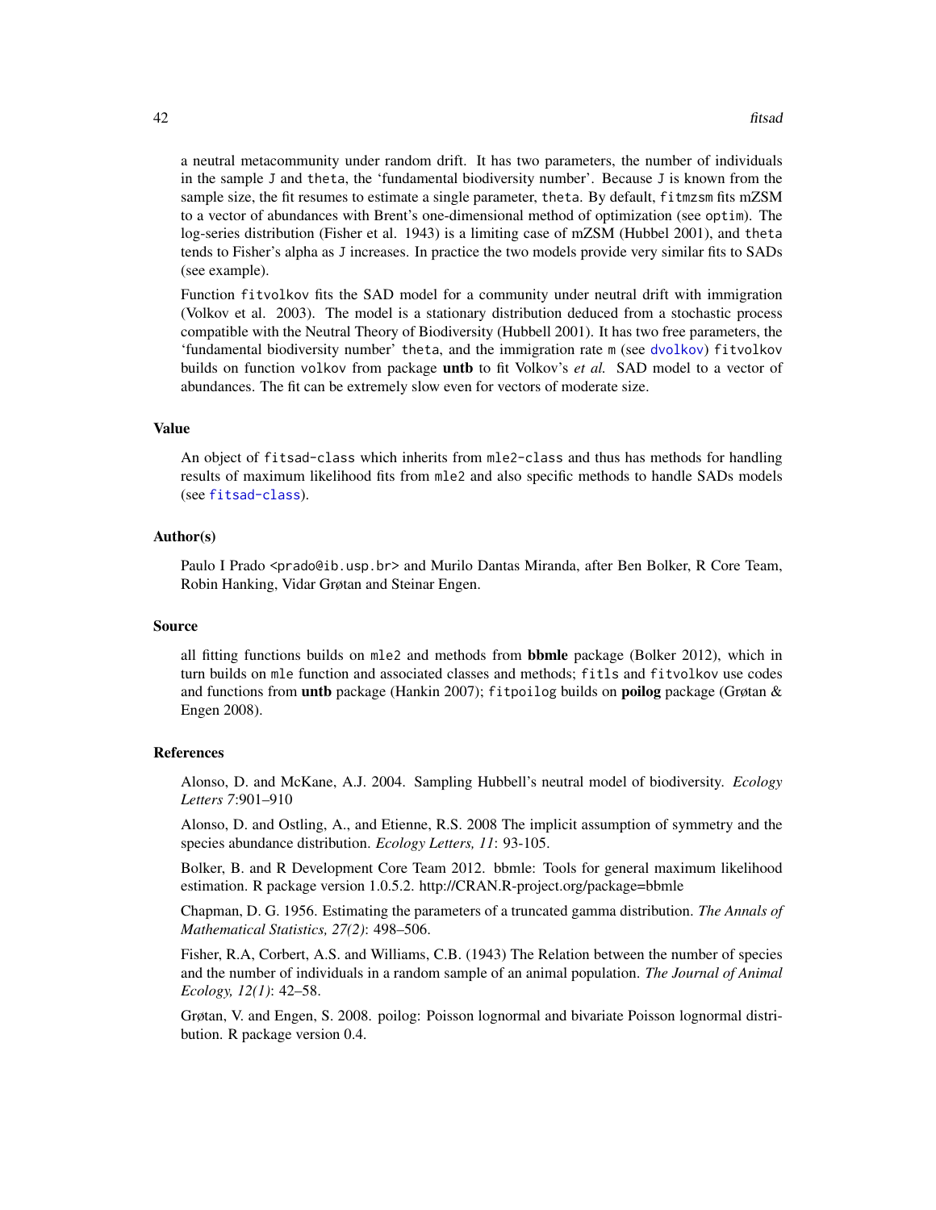a neutral metacommunity under random drift. It has two parameters, the number of individuals in the sample J and theta, the 'fundamental biodiversity number'. Because J is known from the sample size, the fit resumes to estimate a single parameter, theta. By default, `fitmzsm` fits mZSM to a vector of abundances with Brent's one-dimensional method of optimization (see `optim`). The log-series distribution (Fisher et al. 1943) is a limiting case of mZSM (Hubbel 2001), and theta tends to Fisher's alpha as J increases. In practice the two models provide very similar fits to SADs (see example).

Function `fitvolkov` fits the SAD model for a community under neutral drift with immigration (Volkov et al. 2003). The model is a stationary distribution deduced from a stochastic process compatible with the Neutral Theory of Biodiversity (Hubbell 2001). It has two free parameters, the 'fundamental biodiversity number' theta, and the immigration rate m (see `dvolkov`) `fitvolkov` builds on function `volkov` from package **untb** to fit Volkov's *et al.* SAD model to a vector of abundances. The fit can be extremely slow even for vectors of moderate size.

### Value

An object of `fitsad-class` which inherits from `mle2-class` and thus has methods for handling results of maximum likelihood fits from `mle2` and also specific methods to handle SADs models (see `fitsad-class`).

### Author(s)

Paulo I Prado <prado@ib.usp.br> and Murilo Dantas Miranda, after Ben Bolker, R Core Team, Robin Hanking, Vidar Grøtan and Steinar Engen.

### Source

all fitting functions builds on `mle2` and methods from **bbmle** package (Bolker 2012), which in turn builds on `mle` function and associated classes and methods; `fitls` and `fitvolkov` use codes and functions from **untb** package (Hankin 2007); `fitpoilog` builds on **poilog** package (Grøtan & Engen 2008).

### References

Alonso, D. and McKane, A.J. 2004. Sampling Hubbell's neutral model of biodiversity. *Ecology Letters 7*:901–910

Alonso, D. and Ostling, A., and Etienne, R.S. 2008 The implicit assumption of symmetry and the species abundance distribution. *Ecology Letters, 11*: 93-105.

Bolker, B. and R Development Core Team 2012. bbmle: Tools for general maximum likelihood estimation. R package version 1.0.5.2. http://CRAN.R-project.org/package=bbmle

Chapman, D. G. 1956. Estimating the parameters of a truncated gamma distribution. *The Annals of Mathematical Statistics, 27(2)*: 498–506.

Fisher, R.A, Corbert, A.S. and Williams, C.B. (1943) The Relation between the number of species and the number of individuals in a random sample of an animal population. *The Journal of Animal Ecology, 12(1)*: 42–58.

Grøtan, V. and Engen, S. 2008. poilog: Poisson lognormal and bivariate Poisson lognormal distribution. R package version 0.4.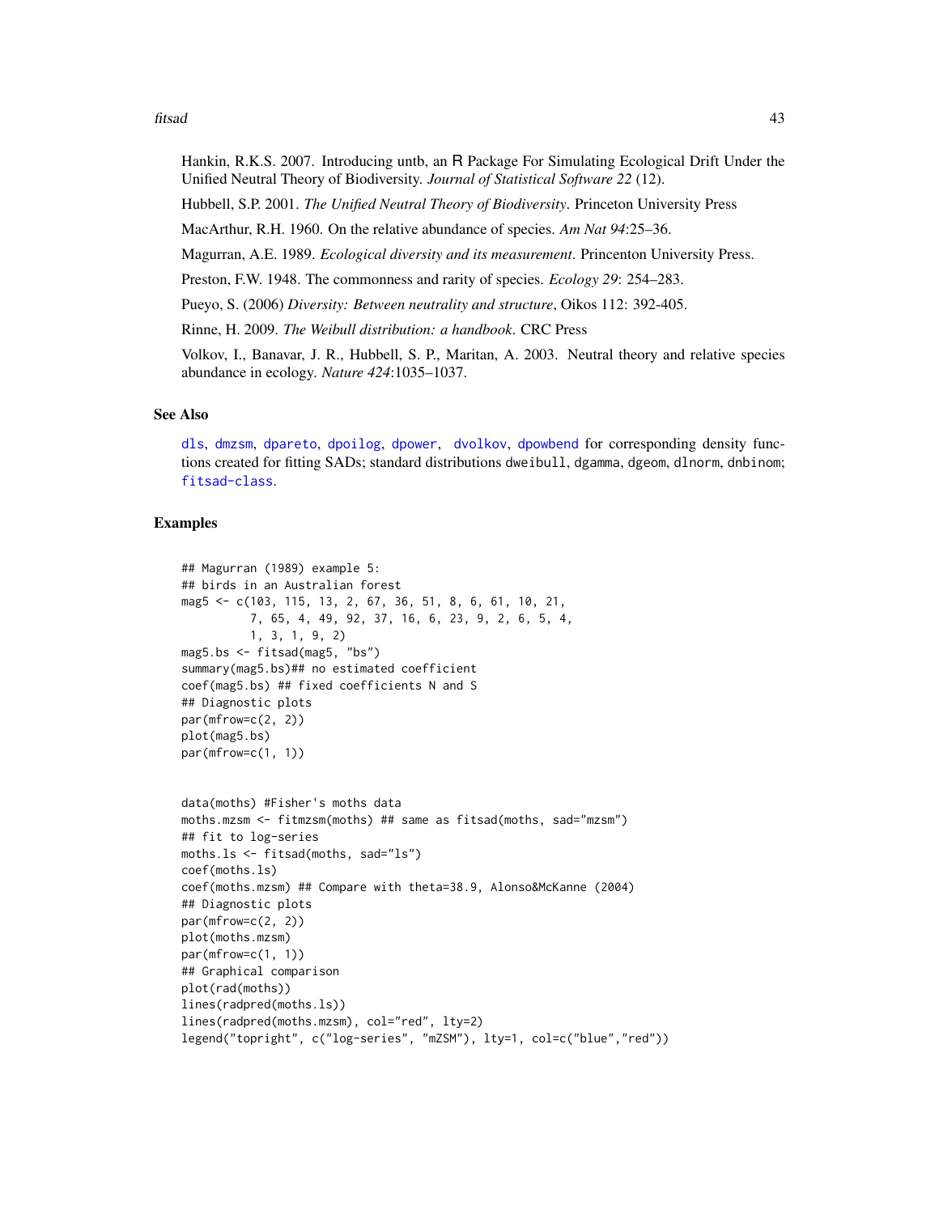Hankin, R.K.S. 2007. Introducing untb, an R Package For Simulating Ecological Drift Under the Unified Neutral Theory of Biodiversity. *Journal of Statistical Software 22* (12).

Hubbell, S.P. 2001. *The Unified Neutral Theory of Biodiversity*. Princeton University Press

MacArthur, R.H. 1960. On the relative abundance of species. *Am Nat 94*:25–36.

Magurran, A.E. 1989. *Ecological diversity and its measurement*. Princenton University Press.

Preston, F.W. 1948. The commonness and rarity of species. *Ecology 29*: 254–283.

Pueyo, S. (2006) *Diversity: Between neutrality and structure*, Oikos 112: 392-405.

Rinne, H. 2009. *The Weibull distribution: a handbook*. CRC Press

Volkov, I., Banavar, J. R., Hubbell, S. P., Maritan, A. 2003. Neutral theory and relative species abundance in ecology. *Nature 424*:1035–1037.

## See Also

dls, dmzsm, dpareto, dpoilog, dpower, dvolkov, dpowbend for corresponding density functions created for fitting SADs; standard distributions dweibull, dgamma, dgeom, dlnorm, dnbinom; fitsad-class.

## Examples

```
## Magurran (1989) example 5:
## birds in an Australian forest
mag5 <- c(103, 115, 13, 2, 67, 36, 51, 8, 6, 61, 10, 21,
          7, 65, 4, 49, 92, 37, 16, 6, 23, 9, 2, 6, 5, 4,
          1, 3, 1, 9, 2)
mag5.bs <- fitsad(mag5, "bs")
summary(mag5.bs)## no estimated coefficient
coef(mag5.bs) ## fixed coefficients N and S
## Diagnostic plots
par(mfrow=c(2, 2))
plot(mag5.bs)
par(mfrow=c(1, 1))


data(moths) #Fisher's moths data
moths.mzsm <- fitmzsm(moths) ## same as fitsad(moths, sad="mzsm")
## fit to log-series
moths.ls <- fitsad(moths, sad="ls")
coef(moths.ls)
coef(moths.mzsm) ## Compare with theta=38.9, Alonso&McKanne (2004)
## Diagnostic plots
par(mfrow=c(2, 2))
plot(moths.mzsm)
par(mfrow=c(1, 1))
## Graphical comparison
plot(rad(moths))
lines(radpred(moths.ls))
lines(radpred(moths.mzsm), col="red", lty=2)
legend("topright", c("log-series", "mZSM"), lty=1, col=c("blue","red"))
```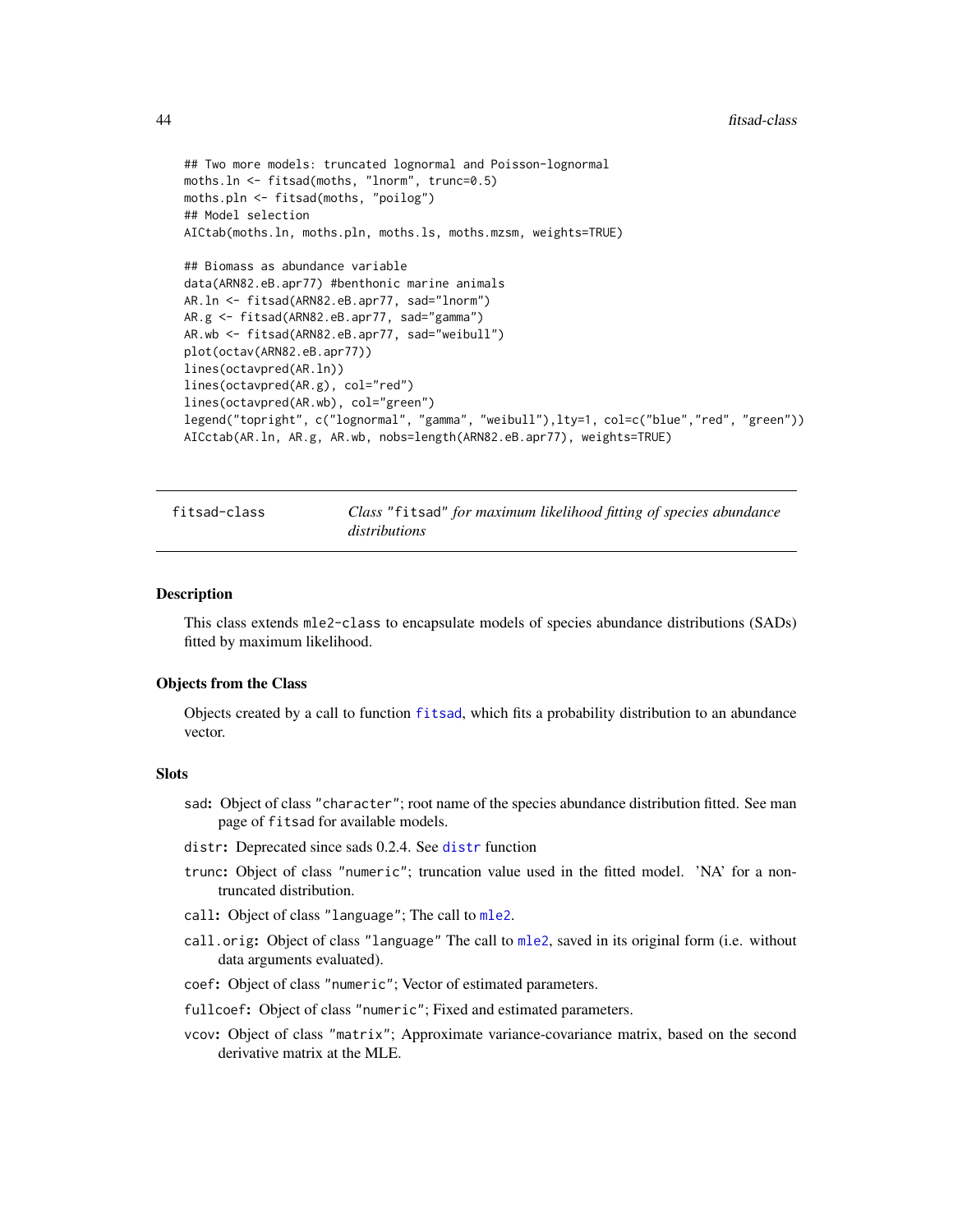```
## Two more models: truncated lognormal and Poisson-lognormal
moths.ln <- fitsad(moths, "lnorm", trunc=0.5)
moths.pln <- fitsad(moths, "poilog")
## Model selection
AICtab(moths.ln, moths.pln, moths.ls, moths.mzsm, weights=TRUE)

## Biomass as abundance variable
data(ARN82.eB.apr77) #benthonic marine animals
AR.ln <- fitsad(ARN82.eB.apr77, sad="lnorm")
AR.g <- fitsad(ARN82.eB.apr77, sad="gamma")
AR.wb <- fitsad(ARN82.eB.apr77, sad="weibull")
plot(octav(ARN82.eB.apr77))
lines(octavpred(AR.ln))
lines(octavpred(AR.g), col="red")
lines(octavpred(AR.wb), col="green")
legend("topright", c("lognormal", "gamma", "weibull"),lty=1, col=c("blue","red", "green"))
AICctab(AR.ln, AR.g, AR.wb, nobs=length(ARN82.eB.apr77), weights=TRUE)
```

---

`fitsad-class` *Class "fitsad" for maximum likelihood fitting of species abundance distributions*

---

### Description

This class extends `mle2-class` to encapsulate models of species abundance distributions (SADs) fitted by maximum likelihood.

### Objects from the Class

Objects created by a call to function `fitsad`, which fits a probability distribution to an abundance vector.

### Slots

- **sad:** Object of class "character"; root name of the species abundance distribution fitted. See man page of `fitsad` for available models.
- **distr:** Deprecated since sads 0.2.4. See `distr` function
- **trunc:** Object of class "numeric"; truncation value used in the fitted model. 'NA' for a non-truncated distribution.
- **call:** Object of class "language"; The call to `mle2`.
- **call.orig:** Object of class "language" The call to `mle2`, saved in its original form (i.e. without data arguments evaluated).
- **coef:** Object of class "numeric"; Vector of estimated parameters.
- **fullcoef:** Object of class "numeric"; Fixed and estimated parameters.
- **vcov:** Object of class "matrix"; Approximate variance-covariance matrix, based on the second derivative matrix at the MLE.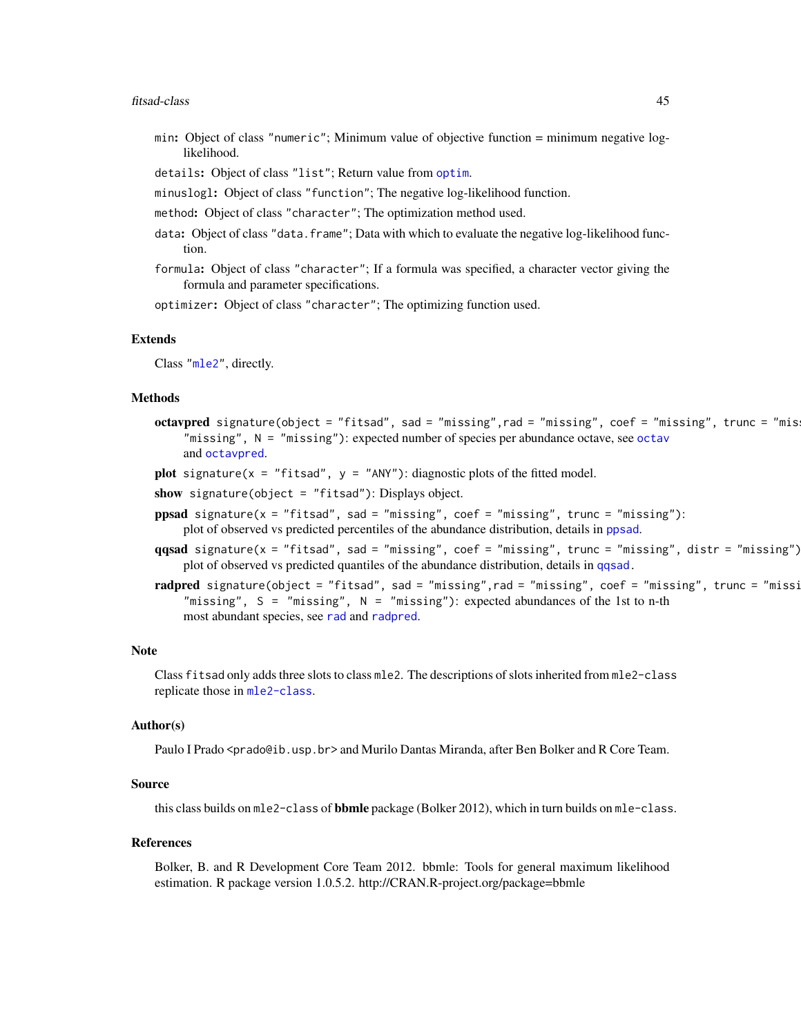`min`: Object of class `"numeric"`; Minimum value of objective function = minimum negative log-likelihood.

`details`: Object of class `"list"`; Return value from `optim`.

`minuslogl`: Object of class `"function"`; The negative log-likelihood function.

`method`: Object of class `"character"`; The optimization method used.

`data`: Object of class `"data.frame"`; Data with which to evaluate the negative log-likelihood function.

`formula`: Object of class `"character"`; If a formula was specified, a character vector giving the formula and parameter specifications.

`optimizer`: Object of class `"character"`; The optimizing function used.

### Extends

Class `"mle2"`, directly.

### Methods

**octavpred** `signature(object = "fitsad", sad = "missing",rad = "missing", coef = "missing", trunc = "missing", oct = "missing", N = "missing")`: expected number of species per abundance octave, see `octav` and `octavpred`.

**plot** `signature(x = "fitsad", y = "ANY")`: diagnostic plots of the fitted model.

**show** `signature(object = "fitsad")`: Displays object.

**ppsad** `signature(x = "fitsad", sad = "missing", coef = "missing", trunc = "missing")`: plot of observed vs predicted percentiles of the abundance distribution, details in `ppsad`.

**qqsad** `signature(x = "fitsad", sad = "missing", coef = "missing", trunc = "missing", distr = "missing")`: plot of observed vs predicted quantiles of the abundance distribution, details in `qqsad`.

**radpred** `signature(object = "fitsad", sad = "missing",rad = "missing", coef = "missing", trunc = "missing", distr = "missing", S = "missing", N = "missing")`: expected abundances of the 1st to n-th most abundant species, see `rad` and `radpred`.

### Note

Class `fitsad` only adds three slots to class `mle2`. The descriptions of slots inherited from `mle2-class` replicate those in `mle2-class`.

### Author(s)

Paulo I Prado <prado@ib.usp.br> and Murilo Dantas Miranda, after Ben Bolker and R Core Team.

### Source

this class builds on `mle2-class` of **bbmle** package (Bolker 2012), which in turn builds on `mle-class`.

### References

Bolker, B. and R Development Core Team 2012. bbmle: Tools for general maximum likelihood estimation. R package version 1.0.5.2. http://CRAN.R-project.org/package=bbmle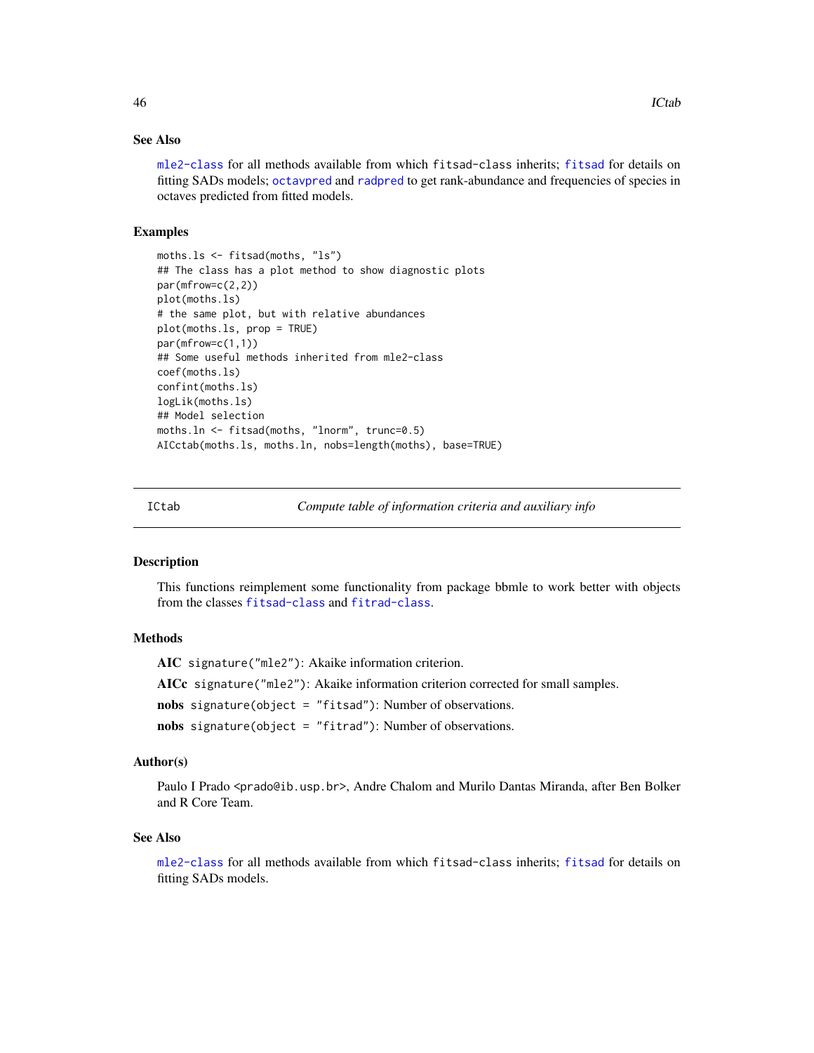### See Also

mle2-class for all methods available from which fitsad-class inherits; fitsad for details on fitting SADs models; octavpred and radpred to get rank-abundance and frequencies of species in octaves predicted from fitted models.

### Examples

```
moths.ls <- fitsad(moths, "ls")
## The class has a plot method to show diagnostic plots
par(mfrow=c(2,2))
plot(moths.ls)
# the same plot, but with relative abundances
plot(moths.ls, prop = TRUE)
par(mfrow=c(1,1))
## Some useful methods inherited from mle2-class
coef(moths.ls)
confint(moths.ls)
logLik(moths.ls)
## Model selection
moths.ln <- fitsad(moths, "lnorm", trunc=0.5)
AICctab(moths.ls, moths.ln, nobs=length(moths), base=TRUE)
```

---

## ICtab — *Compute table of information criteria and auxiliary info*

### Description

This functions reimplement some functionality from package bbmle to work better with objects from the classes fitsad-class and fitrad-class.

### Methods

**AIC** `signature("mle2")`: Akaike information criterion.

**AICc** `signature("mle2")`: Akaike information criterion corrected for small samples.

**nobs** `signature(object = "fitsad")`: Number of observations.

**nobs** `signature(object = "fitrad")`: Number of observations.

### Author(s)

Paulo I Prado <prado@ib.usp.br>, Andre Chalom and Murilo Dantas Miranda, after Ben Bolker and R Core Team.

### See Also

mle2-class for all methods available from which fitsad-class inherits; fitsad for details on fitting SADs models.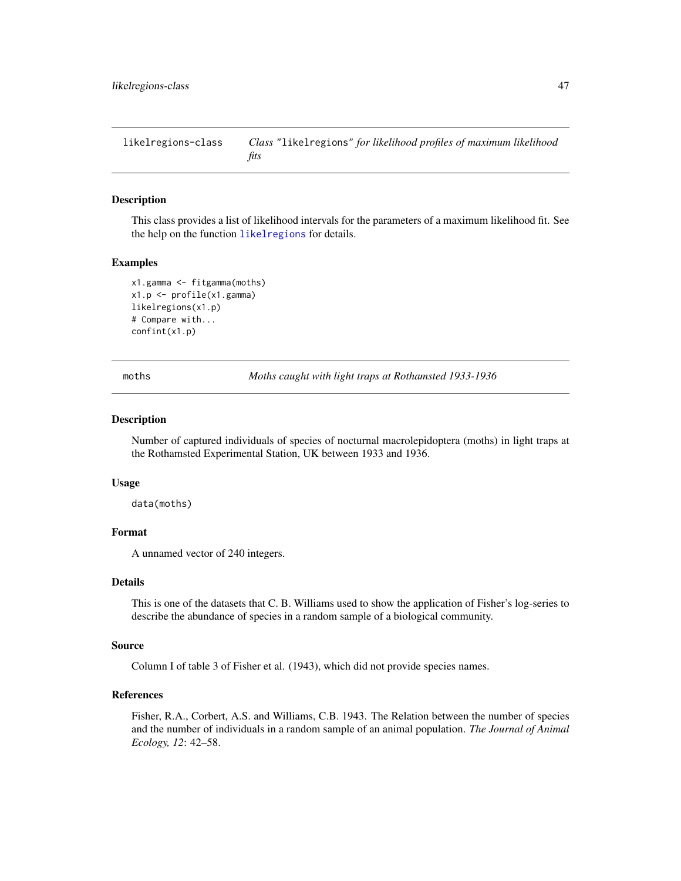## likelregions-class — *Class* "likelregions" *for likelihood profiles of maximum likelihood fits*

### Description

This class provides a list of likelihood intervals for the parameters of a maximum likelihood fit. See the help on the function `likelregions` for details.

### Examples

```
x1.gamma <- fitgamma(moths)
x1.p <- profile(x1.gamma)
likelregions(x1.p)
# Compare with...
confint(x1.p)
```

## moths — *Moths caught with light traps at Rothamsted 1933-1936*

### Description

Number of captured individuals of species of nocturnal macrolepidoptera (moths) in light traps at the Rothamsted Experimental Station, UK between 1933 and 1936.

### Usage

```
data(moths)
```

### Format

A unnamed vector of 240 integers.

### Details

This is one of the datasets that C. B. Williams used to show the application of Fisher's log-series to describe the abundance of species in a random sample of a biological community.

### Source

Column I of table 3 of Fisher et al. (1943), which did not provide species names.

### References

Fisher, R.A., Corbert, A.S. and Williams, C.B. 1943. The Relation between the number of species and the number of individuals in a random sample of an animal population. *The Journal of Animal Ecology, 12*: 42–58.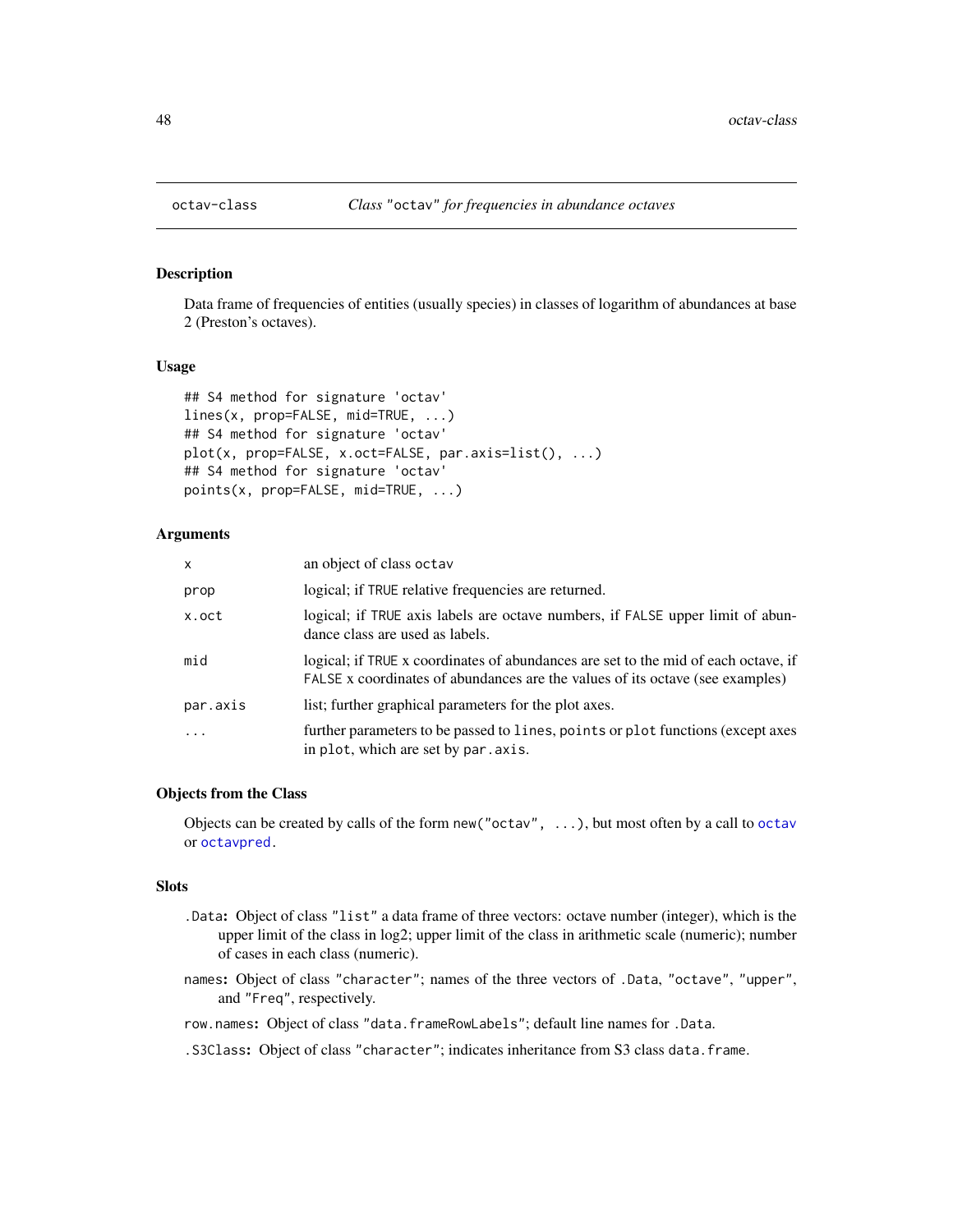octav-class — *Class "octav" for frequencies in abundance octaves*

## Description

Data frame of frequencies of entities (usually species) in classes of logarithm of abundances at base 2 (Preston's octaves).

## Usage

```
## S4 method for signature 'octav'
lines(x, prop=FALSE, mid=TRUE, ...)
## S4 method for signature 'octav'
plot(x, prop=FALSE, x.oct=FALSE, par.axis=list(), ...)
## S4 method for signature 'octav'
points(x, prop=FALSE, mid=TRUE, ...)
```

## Arguments

| | |
|---|---|
| `x` | an object of class `octav` |
| `prop` | logical; if `TRUE` relative frequencies are returned. |
| `x.oct` | logical; if `TRUE` axis labels are octave numbers, if `FALSE` upper limit of abundance class are used as labels. |
| `mid` | logical; if `TRUE` x coordinates of abundances are set to the mid of each octave, if `FALSE` x coordinates of abundances are the values of its octave (see examples) |
| `par.axis` | list; further graphical parameters for the plot axes. |
| `...` | further parameters to be passed to `lines`, `points` or `plot` functions (except axes in `plot`, which are set by `par.axis`. |

## Objects from the Class

Objects can be created by calls of the form `new("octav", ...)`, but most often by a call to `octav` or `octavpred`.

## Slots

- `.Data`: Object of class `"list"` a data frame of three vectors: octave number (integer), which is the upper limit of the class in log2; upper limit of the class in arithmetic scale (numeric); number of cases in each class (numeric).
- `names`: Object of class `"character"`; names of the three vectors of `.Data`, `"octave"`, `"upper"`, and `"Freq"`, respectively.
- `row.names`: Object of class `"data.frameRowLabels"`; default line names for `.Data`.
- `.S3Class`: Object of class `"character"`; indicates inheritance from S3 class `data.frame`.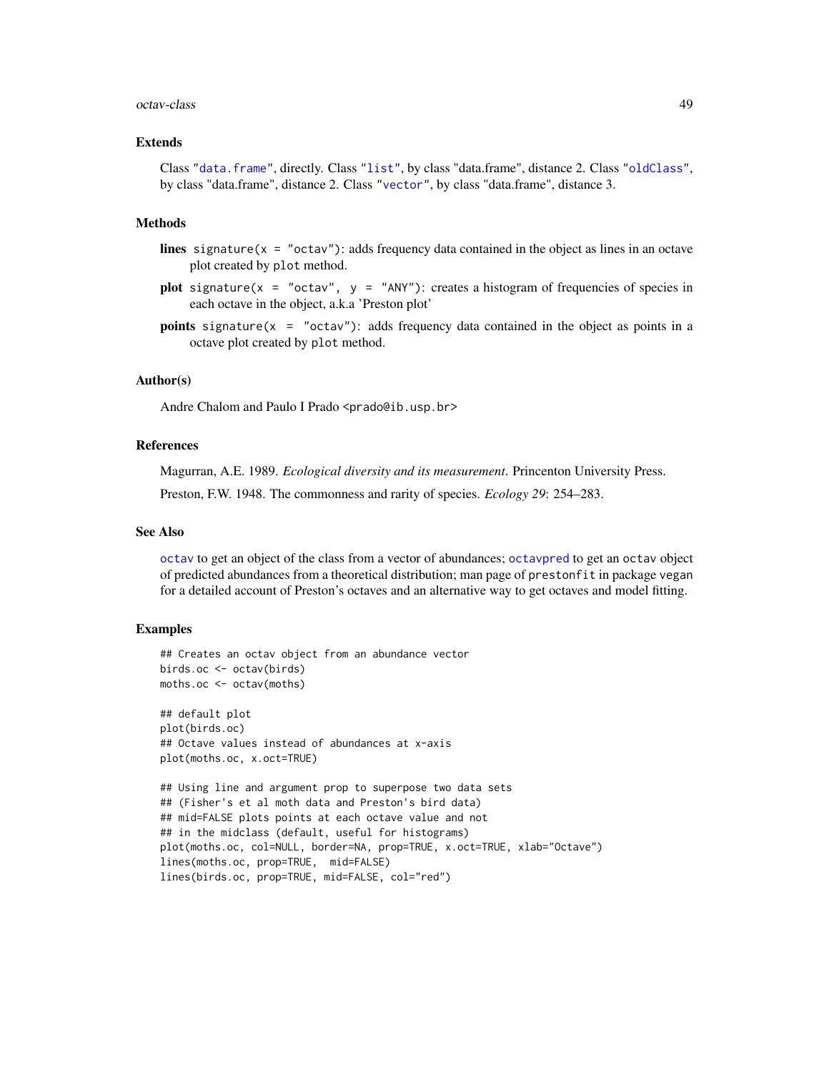## Extends

Class "data.frame", directly. Class "list", by class "data.frame", distance 2. Class "oldClass", by class "data.frame", distance 2. Class "vector", by class "data.frame", distance 3.

## Methods

- **lines** `signature(x = "octav")`: adds frequency data contained in the object as lines in an octave plot created by `plot` method.
- **plot** `signature(x = "octav", y = "ANY")`: creates a histogram of frequencies of species in each octave in the object, a.k.a 'Preston plot'
- **points** `signature(x = "octav")`: adds frequency data contained in the object as points in a octave plot created by `plot` method.

## Author(s)

Andre Chalom and Paulo I Prado <prado@ib.usp.br>

## References

Magurran, A.E. 1989. *Ecological diversity and its measurement*. Princenton University Press.

Preston, F.W. 1948. The commonness and rarity of species. *Ecology 29*: 254–283.

## See Also

`octav` to get an object of the class from a vector of abundances; `octavpred` to get an `octav` object of predicted abundances from a theoretical distribution; man page of `prestonfit` in package `vegan` for a detailed account of Preston's octaves and an alternative way to get octaves and model fitting.

## Examples

```
## Creates an octav object from an abundance vector
birds.oc <- octav(birds)
moths.oc <- octav(moths)

## default plot
plot(birds.oc)
## Octave values instead of abundances at x-axis
plot(moths.oc, x.oct=TRUE)

## Using line and argument prop to superpose two data sets
## (Fisher's et al moth data and Preston's bird data)
## mid=FALSE plots points at each octave value and not
## in the midclass (default, useful for histograms)
plot(moths.oc, col=NULL, border=NA, prop=TRUE, x.oct=TRUE, xlab="Octave")
lines(moths.oc, prop=TRUE,  mid=FALSE)
lines(birds.oc, prop=TRUE, mid=FALSE, col="red")
```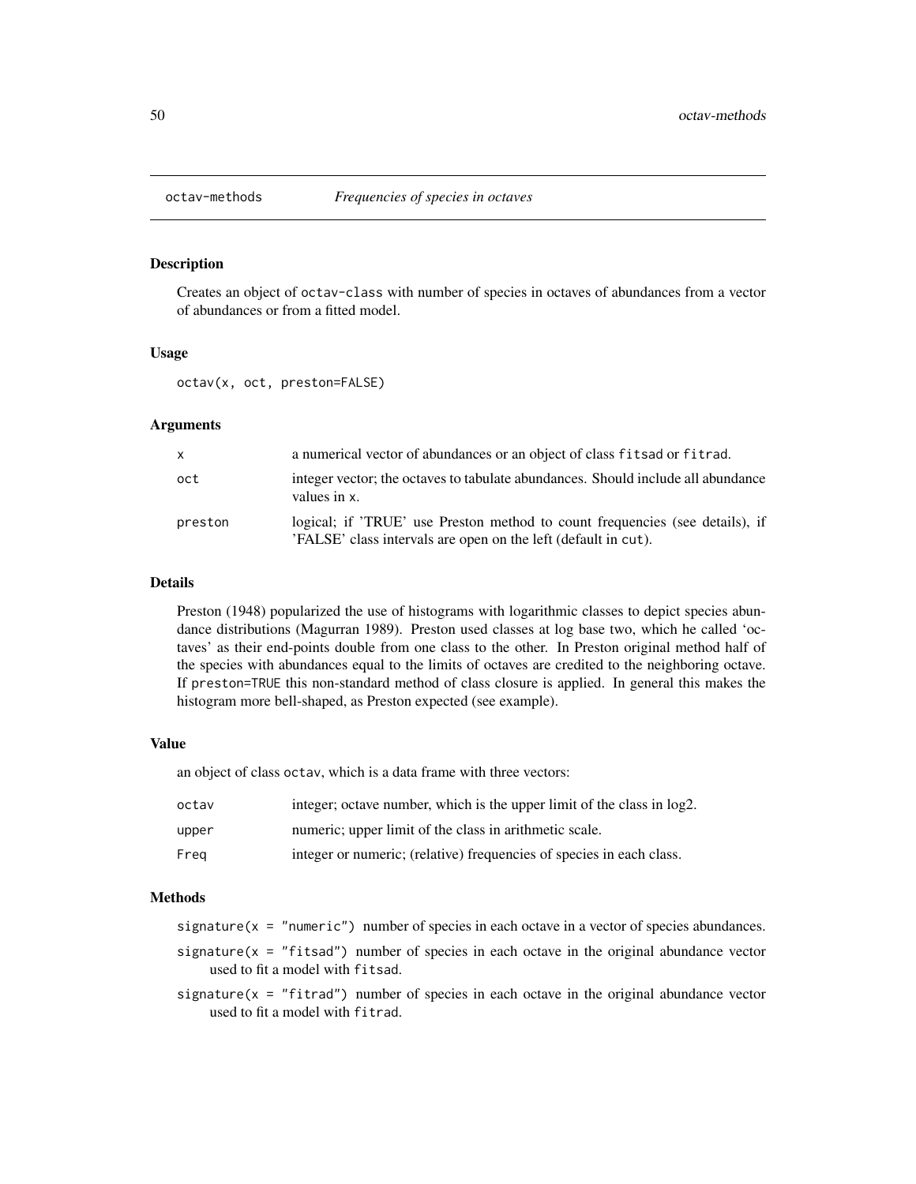## octav-methods *Frequencies of species in octaves*

### Description

Creates an object of octav-class with number of species in octaves of abundances from a vector of abundances or from a fitted model.

### Usage

```
octav(x, oct, preston=FALSE)
```

### Arguments

| | |
|---|---|
| x | a numerical vector of abundances or an object of class fitsad or fitrad. |
| oct | integer vector; the octaves to tabulate abundances. Should include all abundance values in x. |
| preston | logical; if 'TRUE' use Preston method to count frequencies (see details), if 'FALSE' class intervals are open on the left (default in cut). |

### Details

Preston (1948) popularized the use of histograms with logarithmic classes to depict species abundance distributions (Magurran 1989). Preston used classes at log base two, which he called 'octaves' as their end-points double from one class to the other. In Preston original method half of the species with abundances equal to the limits of octaves are credited to the neighboring octave. If preston=TRUE this non-standard method of class closure is applied. In general this makes the histogram more bell-shaped, as Preston expected (see example).

### Value

an object of class octav, which is a data frame with three vectors:

| | |
|---|---|
| octav | integer; octave number, which is the upper limit of the class in log2. |
| upper | numeric; upper limit of the class in arithmetic scale. |
| Freq | integer or numeric; (relative) frequencies of species in each class. |

### Methods

signature(x = "numeric") number of species in each octave in a vector of species abundances.

signature(x = "fitsad") number of species in each octave in the original abundance vector used to fit a model with fitsad.

signature(x = "fitrad") number of species in each octave in the original abundance vector used to fit a model with fitrad.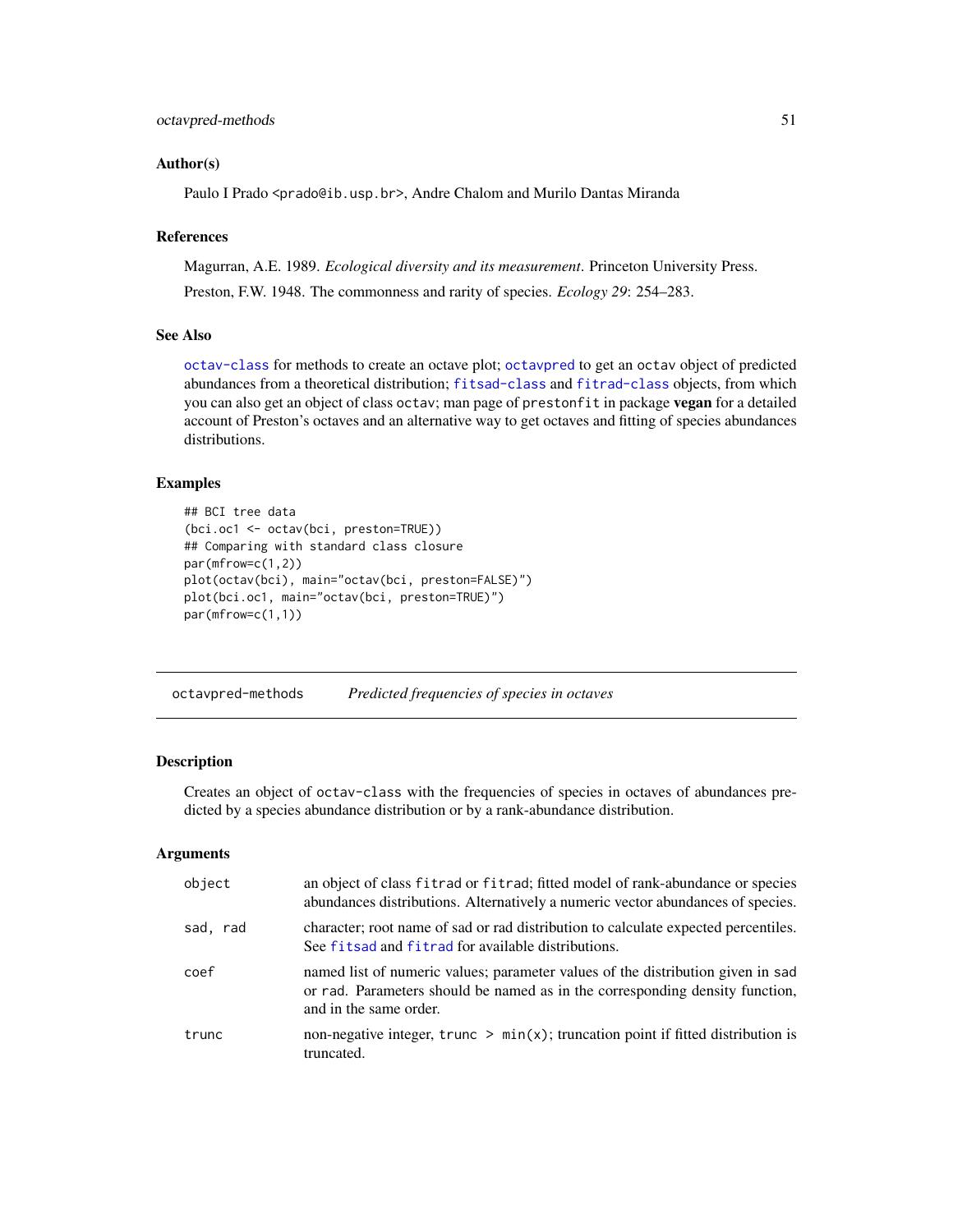### Author(s)

Paulo I Prado <prado@ib.usp.br>, Andre Chalom and Murilo Dantas Miranda

### References

Magurran, A.E. 1989. *Ecological diversity and its measurement*. Princeton University Press.

Preston, F.W. 1948. The commonness and rarity of species. *Ecology 29*: 254–283.

### See Also

octav-class for methods to create an octave plot; octavpred to get an octav object of predicted abundances from a theoretical distribution; fitsad-class and fitrad-class objects, from which you can also get an object of class octav; man page of prestonfit in package **vegan** for a detailed account of Preston's octaves and an alternative way to get octaves and fitting of species abundances distributions.

### Examples

```
## BCI tree data
(bci.oc1 <- octav(bci, preston=TRUE))
## Comparing with standard class closure
par(mfrow=c(1,2))
plot(octav(bci), main="octav(bci, preston=FALSE)")
plot(bci.oc1, main="octav(bci, preston=TRUE)")
par(mfrow=c(1,1))
```

---

## octavpred-methods — *Predicted frequencies of species in octaves*

### Description

Creates an object of octav-class with the frequencies of species in octaves of abundances predicted by a species abundance distribution or by a rank-abundance distribution.

### Arguments

| | |
|---|---|
| object | an object of class fitrad or fitrad; fitted model of rank-abundance or species abundances distributions. Alternatively a numeric vector abundances of species. |
| sad, rad | character; root name of sad or rad distribution to calculate expected percentiles. See fitsad and fitrad for available distributions. |
| coef | named list of numeric values; parameter values of the distribution given in sad or rad. Parameters should be named as in the corresponding density function, and in the same order. |
| trunc | non-negative integer, trunc > min(x); truncation point if fitted distribution is truncated. |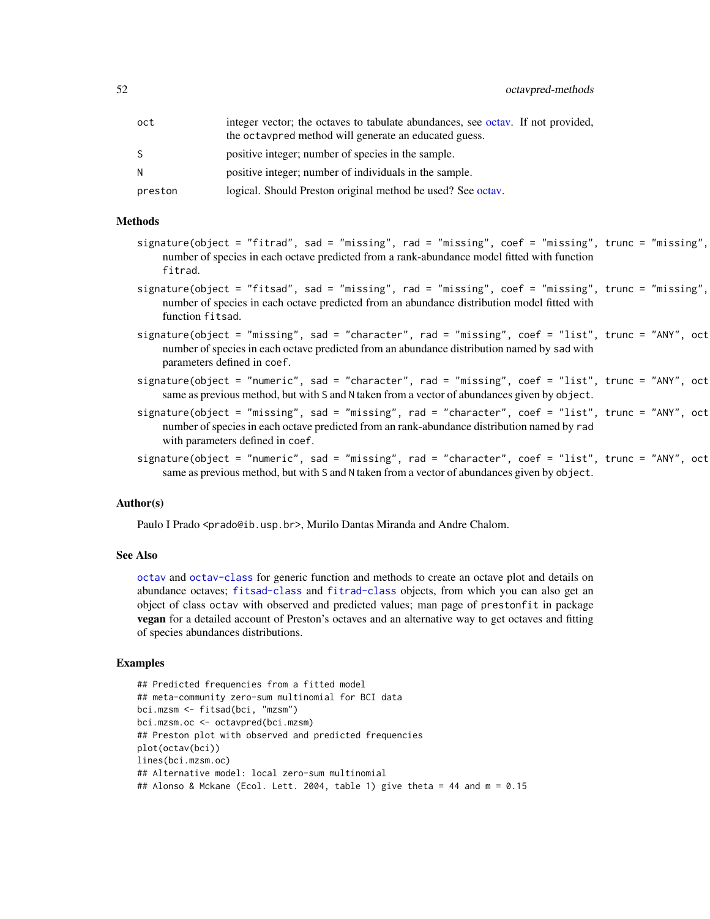| | |
|---|---|
| oct | integer vector; the octaves to tabulate abundances, see octav. If not provided, the octavpred method will generate an educated guess. |
| S | positive integer; number of species in the sample. |
| N | positive integer; number of individuals in the sample. |
| preston | logical. Should Preston original method be used? See octav. |

## Methods

- `signature(object = "fitrad", sad = "missing", rad = "missing", coef = "missing", trunc = "missing",` number of species in each octave predicted from a rank-abundance model fitted with function `fitrad`.
- `signature(object = "fitsad", sad = "missing", rad = "missing", coef = "missing", trunc = "missing",` number of species in each octave predicted from an abundance distribution model fitted with function `fitsad`.
- `signature(object = "missing", sad = "character", rad = "missing", coef = "list", trunc = "ANY", oct` number of species in each octave predicted from an abundance distribution named by `sad` with parameters defined in `coef`.
- `signature(object = "numeric", sad = "character", rad = "missing", coef = "list", trunc = "ANY", oct` same as previous method, but with `S` and `N` taken from a vector of abundances given by `object`.
- `signature(object = "missing", sad = "missing", rad = "character", coef = "list", trunc = "ANY", oct` number of species in each octave predicted from an rank-abundance distribution named by `rad` with parameters defined in `coef`.
- `signature(object = "numeric", sad = "missing", rad = "character", coef = "list", trunc = "ANY", oct` same as previous method, but with `S` and `N` taken from a vector of abundances given by `object`.

## Author(s)

Paulo I Prado <prado@ib.usp.br>, Murilo Dantas Miranda and Andre Chalom.

## See Also

`octav` and `octav-class` for generic function and methods to create an octave plot and details on abundance octaves; `fitsad-class` and `fitrad-class` objects, from which you can also get an object of class `octav` with observed and predicted values; man page of `prestonfit` in package **vegan** for a detailed account of Preston's octaves and an alternative way to get octaves and fitting of species abundances distributions.

## Examples

```
## Predicted frequencies from a fitted model
## meta-community zero-sum multinomial for BCI data
bci.mzsm <- fitsad(bci, "mzsm")
bci.mzsm.oc <- octavpred(bci.mzsm)
## Preston plot with observed and predicted frequencies
plot(octav(bci))
lines(bci.mzsm.oc)
## Alternative model: local zero-sum multinomial
## Alonso & Mckane (Ecol. Lett. 2004, table 1) give theta = 44 and m = 0.15
```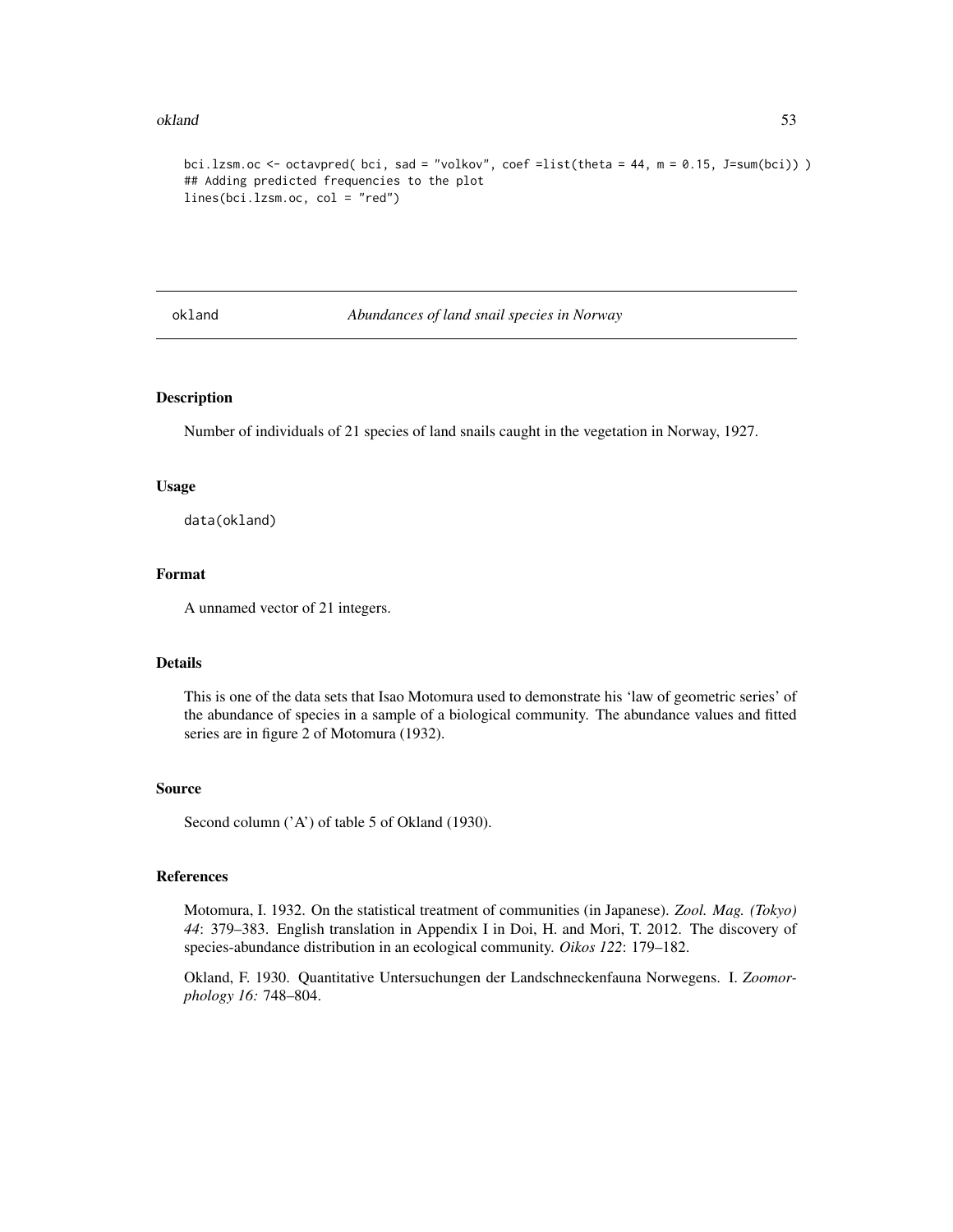```
bci.lzsm.oc <- octavpred( bci, sad = "volkov", coef =list(theta = 44, m = 0.15, J=sum(bci)) )
## Adding predicted frequencies to the plot
lines(bci.lzsm.oc, col = "red")
```

## okland — *Abundances of land snail species in Norway*

### Description

Number of individuals of 21 species of land snails caught in the vegetation in Norway, 1927.

### Usage

```
data(okland)
```

### Format

A unnamed vector of 21 integers.

### Details

This is one of the data sets that Isao Motomura used to demonstrate his 'law of geometric series' of the abundance of species in a sample of a biological community. The abundance values and fitted series are in figure 2 of Motomura (1932).

### Source

Second column ('A') of table 5 of Okland (1930).

### References

Motomura, I. 1932. On the statistical treatment of communities (in Japanese). *Zool. Mag. (Tokyo) 44*: 379–383. English translation in Appendix I in Doi, H. and Mori, T. 2012. The discovery of species-abundance distribution in an ecological community. *Oikos 122*: 179–182.

Okland, F. 1930. Quantitative Untersuchungen der Landschneckenfauna Norwegens. I. *Zoomorphology 16:* 748–804.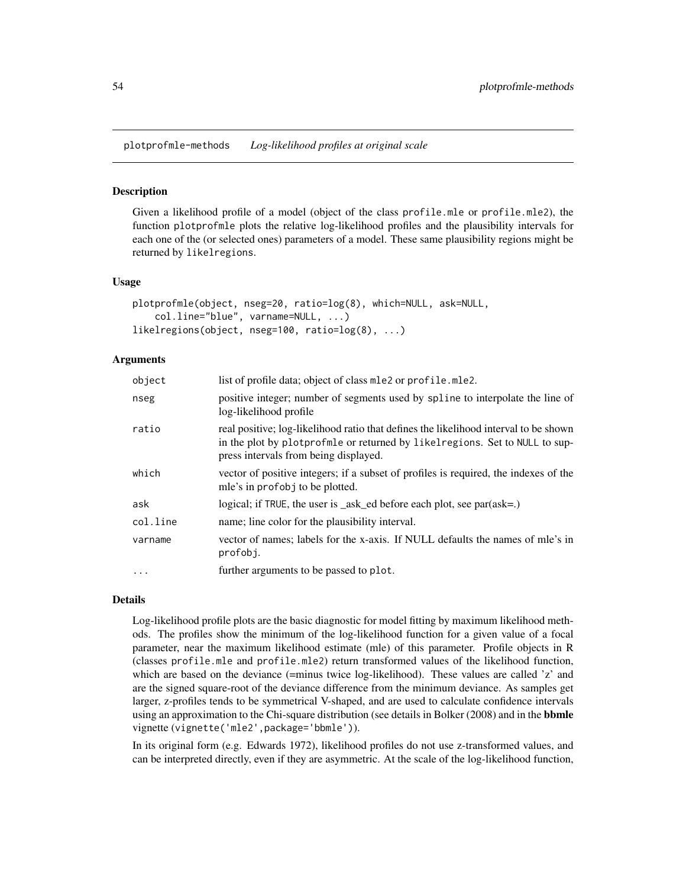## plotprofmle-methods *Log-likelihood profiles at original scale*

### Description

Given a likelihood profile of a model (object of the class `profile.mle` or `profile.mle2`), the function `plotprofmle` plots the relative log-likelihood profiles and the plausibility intervals for each one of the (or selected ones) parameters of a model. These same plausibility regions might be returned by `likelregions`.

### Usage

```
plotprofmle(object, nseg=20, ratio=log(8), which=NULL, ask=NULL,
    col.line="blue", varname=NULL, ...)
likelregions(object, nseg=100, ratio=log(8), ...)
```

### Arguments

| | |
|---|---|
| `object` | list of profile data; object of class `mle2` or `profile.mle2`. |
| `nseg` | positive integer; number of segments used by `spline` to interpolate the line of log-likelihood profile |
| `ratio` | real positive; log-likelihood ratio that defines the likelihood interval to be shown in the plot by `plotprofmle` or returned by `likelregions`. Set to `NULL` to suppress intervals from being displayed. |
| `which` | vector of positive integers; if a subset of profiles is required, the indexes of the mle's in `profobj` to be plotted. |
| `ask` | logical; if `TRUE`, the user is _ask_ed before each plot, see par(ask=.) |
| `col.line` | name; line color for the plausibility interval. |
| `varname` | vector of names; labels for the x-axis. If NULL defaults the names of mle's in `profobj`. |
| `...` | further arguments to be passed to `plot`. |

### Details

Log-likelihood profile plots are the basic diagnostic for model fitting by maximum likelihood methods. The profiles show the minimum of the log-likelihood function for a given value of a focal parameter, near the maximum likelihood estimate (mle) of this parameter. Profile objects in R (classes `profile.mle` and `profile.mle2`) return transformed values of the likelihood function, which are based on the deviance (=minus twice log-likelihood). These values are called 'z' and are the signed square-root of the deviance difference from the minimum deviance. As samples get larger, z-profiles tends to be symmetrical V-shaped, and are used to calculate confidence intervals using an approximation to the Chi-square distribution (see details in Bolker (2008) and in the **bbmle** vignette (`vignette('mle2',package='bbmle')`).

In its original form (e.g. Edwards 1972), likelihood profiles do not use z-transformed values, and can be interpreted directly, even if they are asymmetric. At the scale of the log-likelihood function,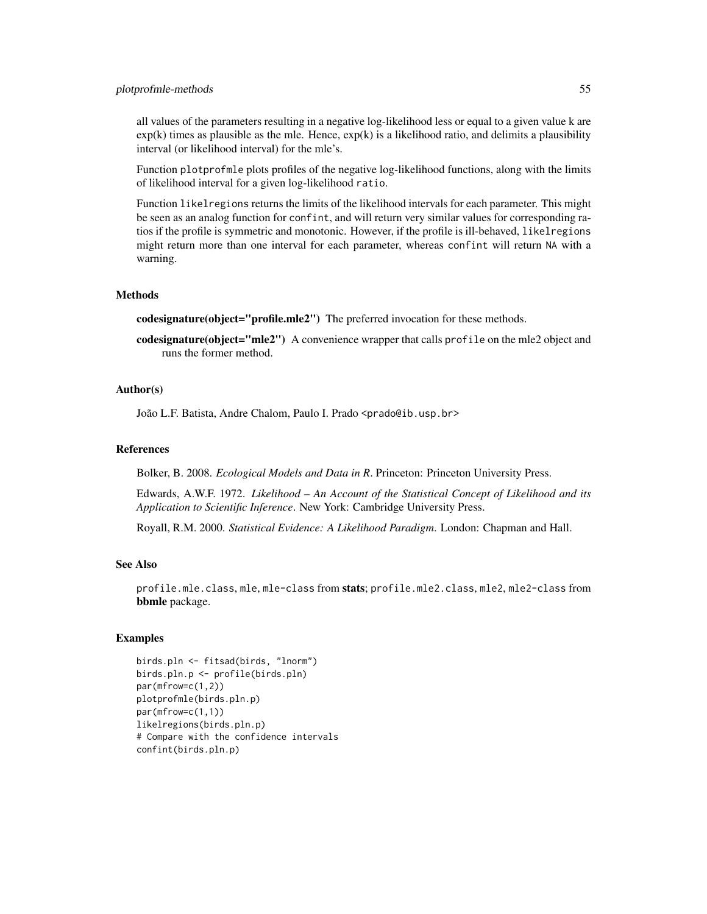all values of the parameters resulting in a negative log-likelihood less or equal to a given value k are exp(k) times as plausible as the mle. Hence, exp(k) is a likelihood ratio, and delimits a plausibility interval (or likelihood interval) for the mle's.

Function `plotprofmle` plots profiles of the negative log-likelihood functions, along with the limits of likelihood interval for a given log-likelihood `ratio`.

Function `likelregions` returns the limits of the likelihood intervals for each parameter. This might be seen as an analog function for `confint`, and will return very similar values for corresponding ratios if the profile is symmetric and monotonic. However, if the profile is ill-behaved, `likelregions` might return more than one interval for each parameter, whereas `confint` will return `NA` with a warning.

## Methods

**codesignature(object="profile.mle2")** The preferred invocation for these methods.

**codesignature(object="mle2")** A convenience wrapper that calls `profile` on the mle2 object and runs the former method.

## Author(s)

João L.F. Batista, Andre Chalom, Paulo I. Prado <prado@ib.usp.br>

## References

Bolker, B. 2008. *Ecological Models and Data in R*. Princeton: Princeton University Press.

Edwards, A.W.F. 1972. *Likelihood – An Account of the Statistical Concept of Likelihood and its Application to Scientific Inference*. New York: Cambridge University Press.

Royall, R.M. 2000. *Statistical Evidence: A Likelihood Paradigm*. London: Chapman and Hall.

## See Also

`profile.mle.class`, `mle`, `mle-class` from **stats**; `profile.mle2.class`, `mle2`, `mle2-class` from **bbmle** package.

## Examples

```
birds.pln <- fitsad(birds, "lnorm")
birds.pln.p <- profile(birds.pln)
par(mfrow=c(1,2))
plotprofmle(birds.pln.p)
par(mfrow=c(1,1))
likelregions(birds.pln.p)
# Compare with the confidence intervals
confint(birds.pln.p)
```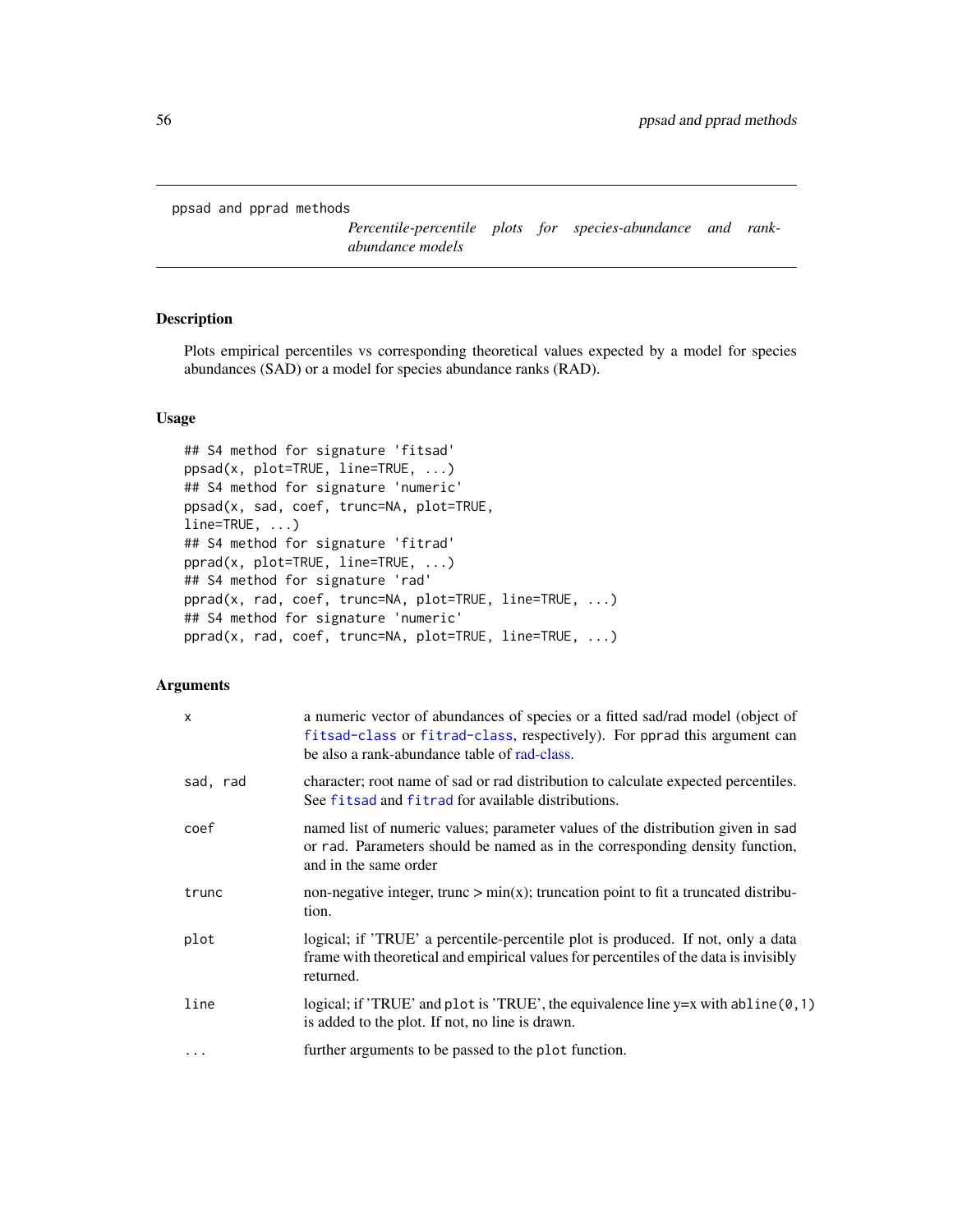# ppsad and pprad methods

*Percentile-percentile plots for species-abundance and rank-abundance models*

## Description

Plots empirical percentiles vs corresponding theoretical values expected by a model for species abundances (SAD) or a model for species abundance ranks (RAD).

## Usage

```
## S4 method for signature 'fitsad'
ppsad(x, plot=TRUE, line=TRUE, ...)
## S4 method for signature 'numeric'
ppsad(x, sad, coef, trunc=NA, plot=TRUE,
line=TRUE, ...)
## S4 method for signature 'fitrad'
pprad(x, plot=TRUE, line=TRUE, ...)
## S4 method for signature 'rad'
pprad(x, rad, coef, trunc=NA, plot=TRUE, line=TRUE, ...)
## S4 method for signature 'numeric'
pprad(x, rad, coef, trunc=NA, plot=TRUE, line=TRUE, ...)
```

## Arguments

| | |
|---|---|
| `x` | a numeric vector of abundances of species or a fitted sad/rad model (object of `fitsad-class` or `fitrad-class`, respectively). For `pprad` this argument can be also a rank-abundance table of rad-class. |
| `sad, rad` | character; root name of sad or rad distribution to calculate expected percentiles. See `fitsad` and `fitrad` for available distributions. |
| `coef` | named list of numeric values; parameter values of the distribution given in `sad` or `rad`. Parameters should be named as in the corresponding density function, and in the same order |
| `trunc` | non-negative integer, trunc > min(x); truncation point to fit a truncated distribution. |
| `plot` | logical; if 'TRUE' a percentile-percentile plot is produced. If not, only a data frame with theoretical and empirical values for percentiles of the data is invisibly returned. |
| `line` | logical; if 'TRUE' and `plot` is 'TRUE', the equivalence line y=x with `abline(0,1)` is added to the plot. If not, no line is drawn. |
| `...` | further arguments to be passed to the `plot` function. |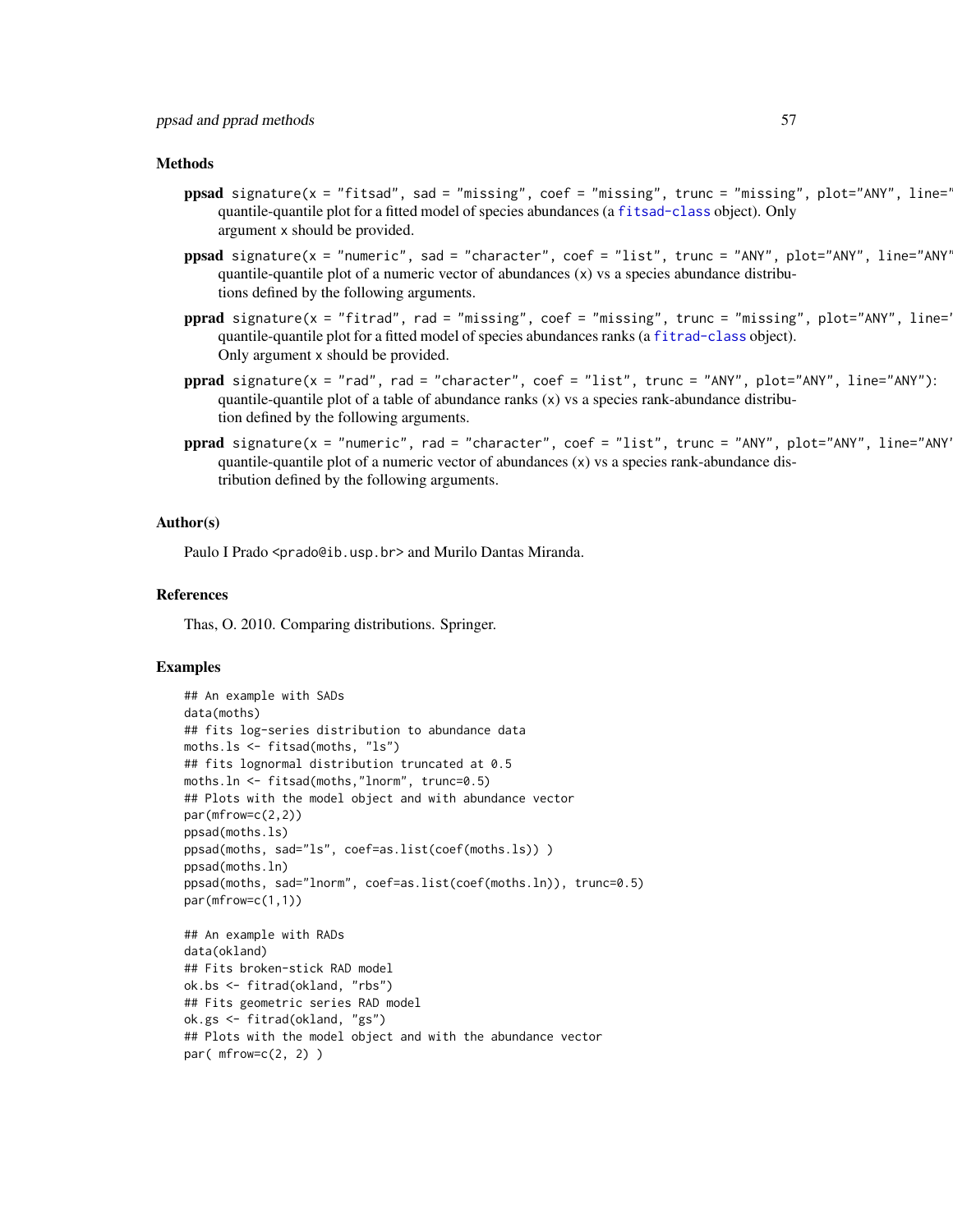### Methods

**ppsad** `signature(x = "fitsad", sad = "missing", coef = "missing", trunc = "missing", plot="ANY", line="`
quantile-quantile plot for a fitted model of species abundances (a `fitsad-class` object). Only argument x should be provided.

**ppsad** `signature(x = "numeric", sad = "character", coef = "list", trunc = "ANY", plot="ANY", line="ANY"`
quantile-quantile plot of a numeric vector of abundances (x) vs a species abundance distributions defined by the following arguments.

**pprad** `signature(x = "fitrad", rad = "missing", coef = "missing", trunc = "missing", plot="ANY", line='`
quantile-quantile plot for a fitted model of species abundances ranks (a `fitrad-class` object). Only argument x should be provided.

**pprad** `signature(x = "rad", rad = "character", coef = "list", trunc = "ANY", plot="ANY", line="ANY"):`
quantile-quantile plot of a table of abundance ranks (x) vs a species rank-abundance distribution defined by the following arguments.

**pprad** `signature(x = "numeric", rad = "character", coef = "list", trunc = "ANY", plot="ANY", line="ANY'`
quantile-quantile plot of a numeric vector of abundances (x) vs a species rank-abundance distribution defined by the following arguments.

### Author(s)

Paulo I Prado <prado@ib.usp.br> and Murilo Dantas Miranda.

### References

Thas, O. 2010. Comparing distributions. Springer.

### Examples

```
## An example with SADs
data(moths)
## fits log-series distribution to abundance data
moths.ls <- fitsad(moths, "ls")
## fits lognormal distribution truncated at 0.5
moths.ln <- fitsad(moths,"lnorm", trunc=0.5)
## Plots with the model object and with abundance vector
par(mfrow=c(2,2))
ppsad(moths.ls)
ppsad(moths, sad="ls", coef=as.list(coef(moths.ls)) )
ppsad(moths.ln)
ppsad(moths, sad="lnorm", coef=as.list(coef(moths.ln)), trunc=0.5)
par(mfrow=c(1,1))

## An example with RADs
data(okland)
## Fits broken-stick RAD model
ok.bs <- fitrad(okland, "rbs")
## Fits geometric series RAD model
ok.gs <- fitrad(okland, "gs")
## Plots with the model object and with the abundance vector
par( mfrow=c(2, 2) )
```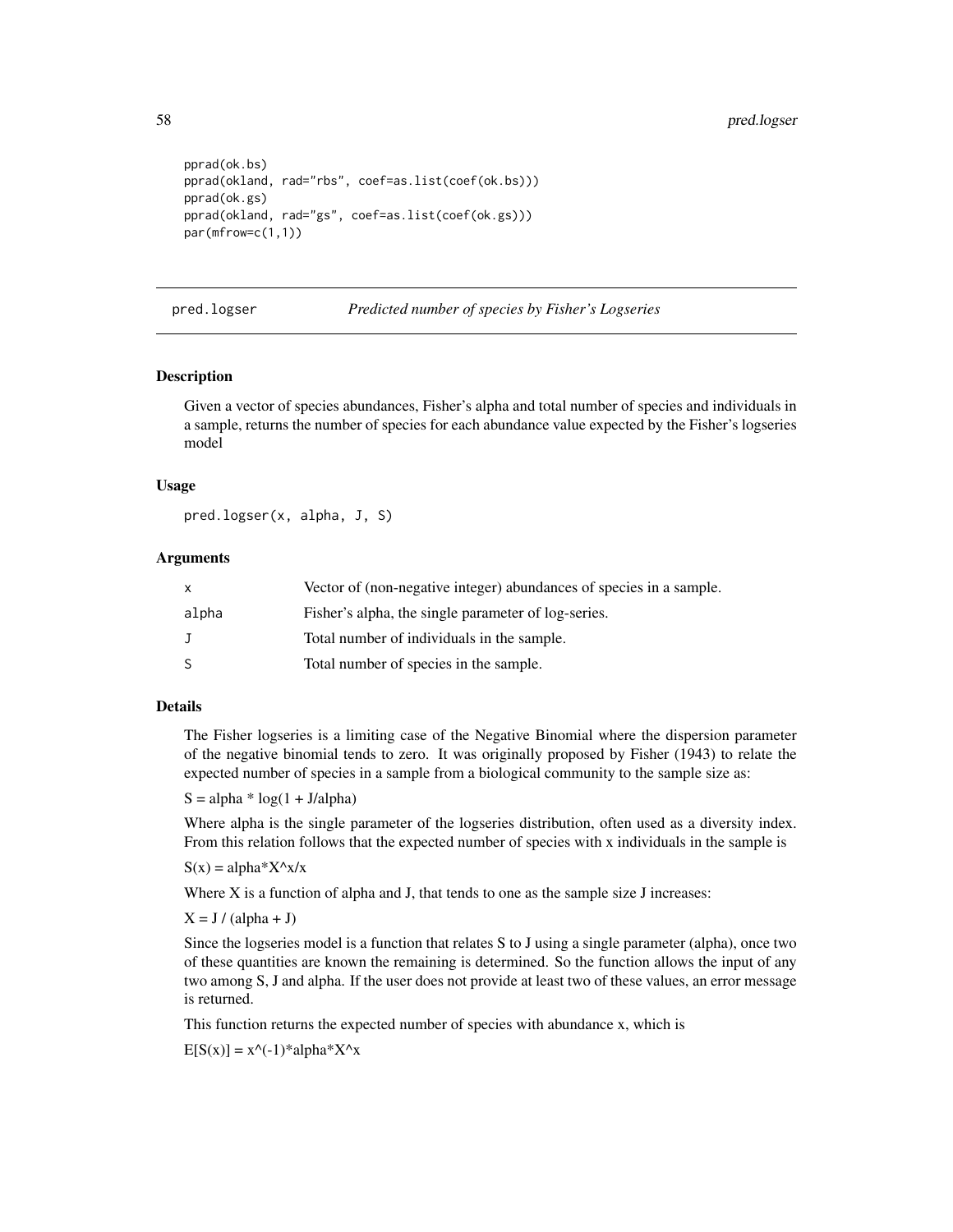```
pprad(ok.bs)
pprad(okland, rad="rbs", coef=as.list(coef(ok.bs)))
pprad(ok.gs)
pprad(okland, rad="gs", coef=as.list(coef(ok.gs)))
par(mfrow=c(1,1))
```

## pred.logser *Predicted number of species by Fisher's Logseries*

### Description

Given a vector of species abundances, Fisher's alpha and total number of species and individuals in a sample, returns the number of species for each abundance value expected by the Fisher's logseries model

### Usage

```
pred.logser(x, alpha, J, S)
```

### Arguments

| | |
|---|---|
| x | Vector of (non-negative integer) abundances of species in a sample. |
| alpha | Fisher's alpha, the single parameter of log-series. |
| J | Total number of individuals in the sample. |
| S | Total number of species in the sample. |

### Details

The Fisher logseries is a limiting case of the Negative Binomial where the dispersion parameter of the negative binomial tends to zero. It was originally proposed by Fisher (1943) to relate the expected number of species in a sample from a biological community to the sample size as:

S = alpha * log(1 + J/alpha)

Where alpha is the single parameter of the logseries distribution, often used as a diversity index. From this relation follows that the expected number of species with x individuals in the sample is

S(x) = alpha*X^x/x

Where X is a function of alpha and J, that tends to one as the sample size J increases:

X = J / (alpha + J)

Since the logseries model is a function that relates S to J using a single parameter (alpha), once two of these quantities are known the remaining is determined. So the function allows the input of any two among S, J and alpha. If the user does not provide at least two of these values, an error message is returned.

This function returns the expected number of species with abundance x, which is

E[S(x)] = x^(-1)*alpha*X^x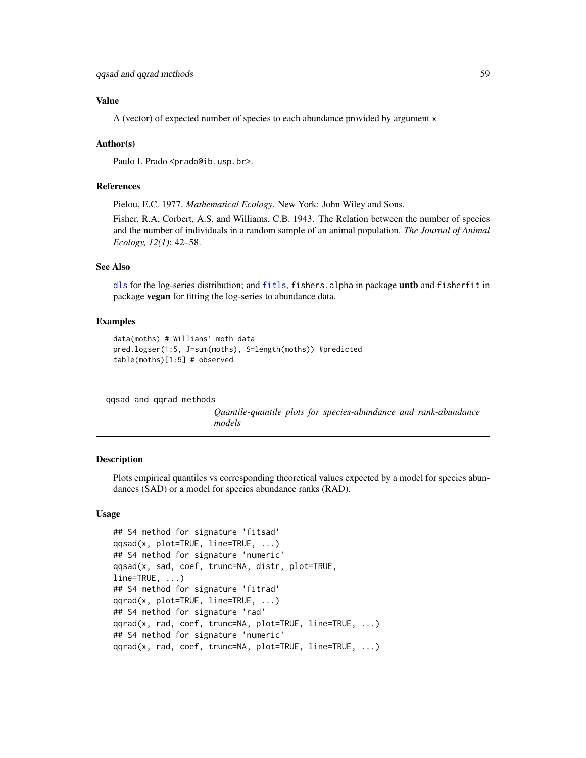### Value

A (vector) of expected number of species to each abundance provided by argument x

### Author(s)

Paulo I. Prado <prado@ib.usp.br>.

### References

Pielou, E.C. 1977. *Mathematical Ecology*. New York: John Wiley and Sons.

Fisher, R.A, Corbert, A.S. and Williams, C.B. 1943. The Relation between the number of species and the number of individuals in a random sample of an animal population. *The Journal of Animal Ecology, 12(1)*: 42–58.

### See Also

dls for the log-series distribution; and fitls, fishers.alpha in package **untb** and fisherfit in package **vegan** for fitting the log-series to abundance data.

### Examples

```
data(moths) # Willians' moth data
pred.logser(1:5, J=sum(moths), S=length(moths)) #predicted
table(moths)[1:5] # observed
```

---

## qqsad and qqrad methods

*Quantile-quantile plots for species-abundance and rank-abundance models*

---

### Description

Plots empirical quantiles vs corresponding theoretical values expected by a model for species abundances (SAD) or a model for species abundance ranks (RAD).

### Usage

```
## S4 method for signature 'fitsad'
qqsad(x, plot=TRUE, line=TRUE, ...)
## S4 method for signature 'numeric'
qqsad(x, sad, coef, trunc=NA, distr, plot=TRUE,
line=TRUE, ...)
## S4 method for signature 'fitrad'
qqrad(x, plot=TRUE, line=TRUE, ...)
## S4 method for signature 'rad'
qqrad(x, rad, coef, trunc=NA, plot=TRUE, line=TRUE, ...)
## S4 method for signature 'numeric'
qqrad(x, rad, coef, trunc=NA, plot=TRUE, line=TRUE, ...)
```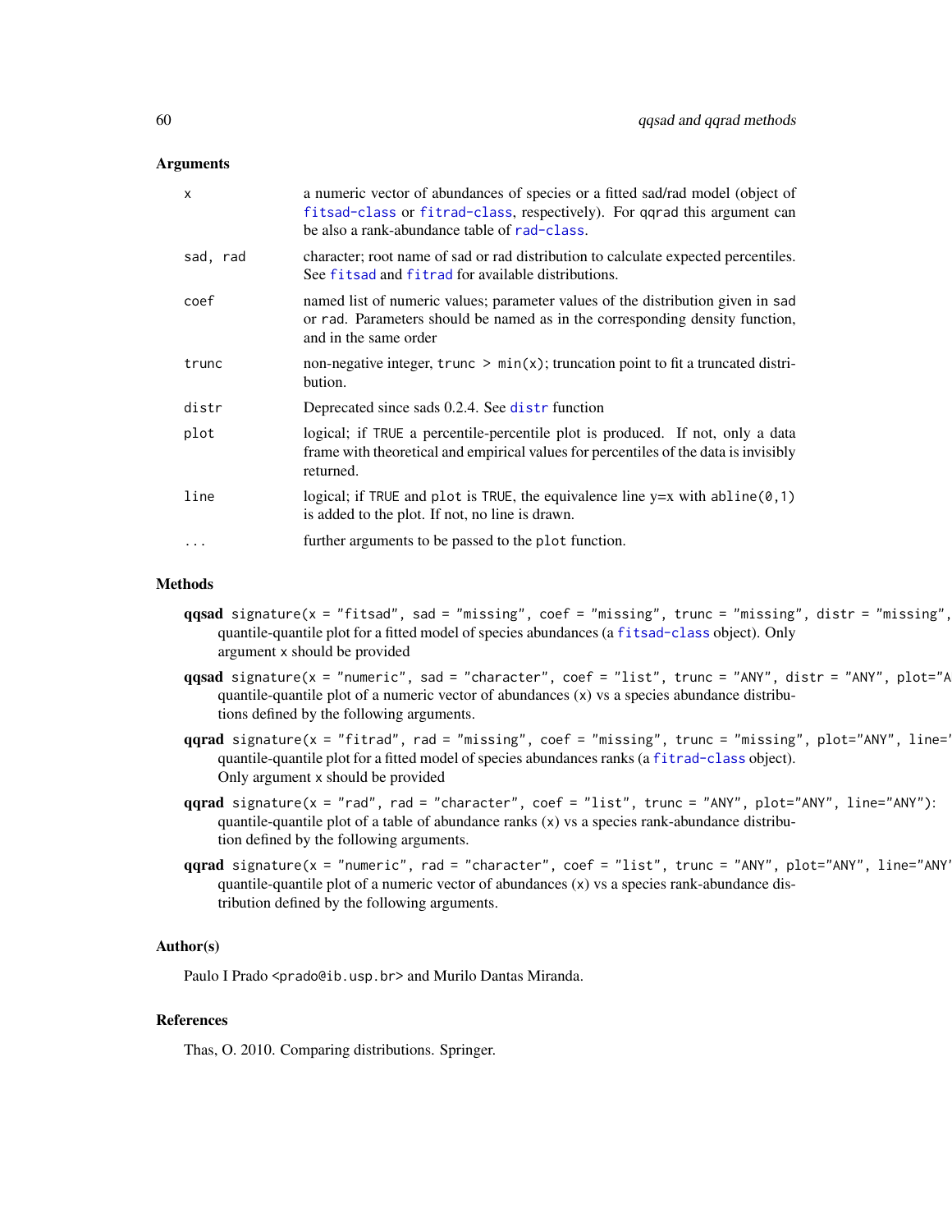## Arguments

| | |
|---|---|
| `x` | a numeric vector of abundances of species or a fitted sad/rad model (object of `fitsad-class` or `fitrad-class`, respectively). For qqrad this argument can be also a rank-abundance table of `rad-class`. |
| `sad, rad` | character; root name of sad or rad distribution to calculate expected percentiles. See `fitsad` and `fitrad` for available distributions. |
| `coef` | named list of numeric values; parameter values of the distribution given in sad or rad. Parameters should be named as in the corresponding density function, and in the same order |
| `trunc` | non-negative integer, `trunc > min(x)`; truncation point to fit a truncated distribution. |
| `distr` | Deprecated since sads 0.2.4. See `distr` function |
| `plot` | logical; if `TRUE` a percentile-percentile plot is produced. If not, only a data frame with theoretical and empirical values for percentiles of the data is invisibly returned. |
| `line` | logical; if `TRUE` and `plot` is `TRUE`, the equivalence line y=x with `abline(0,1)` is added to the plot. If not, no line is drawn. |
| `...` | further arguments to be passed to the `plot` function. |

## Methods

**qqsad** `signature(x = "fitsad", sad = "missing", coef = "missing", trunc = "missing", distr = "missing",`
quantile-quantile plot for a fitted model of species abundances (a `fitsad-class` object). Only argument x should be provided

**qqsad** `signature(x = "numeric", sad = "character", coef = "list", trunc = "ANY", distr = "ANY", plot="A`
quantile-quantile plot of a numeric vector of abundances (x) vs a species abundance distributions defined by the following arguments.

**qqrad** `signature(x = "fitrad", rad = "missing", coef = "missing", trunc = "missing", plot="ANY", line='`
quantile-quantile plot for a fitted model of species abundances ranks (a `fitrad-class` object). Only argument x should be provided

**qqrad** `signature(x = "rad", rad = "character", coef = "list", trunc = "ANY", plot="ANY", line="ANY"):`
quantile-quantile plot of a table of abundance ranks (x) vs a species rank-abundance distribution defined by the following arguments.

**qqrad** `signature(x = "numeric", rad = "character", coef = "list", trunc = "ANY", plot="ANY", line="ANY'`
quantile-quantile plot of a numeric vector of abundances (x) vs a species rank-abundance distribution defined by the following arguments.

## Author(s)

Paulo I Prado <prado@ib.usp.br> and Murilo Dantas Miranda.

## References

Thas, O. 2010. Comparing distributions. Springer.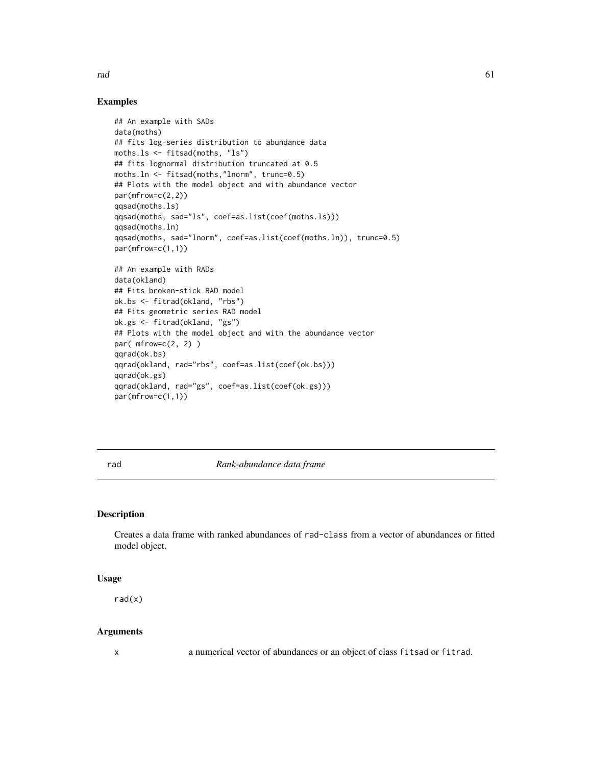### Examples

```
## An example with SADs
data(moths)
## fits log-series distribution to abundance data
moths.ls <- fitsad(moths, "ls")
## fits lognormal distribution truncated at 0.5
moths.ln <- fitsad(moths,"lnorm", trunc=0.5)
## Plots with the model object and with abundance vector
par(mfrow=c(2,2))
qqsad(moths.ls)
qqsad(moths, sad="ls", coef=as.list(coef(moths.ls)))
qqsad(moths.ln)
qqsad(moths, sad="lnorm", coef=as.list(coef(moths.ln)), trunc=0.5)
par(mfrow=c(1,1))

## An example with RADs
data(okland)
## Fits broken-stick RAD model
ok.bs <- fitrad(okland, "rbs")
## Fits geometric series RAD model
ok.gs <- fitrad(okland, "gs")
## Plots with the model object and with the abundance vector
par( mfrow=c(2, 2) )
qqrad(ok.bs)
qqrad(okland, rad="rbs", coef=as.list(coef(ok.bs)))
qqrad(ok.gs)
qqrad(okland, rad="gs", coef=as.list(coef(ok.gs)))
par(mfrow=c(1,1))
```

---

## rad — *Rank-abundance data frame*

### Description

Creates a data frame with ranked abundances of `rad-class` from a vector of abundances or fitted model object.

### Usage

```
rad(x)
```

### Arguments

| | |
|---|---|
| x | a numerical vector of abundances or an object of class `fitsad` or `fitrad`. |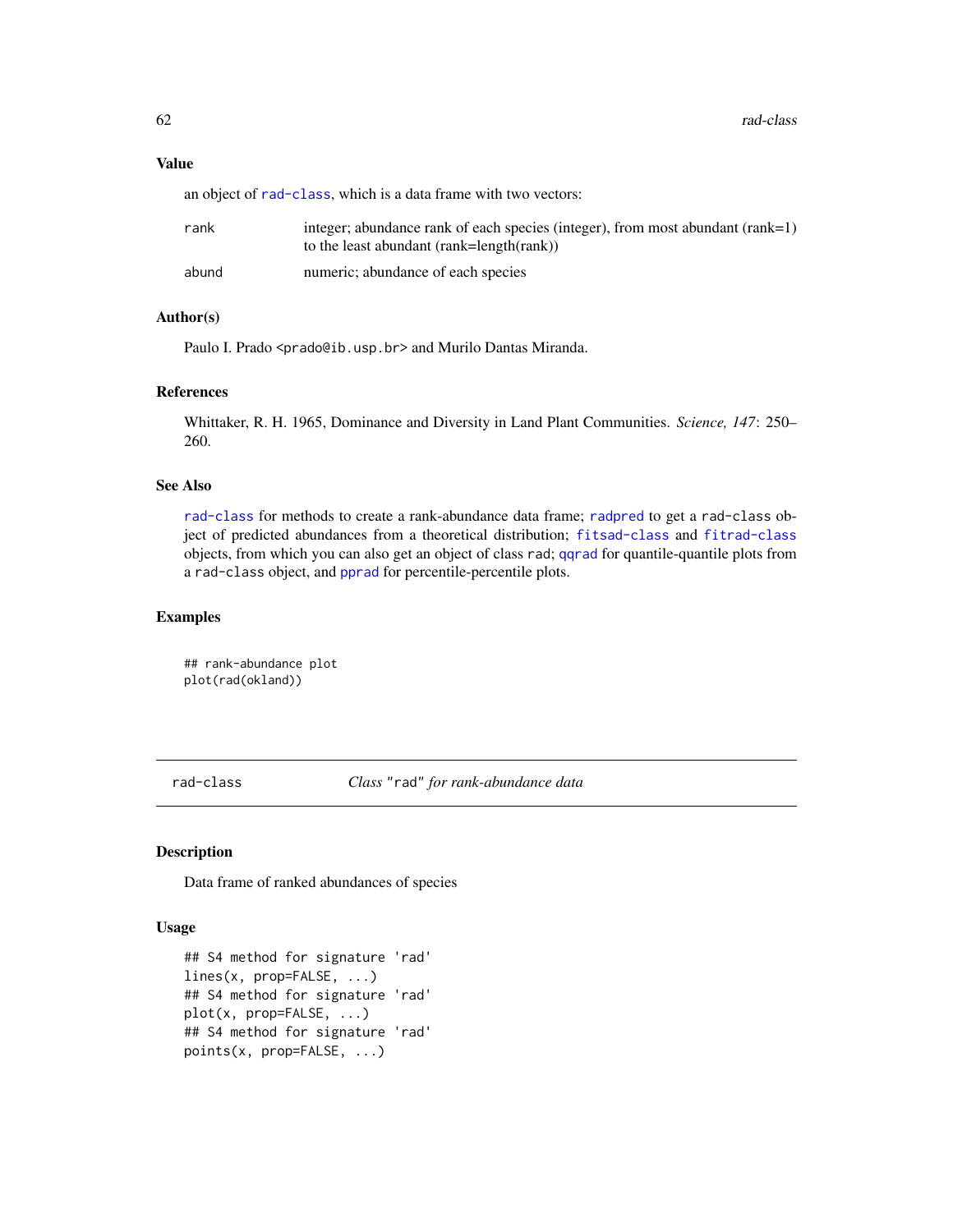### Value

an object of rad-class, which is a data frame with two vectors:

| | |
|---|---|
| rank | integer; abundance rank of each species (integer), from most abundant (rank=1) to the least abundant (rank=length(rank)) |
| abund | numeric; abundance of each species |

### Author(s)

Paulo I. Prado <prado@ib.usp.br> and Murilo Dantas Miranda.

### References

Whittaker, R. H. 1965, Dominance and Diversity in Land Plant Communities. *Science, 147*: 250–260.

### See Also

rad-class for methods to create a rank-abundance data frame; radpred to get a rad-class object of predicted abundances from a theoretical distribution; fitsad-class and fitrad-class objects, from which you can also get an object of class rad; qqrad for quantile-quantile plots from a rad-class object, and pprad for percentile-percentile plots.

### Examples

```
## rank-abundance plot
plot(rad(okland))
```

---

## rad-class *Class "rad" for rank-abundance data*

### Description

Data frame of ranked abundances of species

### Usage

```
## S4 method for signature 'rad'
lines(x, prop=FALSE, ...)
## S4 method for signature 'rad'
plot(x, prop=FALSE, ...)
## S4 method for signature 'rad'
points(x, prop=FALSE, ...)
```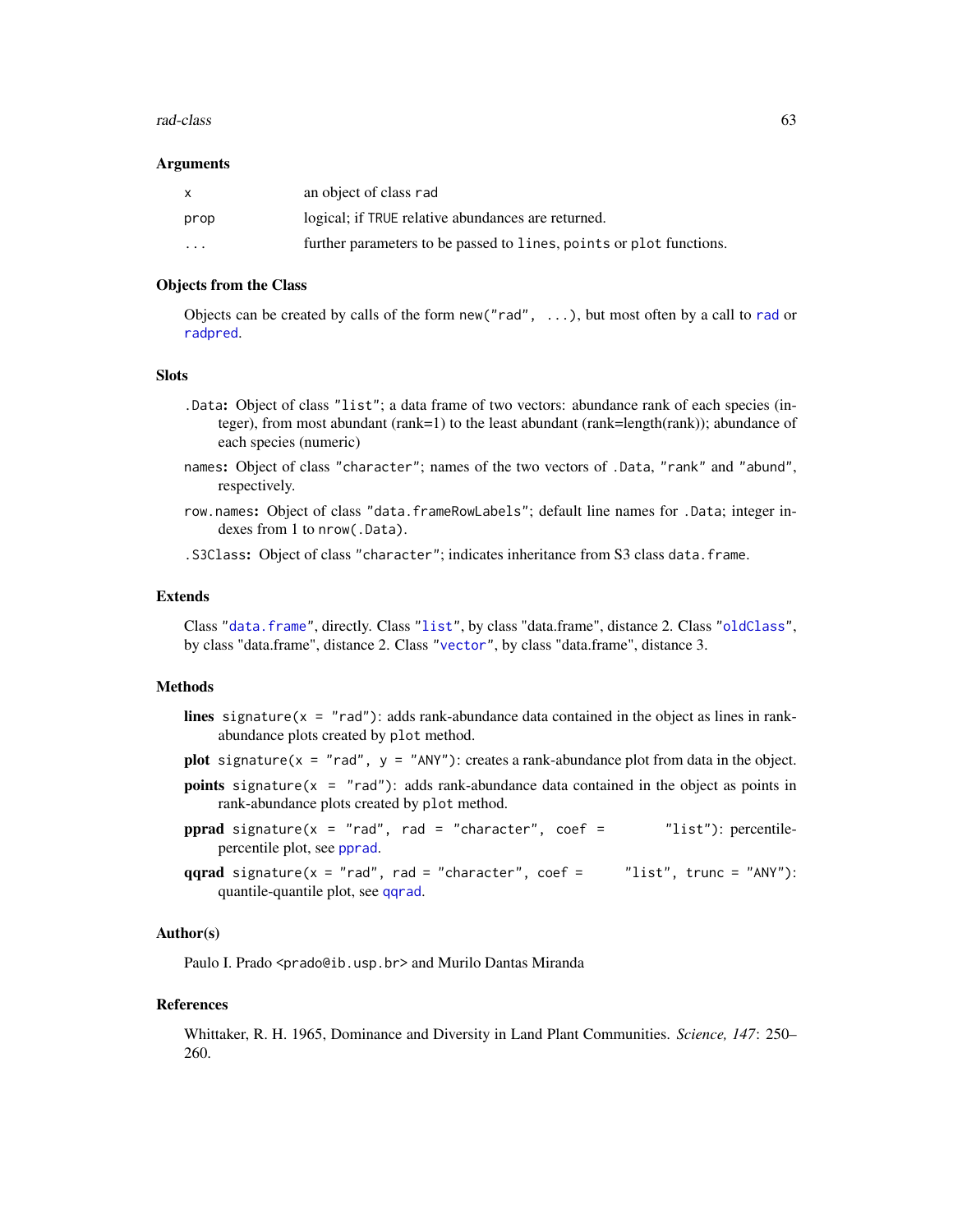### Arguments

| | |
|---|---|
| x | an object of class rad |
| prop | logical; if TRUE relative abundances are returned. |
| ... | further parameters to be passed to lines, points or plot functions. |

### Objects from the Class

Objects can be created by calls of the form `new("rad", ...)`, but most often by a call to rad or radpred.

### Slots

- `.Data`: Object of class "list"; a data frame of two vectors: abundance rank of each species (integer), from most abundant (rank=1) to the least abundant (rank=length(rank)); abundance of each species (numeric)
- `names`: Object of class "character"; names of the two vectors of `.Data`, "rank" and "abund", respectively.
- `row.names`: Object of class "data.frameRowLabels"; default line names for `.Data`; integer indexes from 1 to `nrow(.Data)`.
- `.S3Class`: Object of class "character"; indicates inheritance from S3 class `data.frame`.

### Extends

Class "data.frame", directly. Class "list", by class "data.frame", distance 2. Class "oldClass", by class "data.frame", distance 2. Class "vector", by class "data.frame", distance 3.

### Methods

- **lines** `signature(x = "rad")`: adds rank-abundance data contained in the object as lines in rank-abundance plots created by `plot` method.
- **plot** `signature(x = "rad", y = "ANY")`: creates a rank-abundance plot from data in the object.
- **points** `signature(x = "rad")`: adds rank-abundance data contained in the object as points in rank-abundance plots created by `plot` method.
- **pprad** `signature(x = "rad", rad = "character", coef = "list")`: percentile-percentile plot, see pprad.
- **qqrad** `signature(x = "rad", rad = "character", coef = "list", trunc = "ANY")`: quantile-quantile plot, see qqrad.

### Author(s)

Paulo I. Prado <prado@ib.usp.br> and Murilo Dantas Miranda

### References

Whittaker, R. H. 1965, Dominance and Diversity in Land Plant Communities. *Science, 147*: 250–260.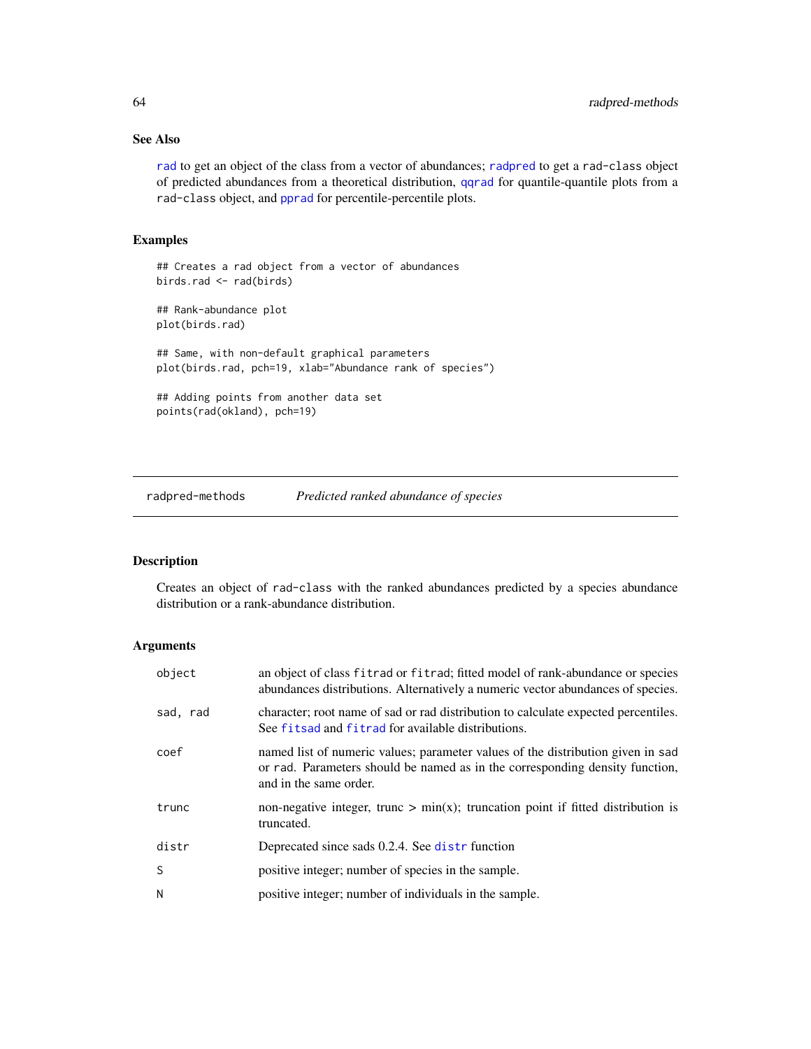### See Also

rad to get an object of the class from a vector of abundances; radpred to get a rad-class object of predicted abundances from a theoretical distribution, qqrad for quantile-quantile plots from a rad-class object, and pprad for percentile-percentile plots.

### Examples

```
## Creates a rad object from a vector of abundances
birds.rad <- rad(birds)

## Rank-abundance plot
plot(birds.rad)

## Same, with non-default graphical parameters
plot(birds.rad, pch=19, xlab="Abundance rank of species")

## Adding points from another data set
points(rad(okland), pch=19)
```

---

## radpred-methods *Predicted ranked abundance of species*

---

### Description

Creates an object of rad-class with the ranked abundances predicted by a species abundance distribution or a rank-abundance distribution.

### Arguments

| | |
|---|---|
| object | an object of class fitrad or fitrad; fitted model of rank-abundance or species abundances distributions. Alternatively a numeric vector abundances of species. |
| sad, rad | character; root name of sad or rad distribution to calculate expected percentiles. See fitsad and fitrad for available distributions. |
| coef | named list of numeric values; parameter values of the distribution given in sad or rad. Parameters should be named as in the corresponding density function, and in the same order. |
| trunc | non-negative integer, trunc > min(x); truncation point if fitted distribution is truncated. |
| distr | Deprecated since sads 0.2.4. See distr function |
| S | positive integer; number of species in the sample. |
| N | positive integer; number of individuals in the sample. |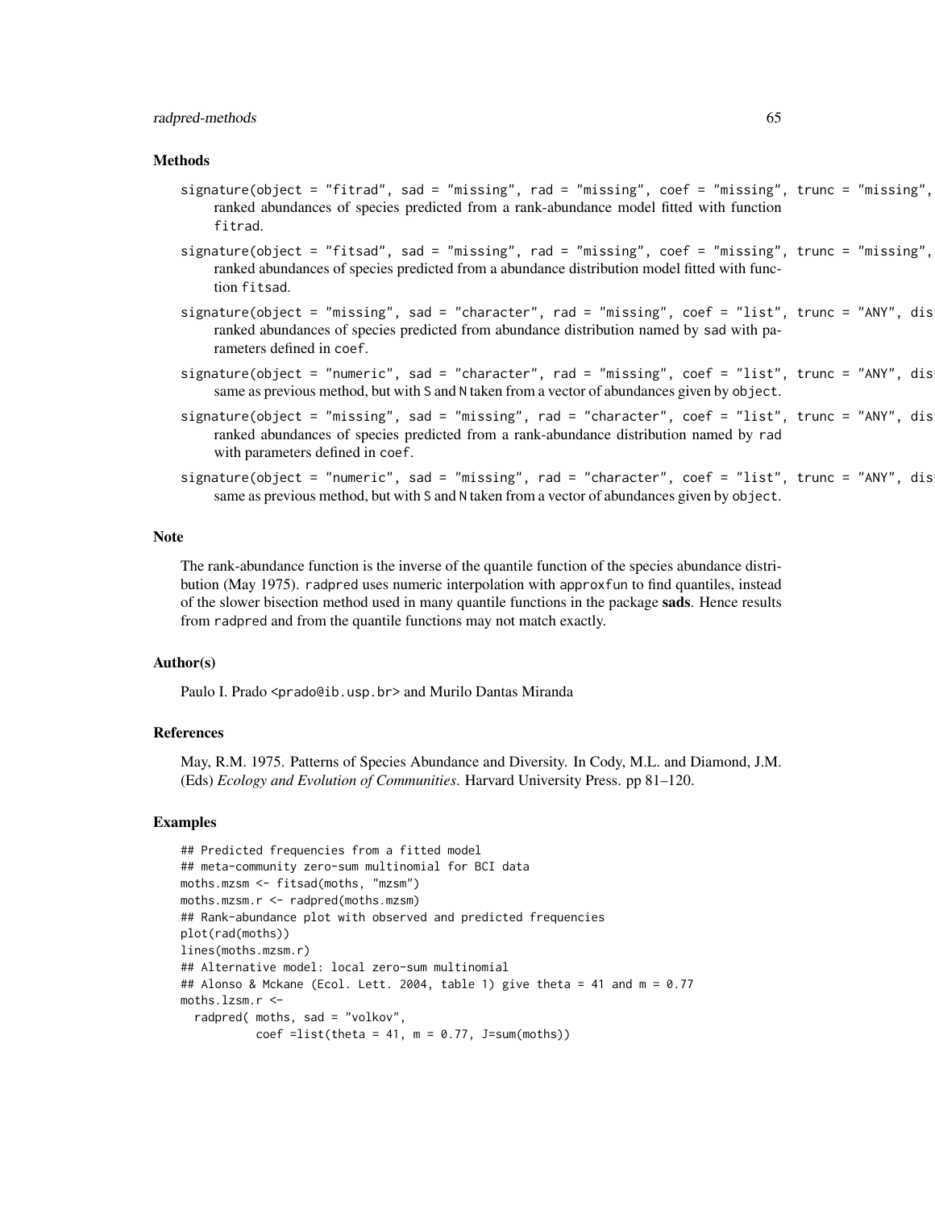### Methods

signature(object = "fitrad", sad = "missing", rad = "missing", coef = "missing", trunc = "missing",
: ranked abundances of species predicted from a rank-abundance model fitted with function `fitrad`.

signature(object = "fitsad", sad = "missing", rad = "missing", coef = "missing", trunc = "missing",
: ranked abundances of species predicted from a abundance distribution model fitted with function `fitsad`.

signature(object = "missing", sad = "character", rad = "missing", coef = "list", trunc = "ANY", dis
: ranked abundances of species predicted from abundance distribution named by `sad` with parameters defined in `coef`.

signature(object = "numeric", sad = "character", rad = "missing", coef = "list", trunc = "ANY", dis
: same as previous method, but with `S` and `N` taken from a vector of abundances given by `object`.

signature(object = "missing", sad = "missing", rad = "character", coef = "list", trunc = "ANY", dis
: ranked abundances of species predicted from a rank-abundance distribution named by `rad` with parameters defined in `coef`.

signature(object = "numeric", sad = "missing", rad = "character", coef = "list", trunc = "ANY", dis
: same as previous method, but with `S` and `N` taken from a vector of abundances given by `object`.

### Note

The rank-abundance function is the inverse of the quantile function of the species abundance distribution (May 1975). `radpred` uses numeric interpolation with `approxfun` to find quantiles, instead of the slower bisection method used in many quantile functions in the package **sads**. Hence results from `radpred` and from the quantile functions may not match exactly.

### Author(s)

Paulo I. Prado <prado@ib.usp.br> and Murilo Dantas Miranda

### References

May, R.M. 1975. Patterns of Species Abundance and Diversity. In Cody, M.L. and Diamond, J.M. (Eds) *Ecology and Evolution of Communities*. Harvard University Press. pp 81–120.

### Examples

```
## Predicted frequencies from a fitted model
## meta-community zero-sum multinomial for BCI data
moths.mzsm <- fitsad(moths, "mzsm")
moths.mzsm.r <- radpred(moths.mzsm)
## Rank-abundance plot with observed and predicted frequencies
plot(rad(moths))
lines(moths.mzsm.r)
## Alternative model: local zero-sum multinomial
## Alonso & Mckane (Ecol. Lett. 2004, table 1) give theta = 41 and m = 0.77
moths.lzsm.r <-
  radpred( moths, sad = "volkov",
          coef =list(theta = 41, m = 0.77, J=sum(moths))
```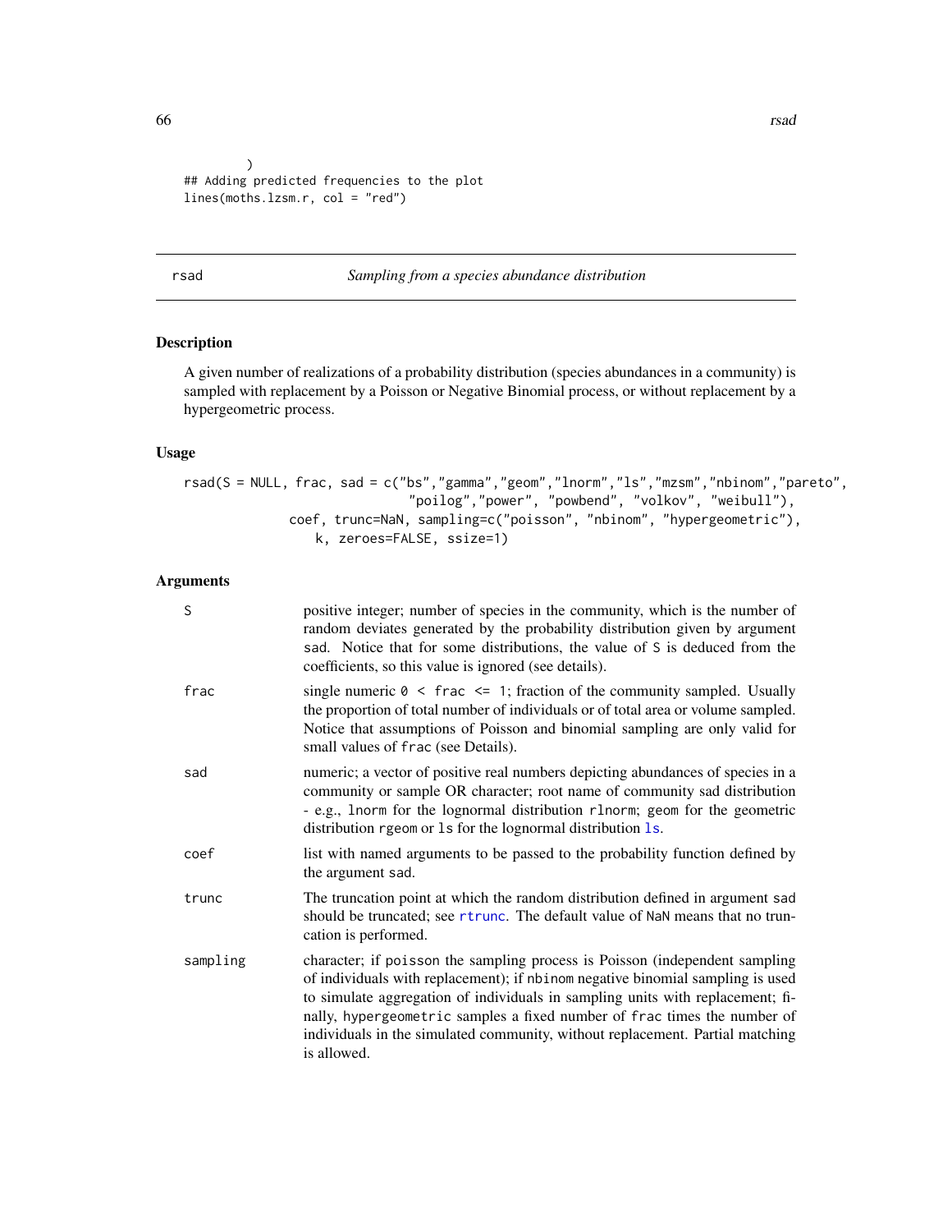```
        )
## Adding predicted frequencies to the plot
lines(moths.lzsm.r, col = "red")
```

---

rsad *Sampling from a species abundance distribution*

---

## Description

A given number of realizations of a probability distribution (species abundances in a community) is sampled with replacement by a Poisson or Negative Binomial process, or without replacement by a hypergeometric process.

## Usage

```
rsad(S = NULL, frac, sad = c("bs","gamma","geom","lnorm","ls","mzsm","nbinom","pareto",
                            "poilog","power", "powbend", "volkov", "weibull"),
             coef, trunc=NaN, sampling=c("poisson", "nbinom", "hypergeometric"),
                k, zeroes=FALSE, ssize=1)
```

## Arguments

| | |
|---|---|
| S | positive integer; number of species in the community, which is the number of random deviates generated by the probability distribution given by argument sad. Notice that for some distributions, the value of S is deduced from the coefficients, so this value is ignored (see details). |
| frac | single numeric 0 < frac <= 1; fraction of the community sampled. Usually the proportion of total number of individuals or of total area or volume sampled. Notice that assumptions of Poisson and binomial sampling are only valid for small values of frac (see Details). |
| sad | numeric; a vector of positive real numbers depicting abundances of species in a community or sample OR character; root name of community sad distribution - e.g., lnorm for the lognormal distribution rlnorm; geom for the geometric distribution rgeom or ls for the lognormal distribution ls. |
| coef | list with named arguments to be passed to the probability function defined by the argument sad. |
| trunc | The truncation point at which the random distribution defined in argument sad should be truncated; see rtrunc. The default value of NaN means that no truncation is performed. |
| sampling | character; if poisson the sampling process is Poisson (independent sampling of individuals with replacement); if nbinom negative binomial sampling is used to simulate aggregation of individuals in sampling units with replacement; finally, hypergeometric samples a fixed number of frac times the number of individuals in the simulated community, without replacement. Partial matching is allowed. |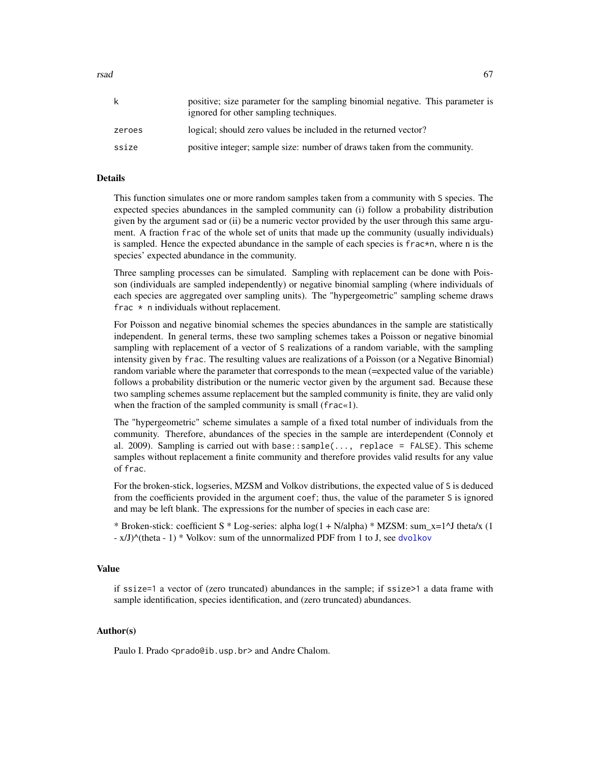| | |
|---|---|
| k | positive; size parameter for the sampling binomial negative. This parameter is ignored for other sampling techniques. |
| zeroes | logical; should zero values be included in the returned vector? |
| ssize | positive integer; sample size: number of draws taken from the community. |

### Details

This function simulates one or more random samples taken from a community with S species. The expected species abundances in the sampled community can (i) follow a probability distribution given by the argument sad or (ii) be a numeric vector provided by the user through this same argument. A fraction frac of the whole set of units that made up the community (usually individuals) is sampled. Hence the expected abundance in the sample of each species is frac*n, where n is the species' expected abundance in the community.

Three sampling processes can be simulated. Sampling with replacement can be done with Poisson (individuals are sampled independently) or negative binomial sampling (where individuals of each species are aggregated over sampling units). The "hypergeometric" sampling scheme draws frac * n individuals without replacement.

For Poisson and negative binomial schemes the species abundances in the sample are statistically independent. In general terms, these two sampling schemes takes a Poisson or negative binomial sampling with replacement of a vector of S realizations of a random variable, with the sampling intensity given by frac. The resulting values are realizations of a Poisson (or a Negative Binomial) random variable where the parameter that corresponds to the mean (=expected value of the variable) follows a probability distribution or the numeric vector given by the argument sad. Because these two sampling schemes assume replacement but the sampled community is finite, they are valid only when the fraction of the sampled community is small (frac«1).

The "hypergeometric" scheme simulates a sample of a fixed total number of individuals from the community. Therefore, abundances of the species in the sample are interdependent (Connoly et al. 2009). Sampling is carried out with base::sample(..., replace = FALSE). This scheme samples without replacement a finite community and therefore provides valid results for any value of frac.

For the broken-stick, logseries, MZSM and Volkov distributions, the expected value of S is deduced from the coefficients provided in the argument coef; thus, the value of the parameter S is ignored and may be left blank. The expressions for the number of species in each case are:

* Broken-stick: coefficient S * Log-series: alpha log(1 + N/alpha) * MZSM: sum_x=1^J theta/x (1 - x/J)^(theta - 1) * Volkov: sum of the unnormalized PDF from 1 to J, see dvolkov

### Value

if ssize=1 a vector of (zero truncated) abundances in the sample; if ssize>1 a data frame with sample identification, species identification, and (zero truncated) abundances.

### Author(s)

Paulo I. Prado <prado@ib.usp.br> and Andre Chalom.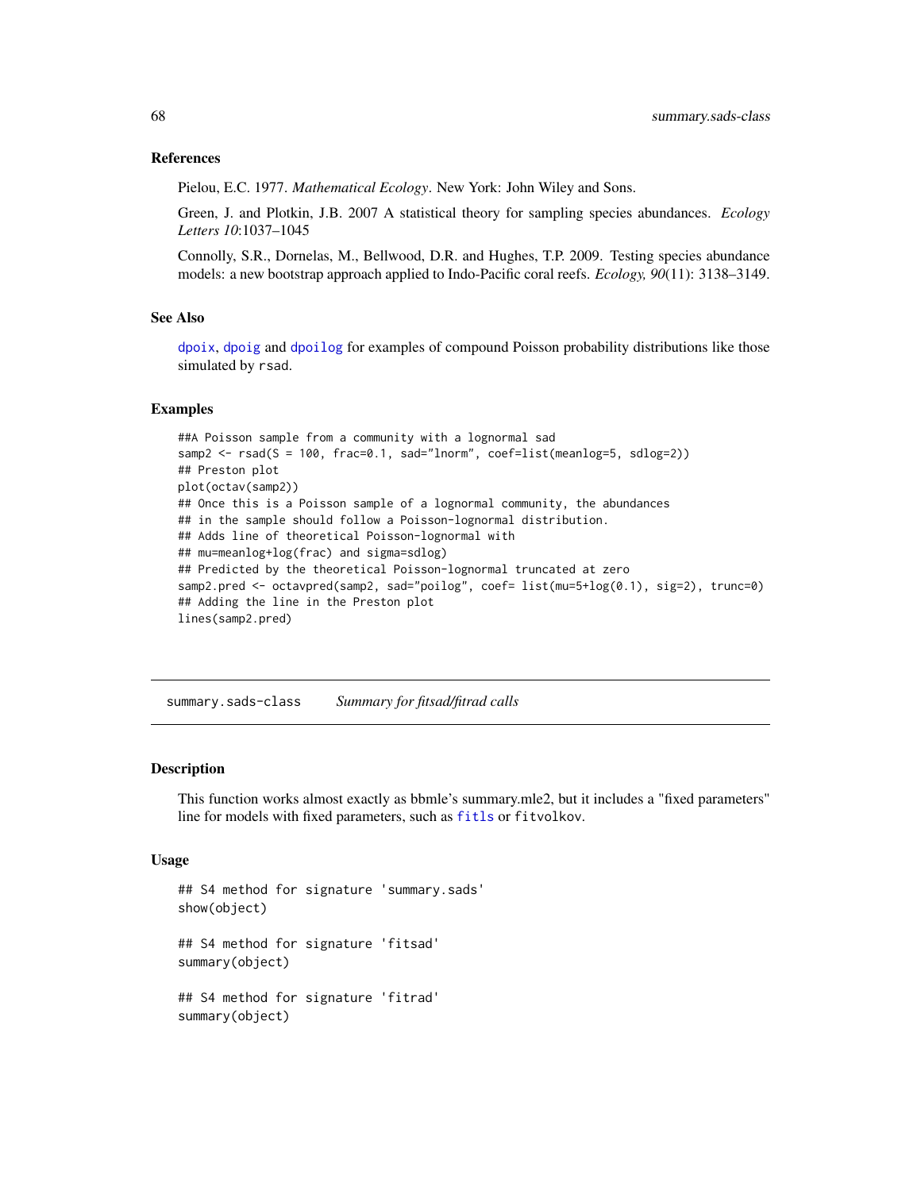### References

Pielou, E.C. 1977. *Mathematical Ecology*. New York: John Wiley and Sons.

Green, J. and Plotkin, J.B. 2007 A statistical theory for sampling species abundances. *Ecology Letters 10*:1037–1045

Connolly, S.R., Dornelas, M., Bellwood, D.R. and Hughes, T.P. 2009. Testing species abundance models: a new bootstrap approach applied to Indo-Pacific coral reefs. *Ecology, 90*(11): 3138–3149.

### See Also

dpoix, dpoig and dpoilog for examples of compound Poisson probability distributions like those simulated by rsad.

### Examples

```
##A Poisson sample from a community with a lognormal sad
samp2 <- rsad(S = 100, frac=0.1, sad="lnorm", coef=list(meanlog=5, sdlog=2))
## Preston plot
plot(octav(samp2))
## Once this is a Poisson sample of a lognormal community, the abundances
## in the sample should follow a Poisson-lognormal distribution.
## Adds line of theoretical Poisson-lognormal with
## mu=meanlog+log(frac) and sigma=sdlog)
## Predicted by the theoretical Poisson-lognormal truncated at zero
samp2.pred <- octavpred(samp2, sad="poilog", coef= list(mu=5+log(0.1), sig=2), trunc=0)
## Adding the line in the Preston plot
lines(samp2.pred)
```

---

## summary.sads-class    *Summary for fitsad/fitrad calls*

### Description

This function works almost exactly as bbmle's summary.mle2, but it includes a "fixed parameters" line for models with fixed parameters, such as fitls or fitvolkov.

### Usage

```
## S4 method for signature 'summary.sads'
show(object)

## S4 method for signature 'fitsad'
summary(object)

## S4 method for signature 'fitrad'
summary(object)
```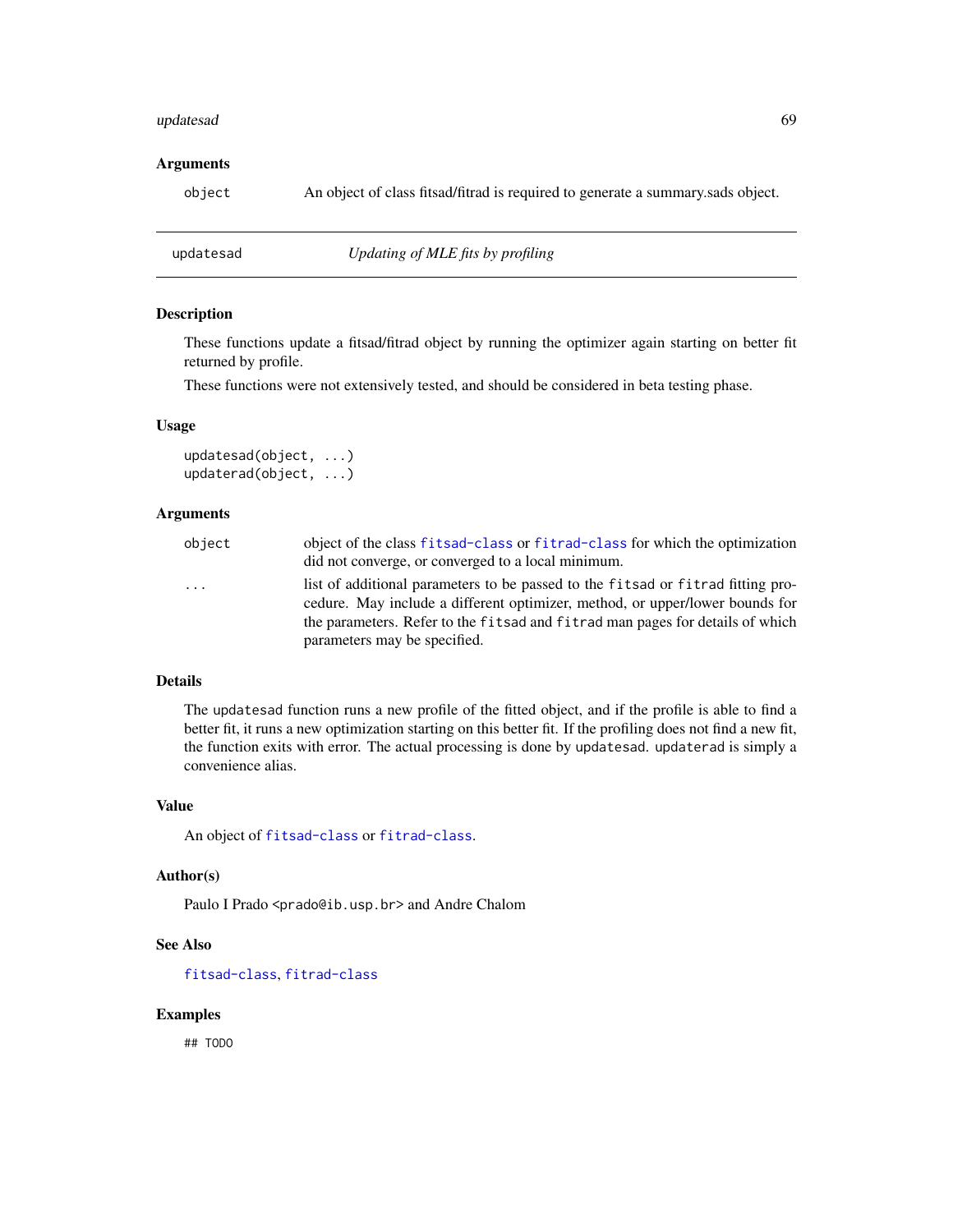### Arguments

| | |
|---|---|
| object | An object of class fitsad/fitrad is required to generate a summary.sads object. |

---

## updatesad — *Updating of MLE fits by profiling*

---

### Description

These functions update a fitsad/fitrad object by running the optimizer again starting on better fit returned by profile.

These functions were not extensively tested, and should be considered in beta testing phase.

### Usage

```
updatesad(object, ...)
updaterad(object, ...)
```

### Arguments

| | |
|---|---|
| object | object of the class `fitsad-class` or `fitrad-class` for which the optimization did not converge, or converged to a local minimum. |
| ... | list of additional parameters to be passed to the `fitsad` or `fitrad` fitting procedure. May include a different optimizer, method, or upper/lower bounds for the parameters. Refer to the `fitsad` and `fitrad` man pages for details of which parameters may be specified. |

### Details

The `updatesad` function runs a new profile of the fitted object, and if the profile is able to find a better fit, it runs a new optimization starting on this better fit. If the profiling does not find a new fit, the function exits with error. The actual processing is done by `updatesad`. `updaterad` is simply a convenience alias.

### Value

An object of `fitsad-class` or `fitrad-class`.

### Author(s)

Paulo I Prado <prado@ib.usp.br> and Andre Chalom

### See Also

`fitsad-class`, `fitrad-class`

### Examples

```
## TODO
```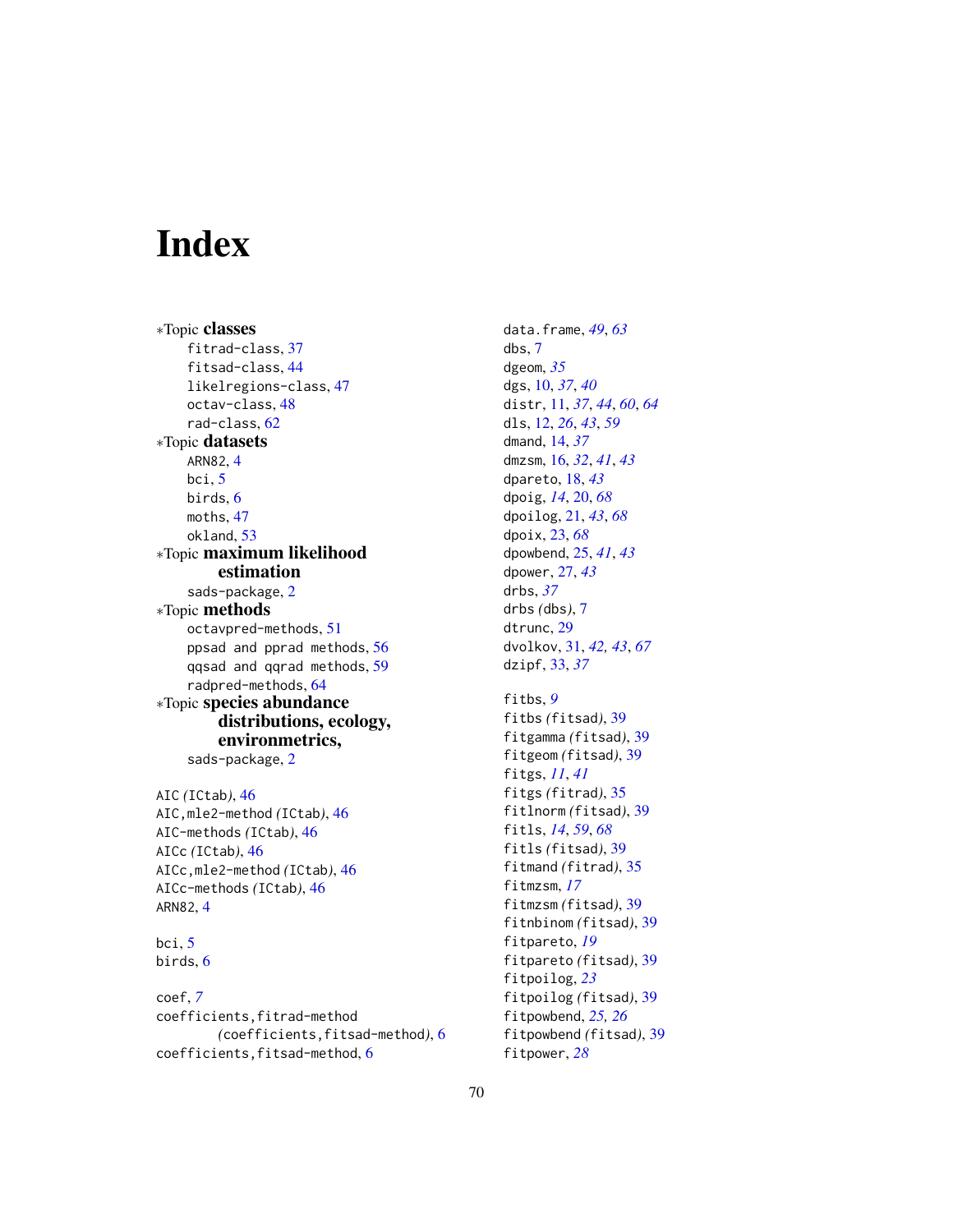# Index

*Topic **classes**
- fitrad-class, 37
- fitsad-class, 44
- likelregions-class, 47
- octav-class, 48
- rad-class, 62

*Topic **datasets**
- ARN82, 4
- bci, 5
- birds, 6
- moths, 47
- okland, 53

*Topic **maximum likelihood estimation**
- sads-package, 2

*Topic **methods**
- octavpred-methods, 51
- ppsad and pprad methods, 56
- qqsad and qqrad methods, 59
- radpred-methods, 64

*Topic **species abundance distributions, ecology, environmetrics,**
- sads-package, 2

AIC *(*ICtab*)*, 46
AIC,mle2-method *(*ICtab*)*, 46
AIC-methods *(*ICtab*)*, 46
AICc *(*ICtab*)*, 46
AICc,mle2-method *(*ICtab*)*, 46
AICc-methods *(*ICtab*)*, 46
ARN82, 4

bci, 5
birds, 6

coef, *7*
coefficients,fitrad-method *(*coefficients,fitsad-method*)*, 6
coefficients,fitsad-method, 6

data.frame, *49*, *63*
dbs, 7
dgeom, *35*
dgs, 10, *37*, *40*
distr, 11, *37*, *44*, *60*, *64*
dls, 12, *26*, *43*, *59*
dmand, 14, *37*
dmzsm, 16, *32*, *41*, *43*
dpareto, 18, *43*
dpoig, *14*, 20, *68*
dpoilog, 21, *43*, *68*
dpoix, 23, *68*
dpowbend, 25, *41*, *43*
dpower, 27, *43*
drbs, *37*
drbs *(*dbs*)*, 7
dtrunc, 29
dvolkov, 31, *42, 43*, *67*
dzipf, 33, *37*

fitbs, *9*
fitbs *(*fitsad*)*, 39
fitgamma *(*fitsad*)*, 39
fitgeom *(*fitsad*)*, 39
fitgs, *11*, *41*
fitgs *(*fitrad*)*, 35
fitlnorm *(*fitsad*)*, 39
fitls, *14*, *59*, *68*
fitls *(*fitsad*)*, 39
fitmand *(*fitrad*)*, 35
fitmzsm, *17*
fitmzsm *(*fitsad*)*, 39
fitnbinom *(*fitsad*)*, 39
fitpareto, *19*
fitpareto *(*fitsad*)*, 39
fitpoilog, *23*
fitpoilog *(*fitsad*)*, 39
fitpowbend, *25, 26*
fitpowbend *(*fitsad*)*, 39
fitpower, *28*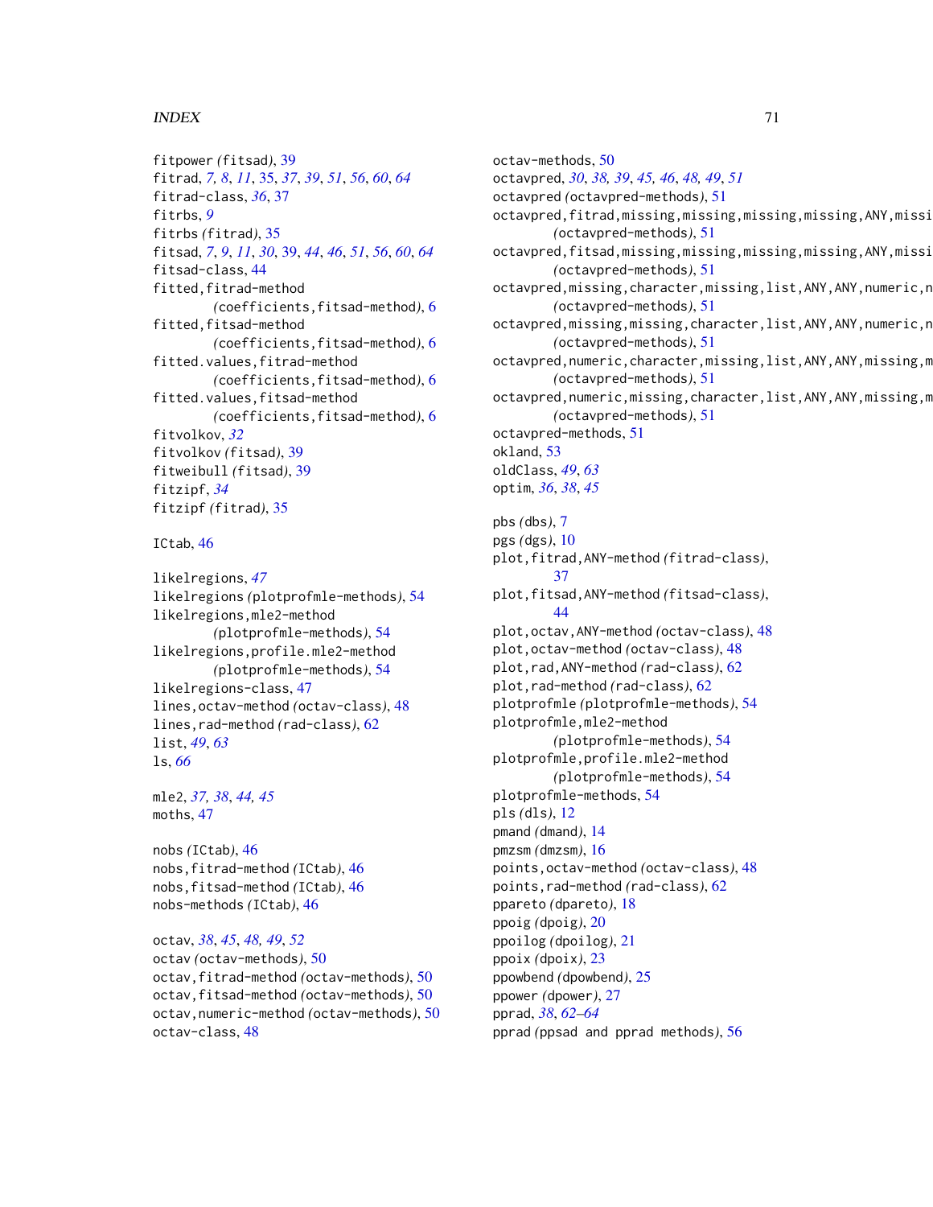fitpower *(fitsad)*, 39
fitrad, *7, 8*, *11*, 35, *37*, *39*, *51*, *56*, *60*, *64*
fitrad-class, *36*, 37
fitrbs, *9*
fitrbs *(fitrad)*, 35
fitsad, *7*, *9*, *11*, *30*, 39, *44*, *46*, *51*, *56*, *60*, *64*
fitsad-class, 44
fitted,fitrad-method *(coefficients,fitsad-method)*, 6
fitted,fitsad-method *(coefficients,fitsad-method)*, 6
fitted.values,fitrad-method *(coefficients,fitsad-method)*, 6
fitted.values,fitsad-method *(coefficients,fitsad-method)*, 6
fitvolkov, *32*
fitvolkov *(fitsad)*, 39
fitweibull *(fitsad)*, 39
fitzipf, *34*
fitzipf *(fitrad)*, 35

ICtab, 46

likelregions, *47*
likelregions *(plotprofmle-methods)*, 54
likelregions,mle2-method *(plotprofmle-methods)*, 54
likelregions,profile.mle2-method *(plotprofmle-methods)*, 54
likelregions-class, 47
lines,octav-method *(octav-class)*, 48
lines,rad-method *(rad-class)*, 62
list, *49*, *63*
ls, *66*

mle2, *37, 38*, *44, 45*
moths, 47

nobs *(ICtab)*, 46
nobs,fitrad-method *(ICtab)*, 46
nobs,fitsad-method *(ICtab)*, 46
nobs-methods *(ICtab)*, 46

octav, *38*, *45*, *48, 49*, *52*
octav *(octav-methods)*, 50
octav,fitrad-method *(octav-methods)*, 50
octav,fitsad-method *(octav-methods)*, 50
octav,numeric-method *(octav-methods)*, 50
octav-class, 48
octav-methods, 50
octavpred, *30*, *38, 39*, *45, 46*, *48, 49*, *51*
octavpred *(octavpred-methods)*, 51
octavpred,fitrad,missing,missing,missing,missing,ANY,missi *(octavpred-methods)*, 51
octavpred,fitsad,missing,missing,missing,missing,ANY,missi *(octavpred-methods)*, 51
octavpred,missing,character,missing,list,ANY,ANY,numeric,n *(octavpred-methods)*, 51
octavpred,missing,missing,character,list,ANY,ANY,numeric,n *(octavpred-methods)*, 51
octavpred,numeric,character,missing,list,ANY,ANY,missing,m *(octavpred-methods)*, 51
octavpred,numeric,missing,character,list,ANY,ANY,missing,m *(octavpred-methods)*, 51
octavpred-methods, 51
okland, 53
oldClass, *49*, *63*
optim, *36*, *38*, *45*

pbs *(dbs)*, 7
pgs *(dgs)*, 10
plot,fitrad,ANY-method *(fitrad-class)*, 37
plot,fitsad,ANY-method *(fitsad-class)*, 44
plot,octav,ANY-method *(octav-class)*, 48
plot,octav-method *(octav-class)*, 48
plot,rad,ANY-method *(rad-class)*, 62
plot,rad-method *(rad-class)*, 62
plotprofmle *(plotprofmle-methods)*, 54
plotprofmle,mle2-method *(plotprofmle-methods)*, 54
plotprofmle,profile.mle2-method *(plotprofmle-methods)*, 54
plotprofmle-methods, 54
pls *(dls)*, 12
pmand *(dmand)*, 14
pmzsm *(dmzsm)*, 16
points,octav-method *(octav-class)*, 48
points,rad-method *(rad-class)*, 62
ppareto *(dpareto)*, 18
ppoig *(dpoig)*, 20
ppoilog *(dpoilog)*, 21
ppoix *(dpoix)*, 23
ppowbend *(dpowbend)*, 25
ppower *(dpower)*, 27
pprad, *38*, *62–64*
pprad *(ppsad and pprad methods)*, 56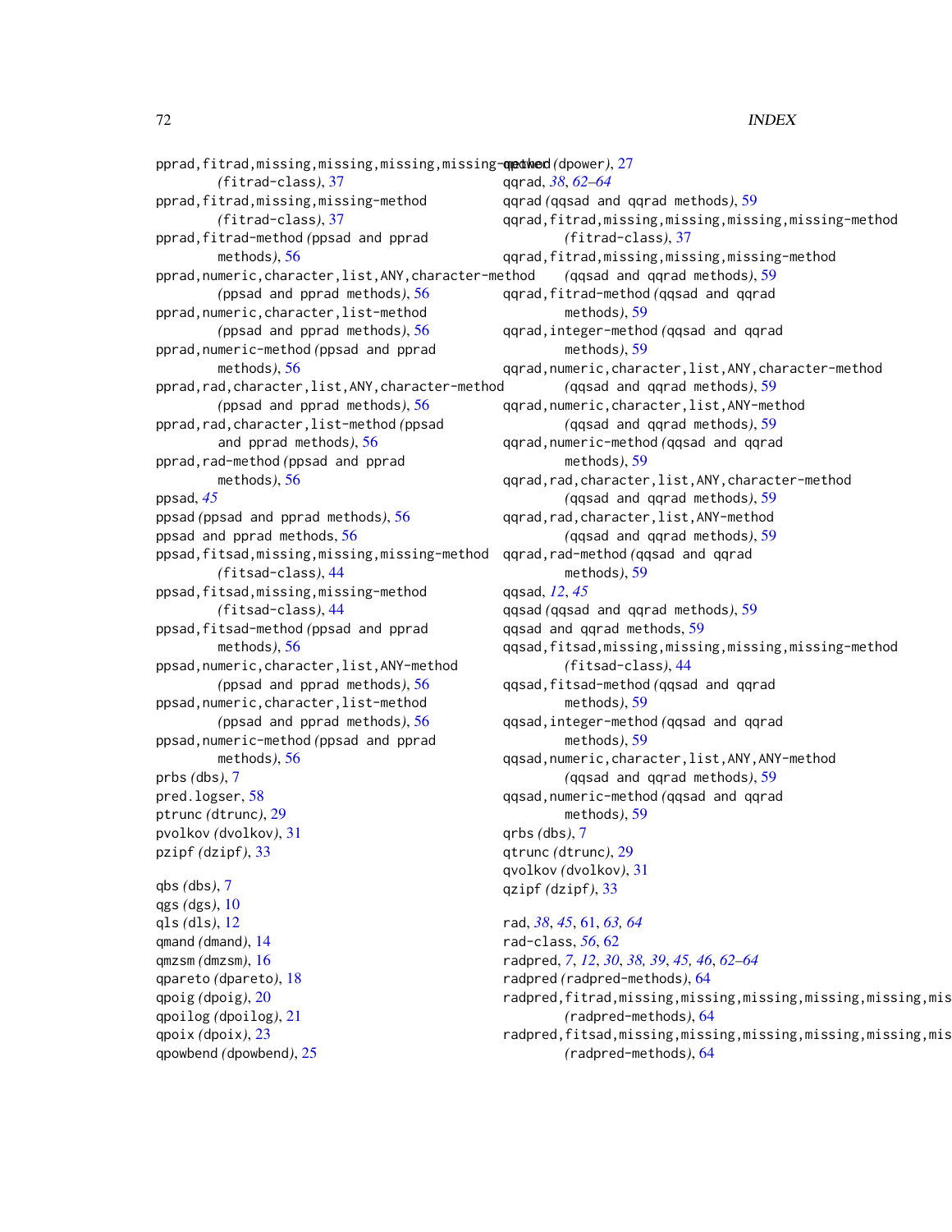pprad,fitrad,missing,missing,missing,missing-method *(fitrad-class)*, 37
pprad,fitrad,missing,missing-method *(fitrad-class)*, 37
pprad,fitrad-method *(ppsad and pprad methods)*, 56
pprad,numeric,character,list,ANY,character-method *(ppsad and pprad methods)*, 56
pprad,numeric,character,list-method *(ppsad and pprad methods)*, 56
pprad,numeric-method *(ppsad and pprad methods)*, 56
pprad,rad,character,list,ANY,character-method *(ppsad and pprad methods)*, 56
pprad,rad,character,list-method *(ppsad and pprad methods)*, 56
pprad,rad-method *(ppsad and pprad methods)*, 56
ppsad, *45*
ppsad *(ppsad and pprad methods)*, 56
ppsad and pprad methods, 56
ppsad,fitsad,missing,missing,missing-method *(fitsad-class)*, 44
ppsad,fitsad,missing,missing-method *(fitsad-class)*, 44
ppsad,fitsad-method *(ppsad and pprad methods)*, 56
ppsad,numeric,character,list,ANY-method *(ppsad and pprad methods)*, 56
ppsad,numeric,character,list-method *(ppsad and pprad methods)*, 56
ppsad,numeric-method *(ppsad and pprad methods)*, 56
prbs *(dbs)*, 7
pred.logser, 58
ptrunc *(dtrunc)*, 29
pvolkov *(dvolkov)*, 31
pzipf *(dzipf)*, 33

qbs *(dbs)*, 7
qgs *(dgs)*, 10
qls *(dls)*, 12
qmand *(dmand)*, 14
qmzsm *(dmzsm)*, 16
qpareto *(dpareto)*, 18
qpoig *(dpoig)*, 20
qpoilog *(dpoilog)*, 21
qpoix *(dpoix)*, 23
qpowbend *(dpowbend)*, 25
qpower *(dpower)*, 27
qqrad, *38*, *62–64*
qqrad *(qqsad and qqrad methods)*, 59
qqrad,fitrad,missing,missing,missing,missing-method *(fitrad-class)*, 37
qqrad,fitrad,missing,missing-method *(qqsad and qqrad methods)*, 59
qqrad,fitrad-method *(qqsad and qqrad methods)*, 59
qqrad,integer-method *(qqsad and qqrad methods)*, 59
qqrad,numeric,character,list,ANY,character-method *(qqsad and qqrad methods)*, 59
qqrad,numeric,character,list,ANY-method *(qqsad and qqrad methods)*, 59
qqrad,numeric-method *(qqsad and qqrad methods)*, 59
qqrad,rad,character,list,ANY,character-method *(qqsad and qqrad methods)*, 59
qqrad,rad,character,list,ANY-method *(qqsad and qqrad methods)*, 59
qqrad,rad-method *(qqsad and qqrad methods)*, 59
qqsad, *12*, *45*
qqsad *(qqsad and qqrad methods)*, 59
qqsad and qqrad methods, 59
qqsad,fitsad,missing,missing,missing,missing-method *(fitsad-class)*, 44
qqsad,fitsad-method *(qqsad and qqrad methods)*, 59
qqsad,integer-method *(qqsad and qqrad methods)*, 59
qqsad,numeric,character,list,ANY,ANY-method *(qqsad and qqrad methods)*, 59
qqsad,numeric-method *(qqsad and qqrad methods)*, 59
qrbs *(dbs)*, 7
qtrunc *(dtrunc)*, 29
qvolkov *(dvolkov)*, 31
qzipf *(dzipf)*, 33

rad, *38*, *45*, 61, *63, 64*
rad-class, *56*, 62
radpred, *7*, *12*, *30*, *38*, *39*, *45*, *46*, *62–64*
radpred *(radpred-methods)*, 64
radpred,fitrad,missing,missing,missing,missing,missing,mis *(radpred-methods)*, 64
radpred,fitsad,missing,missing,missing,missing,missing,mis *(radpred-methods)*, 64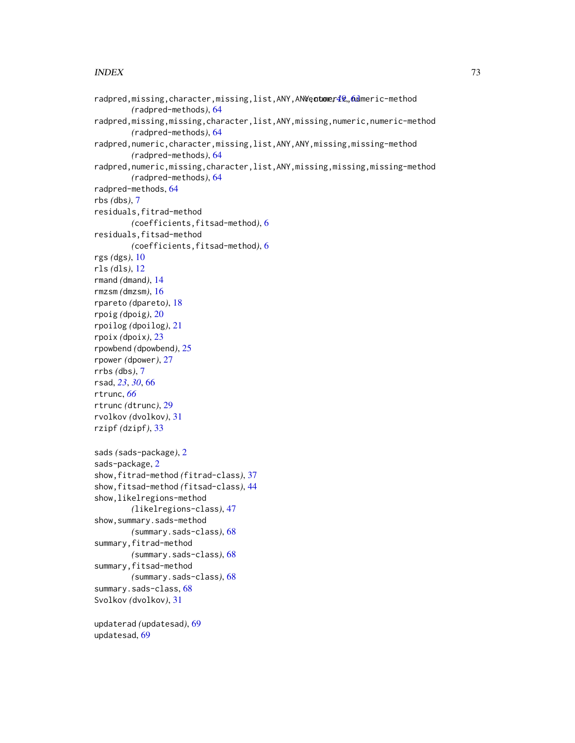radpred,missing,character,missing,list,ANY,ANY,numeric,numeric-method (radpred-methods), 64

Vector, 49, 63

radpred,missing,missing,character,list,ANY,missing,numeric,numeric-method
(radpred-methods), 64

radpred,numeric,character,missing,list,ANY,ANY,missing,missing-method
(radpred-methods), 64

radpred,numeric,missing,character,list,ANY,missing,missing,missing-method
(radpred-methods), 64

radpred-methods, 64

rbs (dbs), 7

residuals,fitrad-method
(coefficients,fitsad-method), 6

residuals,fitsad-method
(coefficients,fitsad-method), 6

rgs (dgs), 10

rls (dls), 12

rmand (dmand), 14

rmzsm (dmzsm), 16

rpareto (dpareto), 18

rpoig (dpoig), 20

rpoilog (dpoilog), 21

rpoix (dpoix), 23

rpowbend (dpowbend), 25

rpower (dpower), 27

rrbs (dbs), 7

rsad, *23*, *30*, 66

rtrunc, *66*

rtrunc (dtrunc), 29

rvolkov (dvolkov), 31

rzipf (dzipf), 33

sads (sads-package), 2

sads-package, 2

show,fitrad-method (fitrad-class), 37

show,fitsad-method (fitsad-class), 44

show,likelregions-method
(likelregions-class), 47

show,summary.sads-method
(summary.sads-class), 68

summary,fitrad-method
(summary.sads-class), 68

summary,fitsad-method
(summary.sads-class), 68

summary.sads-class, 68

Svolkov (dvolkov), 31

updaterad (updatesad), 69

updatesad, 69